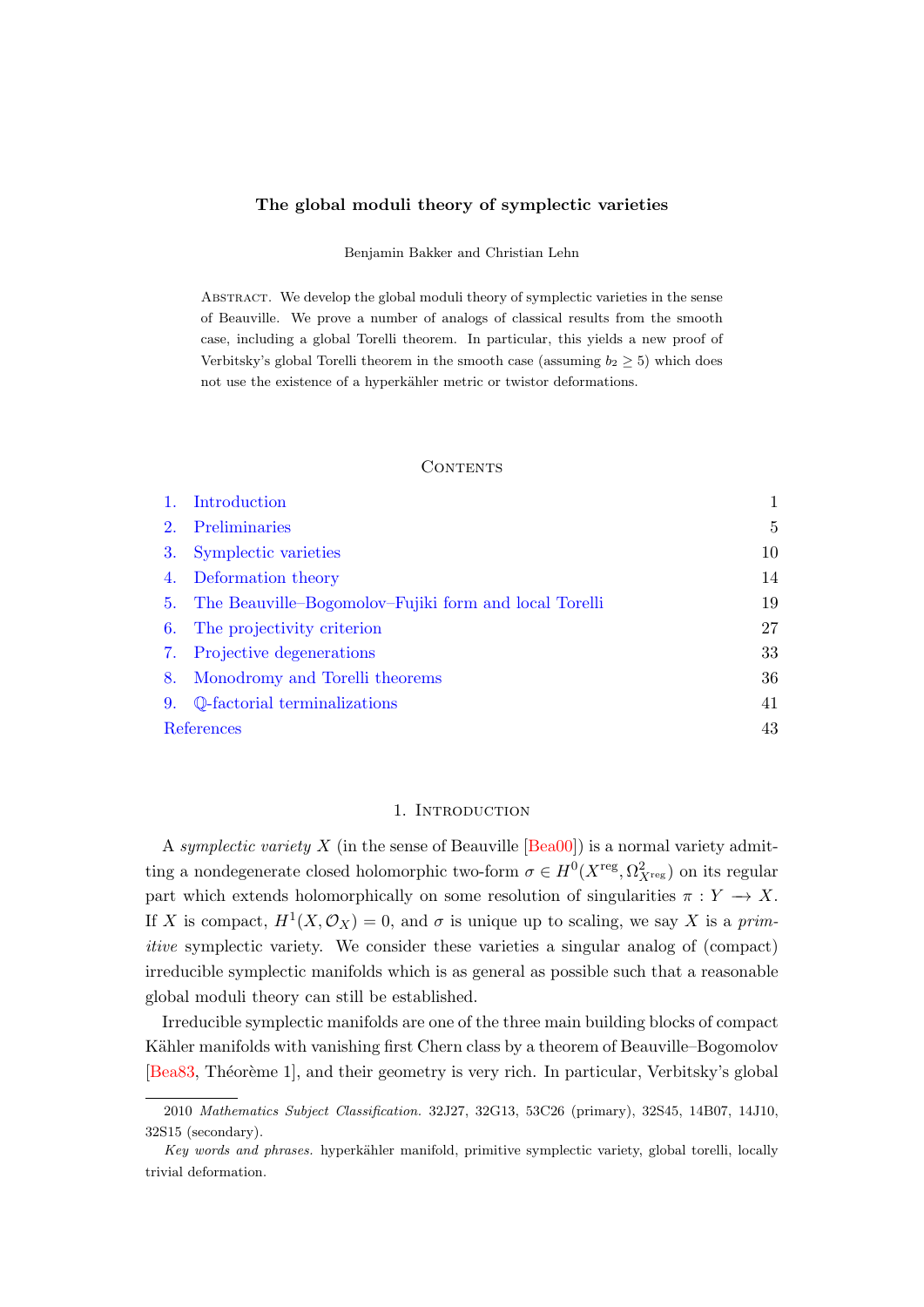# The global moduli theory of symplectic varieties

Benjamin Bakker and Christian Lehn

Abstract. We develop the global moduli theory of symplectic varieties in the sense of Beauville. We prove a number of analogs of classical results from the smooth case, including a global Torelli theorem. In particular, this yields a new proof of Verbitsky's global Torelli theorem in the smooth case (assuming $b_2 \geq 5$) which does not use the existence of a hyperkähler metric or twistor deformations.

## Contents

1. Introduction 1
2. Preliminaries 5
3. Symplectic varieties 10
4. Deformation theory 14
5. The Beauville–Bogomolov–Fujiki form and local Torelli 19
6. The projectivity criterion 27
7. Projective degenerations 33
8. Monodromy and Torelli theorems 36
9. $\mathbb{Q}$-factorial terminalizations 41

References 43

## 1. Introduction

A *symplectic variety* $X$ (in the sense of Beauville [Bea00]) is a normal variety admitting a nondegenerate closed holomorphic two-form $\sigma \in H^0(X^{\mathrm{reg}}, \Omega^2_{X^{\mathrm{reg}}})$ on its regular part which extends holomorphically on some resolution of singularities $\pi : Y \longrightarrow X$. If $X$ is compact, $H^1(X, \mathcal{O}_X) = 0$, and $\sigma$ is unique up to scaling, we say $X$ is a *primitive* symplectic variety. We consider these varieties a singular analog of (compact) irreducible symplectic manifolds which is as general as possible such that a reasonable global moduli theory can still be established.

Irreducible symplectic manifolds are one of the three main building blocks of compact Kähler manifolds with vanishing first Chern class by a theorem of Beauville–Bogomolov [Bea83, Théorème 1], and their geometry is very rich. In particular, Verbitsky's global

---

2010 *Mathematics Subject Classification.* 32J27, 32G13, 53C26 (primary), 32S45, 14B07, 14J10, 32S15 (secondary).

*Key words and phrases.* hyperkähler manifold, primitive symplectic variety, global torelli, locally trivial deformation.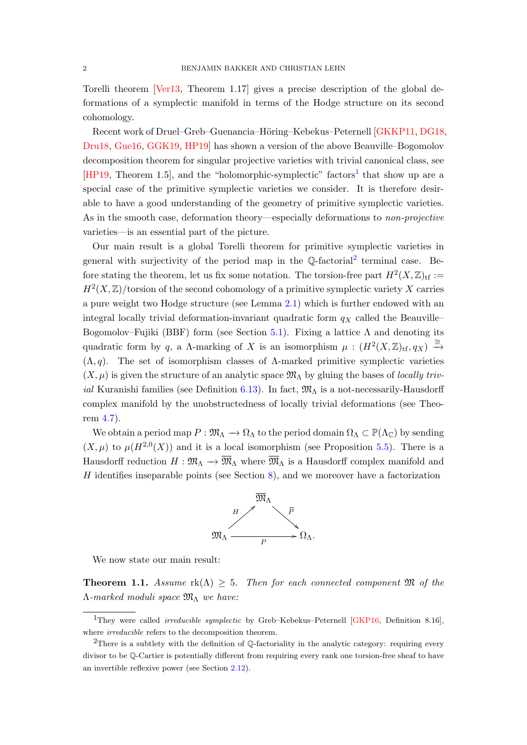Torelli theorem [Ver13, Theorem 1.17] gives a precise description of the global deformations of a symplectic manifold in terms of the Hodge structure on its second cohomology.

Recent work of Druel–Greb–Guenancia–Höring–Kebekus–Peternell [GKKP11, DG18, Dru18, Gue16, GGK19, HP19] has shown a version of the above Beauville–Bogomolov decomposition theorem for singular projective varieties with trivial canonical class, see [HP19, Theorem 1.5], and the "holomorphic-symplectic" factors[1] that show up are a special case of the primitive symplectic varieties we consider. It is therefore desirable to have a good understanding of the geometry of primitive symplectic varieties. As in the smooth case, deformation theory—especially deformations to *non-projective* varieties—is an essential part of the picture.

Our main result is a global Torelli theorem for primitive symplectic varieties in general with surjectivity of the period map in the $\mathbb{Q}$-factorial[2] terminal case. Before stating the theorem, let us fix some notation. The torsion-free part $H^2(X,\mathbb{Z})_{\mathrm{tf}} := H^2(X,\mathbb{Z})/\text{torsion}$ of the second cohomology of a primitive symplectic variety $X$ carries a pure weight two Hodge structure (see Lemma 2.1) which is further endowed with an integral locally trivial deformation-invariant quadratic form $q_X$ called the Beauville–Bogomolov–Fujiki (BBF) form (see Section 5.1). Fixing a lattice $\Lambda$ and denoting its quadratic form by $q$, a $\Lambda$-marking of $X$ is an isomorphism $\mu : (H^2(X,\mathbb{Z})_{\mathrm{tf}}, q_X) \xrightarrow{\cong} (\Lambda, q)$. The set of isomorphism classes of $\Lambda$-marked primitive symplectic varieties $(X,\mu)$ is given the structure of an analytic space $\mathfrak{M}_\Lambda$ by gluing the bases of *locally trivial* Kuranishi families (see Definition 6.13). In fact, $\mathfrak{M}_\Lambda$ is a not-necessarily-Hausdorff complex manifold by the unobstructedness of locally trivial deformations (see Theorem 4.7).

We obtain a period map $P : \mathfrak{M}_\Lambda \to \Omega_\Lambda$ to the period domain $\Omega_\Lambda \subset \mathbb{P}(\Lambda_\mathbb{C})$ by sending $(X,\mu)$ to $\mu(H^{2,0}(X))$ and it is a local isomorphism (see Proposition 5.5). There is a Hausdorff reduction $H : \mathfrak{M}_\Lambda \to \overline{\mathfrak{M}}_\Lambda$ where $\overline{\mathfrak{M}}_\Lambda$ is a Hausdorff complex manifold and $H$ identifies inseparable points (see Section 8), and we moreover have a factorization

$$
\begin{array}{ccc}
 & \overline{\mathfrak{M}}_\Lambda & \\
 {}^{H}\nearrow & & \searrow^{\overline{P}} \\
\mathfrak{M}_\Lambda & \xrightarrow{\quad P \quad} & \Omega_\Lambda.
\end{array}
$$

We now state our main result:

**Theorem 1.1.** *Assume $\mathrm{rk}(\Lambda) \geq 5$. Then for each connected component $\mathfrak{M}$ of the $\Lambda$-marked moduli space $\mathfrak{M}_\Lambda$ we have:*

---

[1] They were called *irreducible symplectic* by Greb–Kebekus–Peternell [GKP16, Definition 8.16], where *irreducible* refers to the decomposition theorem.

[2] There is a subtlety with the definition of $\mathbb{Q}$-factoriality in the analytic category: requiring every divisor to be $\mathbb{Q}$-Cartier is potentially different from requiring every rank one torsion-free sheaf to have an invertible reflexive power (see Section 2.12).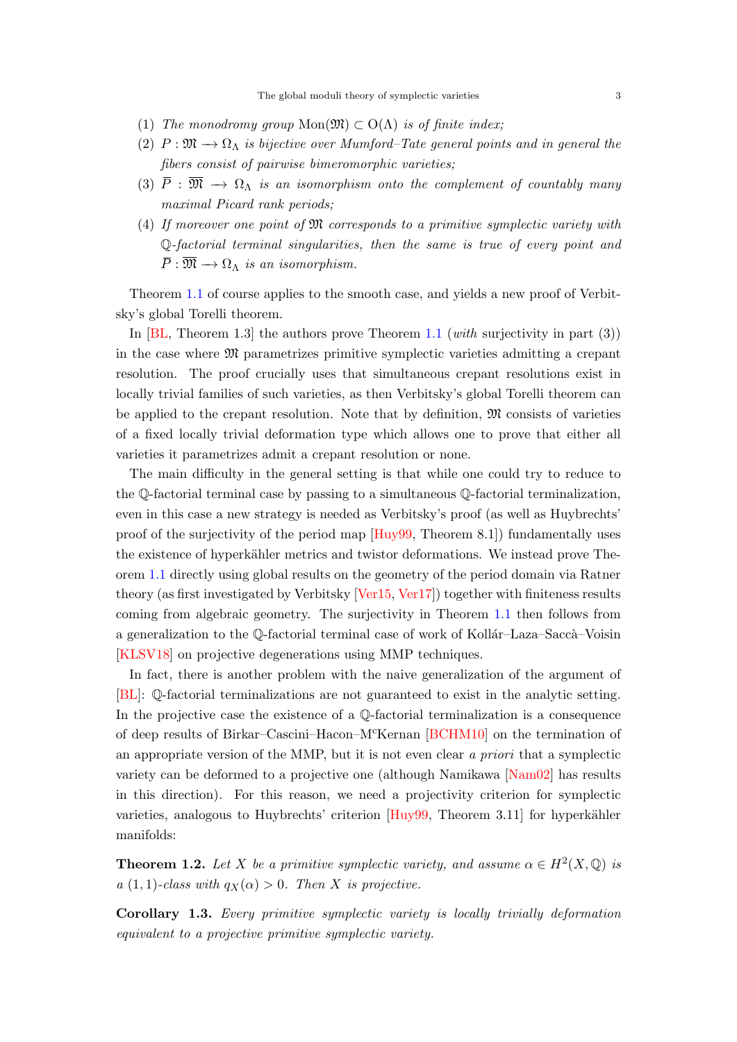(1) *The monodromy group* $\mathrm{Mon}(\mathfrak{M}) \subset \mathrm{O}(\Lambda)$ *is of finite index;*
(2) $P : \mathfrak{M} \longrightarrow \Omega_\Lambda$ *is bijective over Mumford–Tate general points and in general the fibers consist of pairwise bimeromorphic varieties;*
(3) $\overline{P} : \overline{\mathfrak{M}} \longrightarrow \Omega_\Lambda$ *is an isomorphism onto the complement of countably many maximal Picard rank periods;*
(4) *If moreover one point of* $\mathfrak{M}$ *corresponds to a primitive symplectic variety with* $\mathbb{Q}$*-factorial terminal singularities, then the same is true of every point and* $\overline{P} : \overline{\mathfrak{M}} \longrightarrow \Omega_\Lambda$ *is an isomorphism.*

Theorem 1.1 of course applies to the smooth case, and yields a new proof of Verbitsky's global Torelli theorem.

In [BL, Theorem 1.3] the authors prove Theorem 1.1 (*with* surjectivity in part (3)) in the case where $\mathfrak{M}$ parametrizes primitive symplectic varieties admitting a crepant resolution. The proof crucially uses that simultaneous crepant resolutions exist in locally trivial families of such varieties, as then Verbitsky's global Torelli theorem can be applied to the crepant resolution. Note that by definition, $\mathfrak{M}$ consists of varieties of a fixed locally trivial deformation type which allows one to prove that either all varieties it parametrizes admit a crepant resolution or none.

The main difficulty in the general setting is that while one could try to reduce to the $\mathbb{Q}$-factorial terminal case by passing to a simultaneous $\mathbb{Q}$-factorial terminalization, even in this case a new strategy is needed as Verbitsky's proof (as well as Huybrechts' proof of the surjectivity of the period map [Huy99, Theorem 8.1]) fundamentally uses the existence of hyperkähler metrics and twistor deformations. We instead prove Theorem 1.1 directly using global results on the geometry of the period domain via Ratner theory (as first investigated by Verbitsky [Ver15, Ver17]) together with finiteness results coming from algebraic geometry. The surjectivity in Theorem 1.1 then follows from a generalization to the $\mathbb{Q}$-factorial terminal case of work of Kollár–Laza–Saccà–Voisin [KLSV18] on projective degenerations using MMP techniques.

In fact, there is another problem with the naive generalization of the argument of [BL]: $\mathbb{Q}$-factorial terminalizations are not guaranteed to exist in the analytic setting. In the projective case the existence of a $\mathbb{Q}$-factorial terminalization is a consequence of deep results of Birkar–Cascini–Hacon–M$^{\mathrm{c}}$Kernan [BCHM10] on the termination of an appropriate version of the MMP, but it is not even clear *a priori* that a symplectic variety can be deformed to a projective one (although Namikawa [Nam02] has results in this direction). For this reason, we need a projectivity criterion for symplectic varieties, analogous to Huybrechts' criterion [Huy99, Theorem 3.11] for hyperkähler manifolds:

**Theorem 1.2.** *Let* $X$ *be a primitive symplectic variety, and assume* $\alpha \in H^2(X, \mathbb{Q})$ *is a* $(1,1)$*-class with* $q_X(\alpha) > 0$*. Then* $X$ *is projective.*

**Corollary 1.3.** *Every primitive symplectic variety is locally trivially deformation equivalent to a projective primitive symplectic variety.*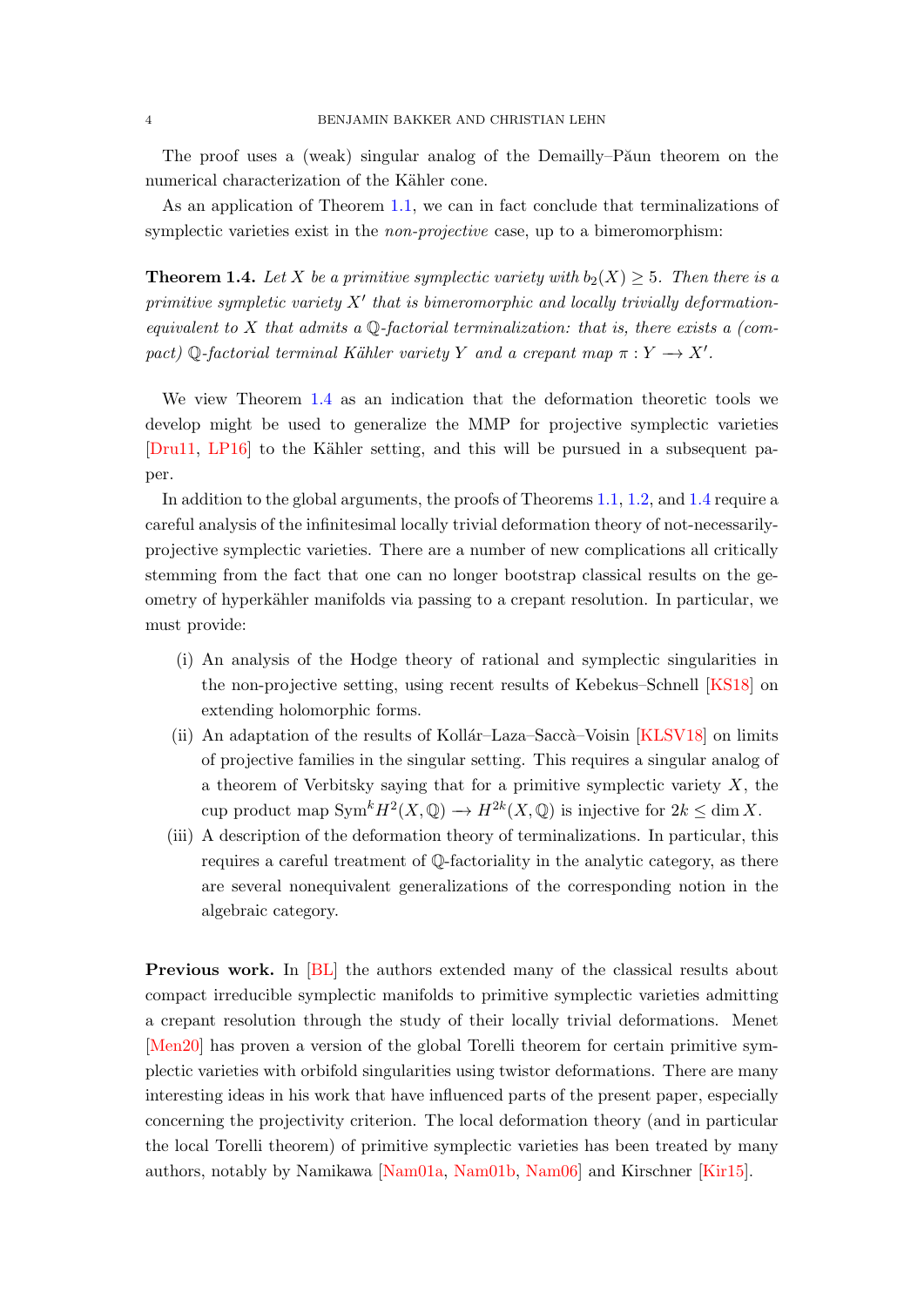The proof uses a (weak) singular analog of the Demailly–Păun theorem on the numerical characterization of the Kähler cone.

As an application of Theorem 1.1, we can in fact conclude that terminalizations of symplectic varieties exist in the *non-projective* case, up to a bimeromorphism:

**Theorem 1.4.** *Let $X$ be a primitive symplectic variety with $b_2(X) \geq 5$. Then there is a primitive sympletic variety $X'$ that is bimeromorphic and locally trivially deformation-equivalent to $X$ that admits a $\mathbb{Q}$-factorial terminalization: that is, there exists a (compact) $\mathbb{Q}$-factorial terminal Kähler variety $Y$ and a crepant map $\pi : Y \longrightarrow X'$.*

We view Theorem 1.4 as an indication that the deformation theoretic tools we develop might be used to generalize the MMP for projective symplectic varieties [Dru11, LP16] to the Kähler setting, and this will be pursued in a subsequent paper.

In addition to the global arguments, the proofs of Theorems 1.1, 1.2, and 1.4 require a careful analysis of the infinitesimal locally trivial deformation theory of not-necessarily-projective symplectic varieties. There are a number of new complications all critically stemming from the fact that one can no longer bootstrap classical results on the geometry of hyperkähler manifolds via passing to a crepant resolution. In particular, we must provide:

(i) An analysis of the Hodge theory of rational and symplectic singularities in the non-projective setting, using recent results of Kebekus–Schnell [KS18] on extending holomorphic forms.

(ii) An adaptation of the results of Kollár–Laza–Saccà–Voisin [KLSV18] on limits of projective families in the singular setting. This requires a singular analog of a theorem of Verbitsky saying that for a primitive symplectic variety $X$, the cup product map $\mathrm{Sym}^k H^2(X, \mathbb{Q}) \longrightarrow H^{2k}(X, \mathbb{Q})$ is injective for $2k \leq \dim X$.

(iii) A description of the deformation theory of terminalizations. In particular, this requires a careful treatment of $\mathbb{Q}$-factoriality in the analytic category, as there are several nonequivalent generalizations of the corresponding notion in the algebraic category.

**Previous work.** In [BL] the authors extended many of the classical results about compact irreducible symplectic manifolds to primitive symplectic varieties admitting a crepant resolution through the study of their locally trivial deformations. Menet [Men20] has proven a version of the global Torelli theorem for certain primitive symplectic varieties with orbifold singularities using twistor deformations. There are many interesting ideas in his work that have influenced parts of the present paper, especially concerning the projectivity criterion. The local deformation theory (and in particular the local Torelli theorem) of primitive symplectic varieties has been treated by many authors, notably by Namikawa [Nam01a, Nam01b, Nam06] and Kirschner [Kir15].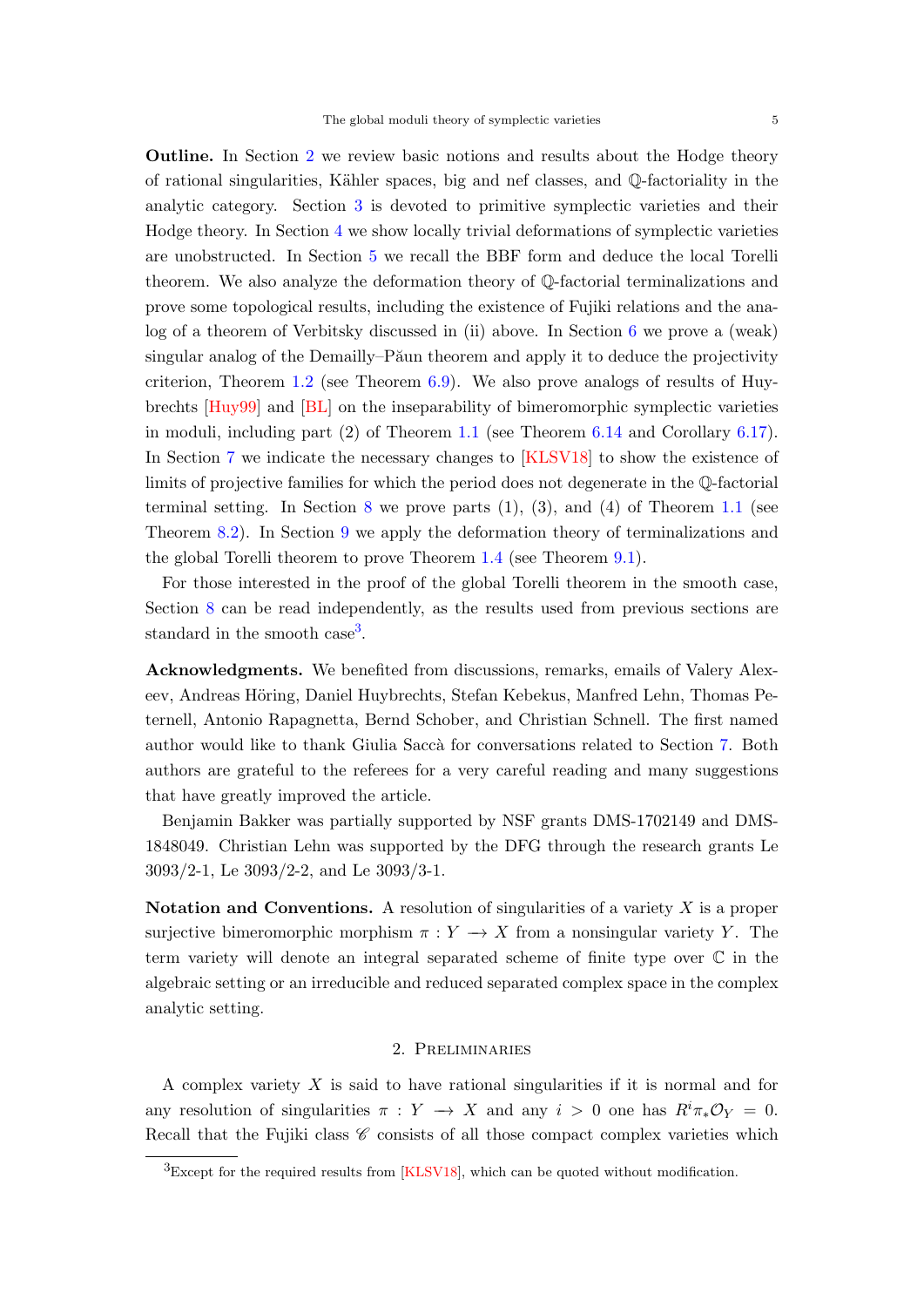**Outline.** In Section 2 we review basic notions and results about the Hodge theory of rational singularities, Kähler spaces, big and nef classes, and $\mathbb{Q}$-factoriality in the analytic category. Section 3 is devoted to primitive symplectic varieties and their Hodge theory. In Section 4 we show locally trivial deformations of symplectic varieties are unobstructed. In Section 5 we recall the BBF form and deduce the local Torelli theorem. We also analyze the deformation theory of $\mathbb{Q}$-factorial terminalizations and prove some topological results, including the existence of Fujiki relations and the analog of a theorem of Verbitsky discussed in (ii) above. In Section 6 we prove a (weak) singular analog of the Demailly–Păun theorem and apply it to deduce the projectivity criterion, Theorem 1.2 (see Theorem 6.9). We also prove analogs of results of Huybrechts [Huy99] and [BL] on the inseparability of bimeromorphic symplectic varieties in moduli, including part (2) of Theorem 1.1 (see Theorem 6.14 and Corollary 6.17). In Section 7 we indicate the necessary changes to [KLSV18] to show the existence of limits of projective families for which the period does not degenerate in the $\mathbb{Q}$-factorial terminal setting. In Section 8 we prove parts (1), (3), and (4) of Theorem 1.1 (see Theorem 8.2). In Section 9 we apply the deformation theory of terminalizations and the global Torelli theorem to prove Theorem 1.4 (see Theorem 9.1).

For those interested in the proof of the global Torelli theorem in the smooth case, Section 8 can be read independently, as the results used from previous sections are standard in the smooth case[3].

**Acknowledgments.** We benefited from discussions, remarks, emails of Valery Alexeev, Andreas Höring, Daniel Huybrechts, Stefan Kebekus, Manfred Lehn, Thomas Peternell, Antonio Rapagnetta, Bernd Schober, and Christian Schnell. The first named author would like to thank Giulia Saccà for conversations related to Section 7. Both authors are grateful to the referees for a very careful reading and many suggestions that have greatly improved the article.

Benjamin Bakker was partially supported by NSF grants DMS-1702149 and DMS-1848049. Christian Lehn was supported by the DFG through the research grants Le 3093/2-1, Le 3093/2-2, and Le 3093/3-1.

**Notation and Conventions.** A resolution of singularities of a variety $X$ is a proper surjective bimeromorphic morphism $\pi : Y \longrightarrow X$ from a nonsingular variety $Y$. The term variety will denote an integral separated scheme of finite type over $\mathbb{C}$ in the algebraic setting or an irreducible and reduced separated complex space in the complex analytic setting.

## 2. Preliminaries

A complex variety $X$ is said to have rational singularities if it is normal and for any resolution of singularities $\pi : Y \longrightarrow X$ and any $i > 0$ one has $R^i\pi_*\mathcal{O}_Y = 0$. Recall that the Fujiki class $\mathscr{C}$ consists of all those compact complex varieties which

[3]Except for the required results from [KLSV18], which can be quoted without modification.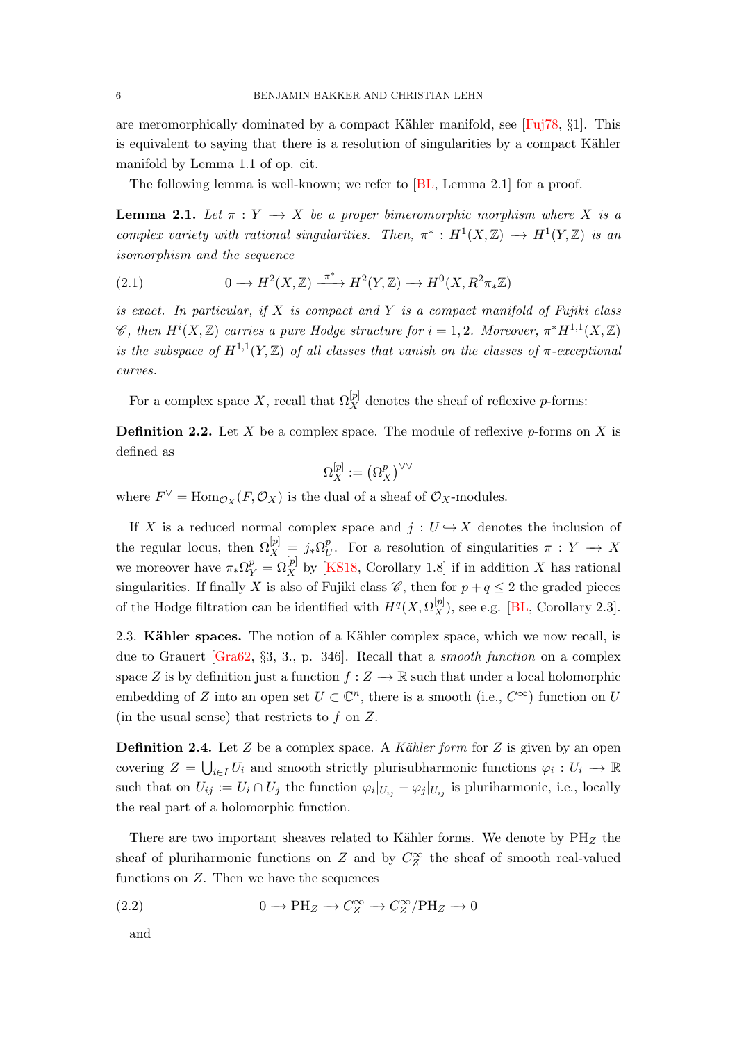are meromorphically dominated by a compact Kähler manifold, see [Fuj78, §1]. This is equivalent to saying that there is a resolution of singularities by a compact Kähler manifold by Lemma 1.1 of op. cit.

The following lemma is well-known; we refer to [BL, Lemma 2.1] for a proof.

**Lemma 2.1.** *Let $\pi : Y \longrightarrow X$ be a proper bimeromorphic morphism where $X$ is a complex variety with rational singularities. Then, $\pi^* : H^1(X,\mathbb{Z}) \longrightarrow H^1(Y,\mathbb{Z})$ is an isomorphism and the sequence*

$$0 \longrightarrow H^2(X,\mathbb{Z}) \xrightarrow{\pi^*} H^2(Y,\mathbb{Z}) \longrightarrow H^0(X, R^2\pi_*\mathbb{Z}) \tag{2.1}$$

*is exact. In particular, if $X$ is compact and $Y$ is a compact manifold of Fujiki class $\mathscr{C}$, then $H^i(X,\mathbb{Z})$ carries a pure Hodge structure for $i = 1, 2$. Moreover, $\pi^*H^{1,1}(X,\mathbb{Z})$ is the subspace of $H^{1,1}(Y,\mathbb{Z})$ of all classes that vanish on the classes of $\pi$-exceptional curves.*

For a complex space $X$, recall that $\Omega_X^{[p]}$ denotes the sheaf of reflexive $p$-forms:

**Definition 2.2.** Let $X$ be a complex space. The module of reflexive $p$-forms on $X$ is defined as

$$\Omega_X^{[p]} := \left(\Omega_X^p\right)^{\vee\vee}$$

where $F^\vee = \mathrm{Hom}_{\mathcal{O}_X}(F, \mathcal{O}_X)$ is the dual of a sheaf of $\mathcal{O}_X$-modules.

If $X$ is a reduced normal complex space and $j : U \hookrightarrow X$ denotes the inclusion of the regular locus, then $\Omega_X^{[p]} = j_*\Omega_U^p$. For a resolution of singularities $\pi : Y \longrightarrow X$ we moreover have $\pi_*\Omega_Y^p = \Omega_X^{[p]}$ by [KS18, Corollary 1.8] if in addition $X$ has rational singularities. If finally $X$ is also of Fujiki class $\mathscr{C}$, then for $p + q \leq 2$ the graded pieces of the Hodge filtration can be identified with $H^q(X, \Omega_X^{[p]})$, see e.g. [BL, Corollary 2.3].

2.3. **Kähler spaces.** The notion of a Kähler complex space, which we now recall, is due to Grauert [Gra62, §3, 3., p. 346]. Recall that a *smooth function* on a complex space $Z$ is by definition just a function $f : Z \longrightarrow \mathbb{R}$ such that under a local holomorphic embedding of $Z$ into an open set $U \subset \mathbb{C}^n$, there is a smooth (i.e., $C^\infty$) function on $U$ (in the usual sense) that restricts to $f$ on $Z$.

**Definition 2.4.** Let $Z$ be a complex space. A *Kähler form* for $Z$ is given by an open covering $Z = \bigcup_{i\in I} U_i$ and smooth strictly plurisubharmonic functions $\varphi_i : U_i \longrightarrow \mathbb{R}$ such that on $U_{ij} := U_i \cap U_j$ the function $\varphi_i|_{U_{ij}} - \varphi_j|_{U_{ij}}$ is pluriharmonic, i.e., locally the real part of a holomorphic function.

There are two important sheaves related to Kähler forms. We denote by $\mathrm{PH}_Z$ the sheaf of pluriharmonic functions on $Z$ and by $C_Z^\infty$ the sheaf of smooth real-valued functions on $Z$. Then we have the sequences

$$0 \longrightarrow \mathrm{PH}_Z \longrightarrow C_Z^\infty \longrightarrow C_Z^\infty/\mathrm{PH}_Z \longrightarrow 0 \tag{2.2}$$

and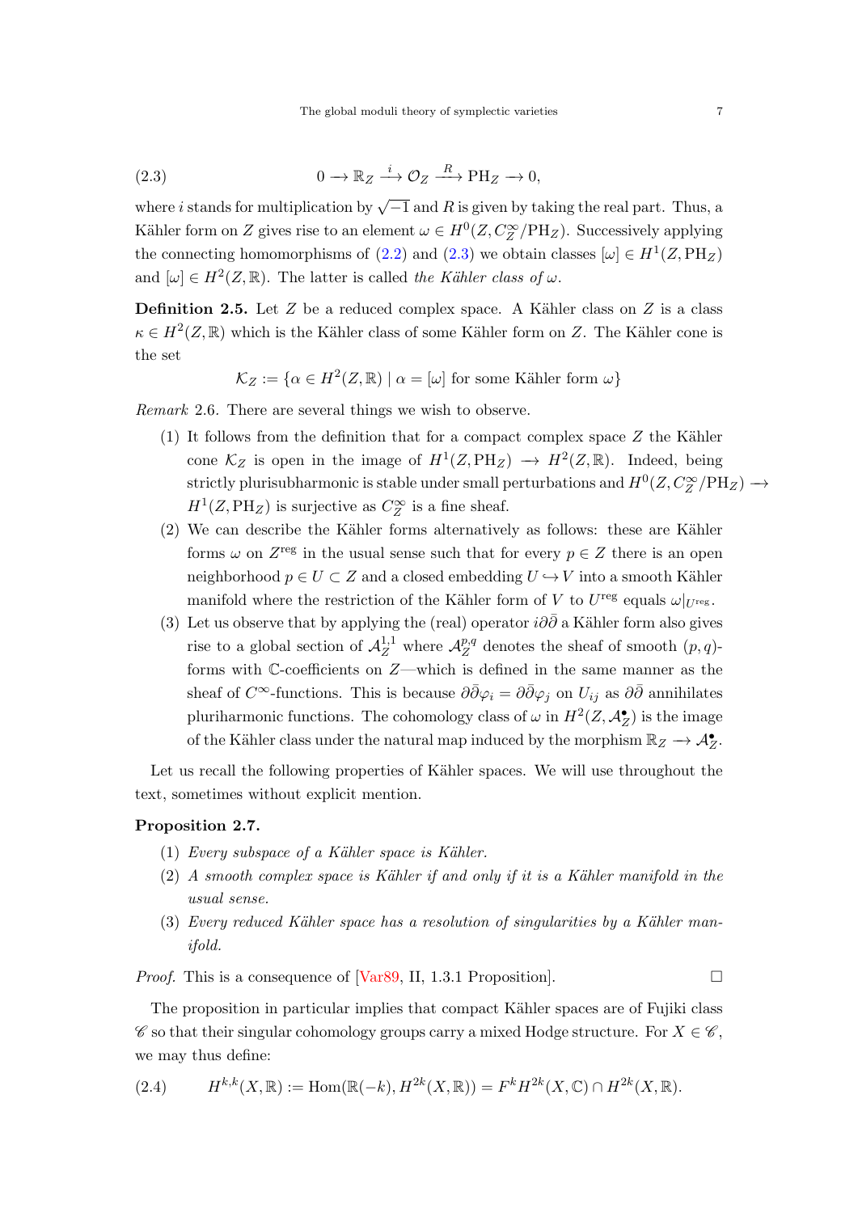$$0 \longrightarrow \mathbb{R}_Z \stackrel{i}{\longrightarrow} \mathcal{O}_Z \stackrel{R}{\longrightarrow} \mathrm{PH}_Z \longrightarrow 0, \tag{2.3}$$

where $i$ stands for multiplication by $\sqrt{-1}$ and $R$ is given by taking the real part. Thus, a Kähler form on $Z$ gives rise to an element $\omega \in H^0(Z, C_Z^\infty/\mathrm{PH}_Z)$. Successively applying the connecting homomorphisms of (2.2) and (2.3) we obtain classes $[\omega] \in H^1(Z, \mathrm{PH}_Z)$ and $[\omega] \in H^2(Z, \mathbb{R})$. The latter is called *the Kähler class of* $\omega$.

**Definition 2.5.** Let $Z$ be a reduced complex space. A Kähler class on $Z$ is a class $\kappa \in H^2(Z, \mathbb{R})$ which is the Kähler class of some Kähler form on $Z$. The Kähler cone is the set

$$\mathcal{K}_Z := \{\alpha \in H^2(Z, \mathbb{R}) \mid \alpha = [\omega] \text{ for some Kähler form } \omega\}$$

*Remark* 2.6. There are several things we wish to observe.

(1) It follows from the definition that for a compact complex space $Z$ the Kähler cone $\mathcal{K}_Z$ is open in the image of $H^1(Z, \mathrm{PH}_Z) \longrightarrow H^2(Z, \mathbb{R})$. Indeed, being strictly plurisubharmonic is stable under small perturbations and $H^0(Z, C_Z^\infty/\mathrm{PH}_Z) \longrightarrow H^1(Z, \mathrm{PH}_Z)$ is surjective as $C_Z^\infty$ is a fine sheaf.

(2) We can describe the Kähler forms alternatively as follows: these are Kähler forms $\omega$ on $Z^{\mathrm{reg}}$ in the usual sense such that for every $p \in Z$ there is an open neighborhood $p \in U \subset Z$ and a closed embedding $U \hookrightarrow V$ into a smooth Kähler manifold where the restriction of the Kähler form of $V$ to $U^{\mathrm{reg}}$ equals $\omega|_{U^{\mathrm{reg}}}$.

(3) Let us observe that by applying the (real) operator $i\partial\bar\partial$ a Kähler form also gives rise to a global section of $\mathcal{A}_Z^{1,1}$ where $\mathcal{A}_Z^{p,q}$ denotes the sheaf of smooth $(p,q)$-forms with $\mathbb{C}$-coefficients on $Z$—which is defined in the same manner as the sheaf of $C^\infty$-functions. This is because $\partial\bar\partial\varphi_i = \partial\bar\partial\varphi_j$ on $U_{ij}$ as $\partial\bar\partial$ annihilates pluriharmonic functions. The cohomology class of $\omega$ in $H^2(Z, \mathcal{A}_Z^\bullet)$ is the image of the Kähler class under the natural map induced by the morphism $\mathbb{R}_Z \longrightarrow \mathcal{A}_Z^\bullet$.

Let us recall the following properties of Kähler spaces. We will use throughout the text, sometimes without explicit mention.

**Proposition 2.7.**

(1) *Every subspace of a Kähler space is Kähler.*

(2) *A smooth complex space is Kähler if and only if it is a Kähler manifold in the usual sense.*

(3) *Every reduced Kähler space has a resolution of singularities by a Kähler manifold.*

*Proof.* This is a consequence of [Var89, II, 1.3.1 Proposition]. □

The proposition in particular implies that compact Kähler spaces are of Fujiki class $\mathscr{C}$ so that their singular cohomology groups carry a mixed Hodge structure. For $X \in \mathscr{C}$, we may thus define:

$$H^{k,k}(X, \mathbb{R}) := \mathrm{Hom}(\mathbb{R}(-k), H^{2k}(X, \mathbb{R})) = F^k H^{2k}(X, \mathbb{C}) \cap H^{2k}(X, \mathbb{R}). \tag{2.4}$$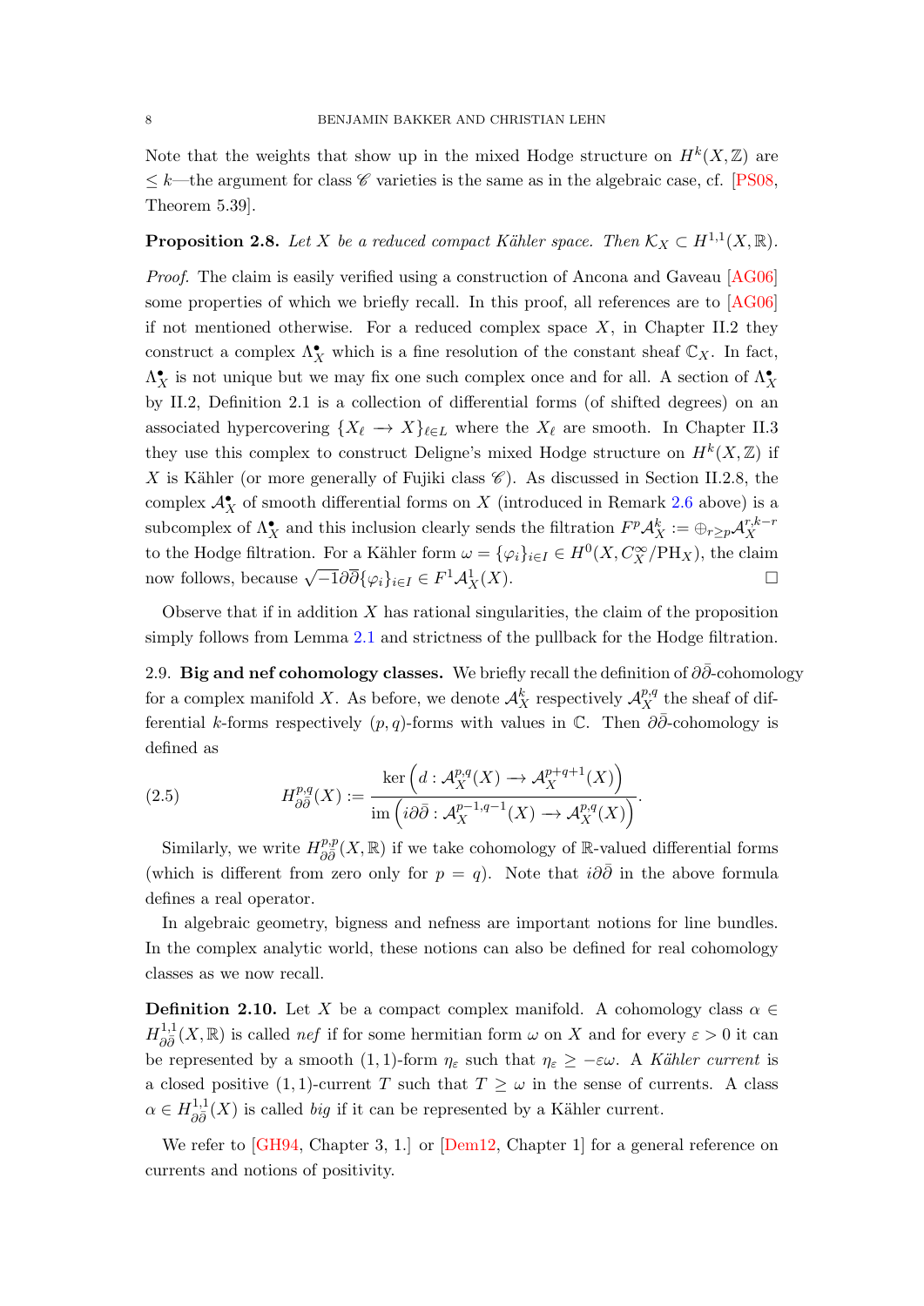Note that the weights that show up in the mixed Hodge structure on $H^k(X,\mathbb{Z})$ are $\leq k$—the argument for class $\mathscr{C}$ varieties is the same as in the algebraic case, cf. [PS08, Theorem 5.39].

**Proposition 2.8.** *Let $X$ be a reduced compact Kähler space. Then $\mathcal{K}_X \subset H^{1,1}(X,\mathbb{R})$.*

*Proof.* The claim is easily verified using a construction of Ancona and Gaveau [AG06] some properties of which we briefly recall. In this proof, all references are to [AG06] if not mentioned otherwise. For a reduced complex space $X$, in Chapter II.2 they construct a complex $\Lambda_X^\bullet$ which is a fine resolution of the constant sheaf $\mathbb{C}_X$. In fact, $\Lambda_X^\bullet$ is not unique but we may fix one such complex once and for all. A section of $\Lambda_X^\bullet$ by II.2, Definition 2.1 is a collection of differential forms (of shifted degrees) on an associated hypercovering $\{X_\ell \longrightarrow X\}_{\ell\in L}$ where the $X_\ell$ are smooth. In Chapter II.3 they use this complex to construct Deligne's mixed Hodge structure on $H^k(X,\mathbb{Z})$ if $X$ is Kähler (or more generally of Fujiki class $\mathscr{C}$). As discussed in Section II.2.8, the complex $\mathcal{A}_X^\bullet$ of smooth differential forms on $X$ (introduced in Remark 2.6 above) is a subcomplex of $\Lambda_X^\bullet$ and this inclusion clearly sends the filtration $F^p\mathcal{A}_X^k := \oplus_{r\geq p}\mathcal{A}_X^{r,k-r}$ to the Hodge filtration. For a Kähler form $\omega = \{\varphi_i\}_{i\in I} \in H^0(X, C_X^\infty/\mathrm{PH}_X)$, the claim now follows, because $\sqrt{-1}\partial\bar\partial\{\varphi_i\}_{i\in I} \in F^1\mathcal{A}_X^1(X)$. $\square$

Observe that if in addition $X$ has rational singularities, the claim of the proposition simply follows from Lemma 2.1 and strictness of the pullback for the Hodge filtration.

2.9. **Big and nef cohomology classes.** We briefly recall the definition of $\partial\bar\partial$-cohomology for a complex manifold $X$. As before, we denote $\mathcal{A}_X^k$ respectively $\mathcal{A}_X^{p,q}$ the sheaf of differential $k$-forms respectively $(p,q)$-forms with values in $\mathbb{C}$. Then $\partial\bar\partial$-cohomology is defined as

$$H^{p,q}_{\partial\bar\partial}(X) := \frac{\ker\left(d : \mathcal{A}_X^{p,q}(X) \longrightarrow \mathcal{A}_X^{p+q+1}(X)\right)}{\operatorname{im}\left(i\partial\bar\partial : \mathcal{A}_X^{p-1,q-1}(X) \longrightarrow \mathcal{A}_X^{p,q}(X)\right)}. \tag{2.5}$$

Similarly, we write $H^{p,p}_{\partial\bar\partial}(X,\mathbb{R})$ if we take cohomology of $\mathbb{R}$-valued differential forms (which is different from zero only for $p = q$). Note that $i\partial\bar\partial$ in the above formula defines a real operator.

In algebraic geometry, bigness and nefness are important notions for line bundles. In the complex analytic world, these notions can also be defined for real cohomology classes as we now recall.

**Definition 2.10.** Let $X$ be a compact complex manifold. A cohomology class $\alpha \in H^{1,1}_{\partial\bar\partial}(X,\mathbb{R})$ is called *nef* if for some hermitian form $\omega$ on $X$ and for every $\varepsilon > 0$ it can be represented by a smooth $(1,1)$-form $\eta_\varepsilon$ such that $\eta_\varepsilon \geq -\varepsilon\omega$. A *Kähler current* is a closed positive $(1,1)$-current $T$ such that $T \geq \omega$ in the sense of currents. A class $\alpha \in H^{1,1}_{\partial\bar\partial}(X)$ is called *big* if it can be represented by a Kähler current.

We refer to [GH94, Chapter 3, 1.] or [Dem12, Chapter 1] for a general reference on currents and notions of positivity.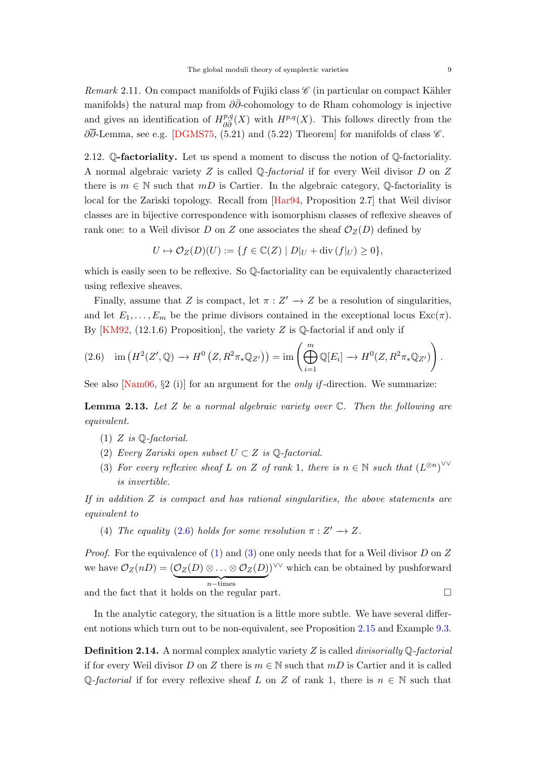*Remark* 2.11. On compact manifolds of Fujiki class $\mathscr{C}$ (in particular on compact Kähler manifolds) the natural map from $\partial\bar\partial$-cohomology to de Rham cohomology is injective and gives an identification of $H^{p,q}_{\partial\bar\partial}(X)$ with $H^{p,q}(X)$. This follows directly from the $\partial\overline{\partial}$-Lemma, see e.g. [DGMS75, (5.21) and (5.22) Theorem] for manifolds of class $\mathscr{C}$.

2.12. **$\mathbb{Q}$-factoriality.** Let us spend a moment to discuss the notion of $\mathbb{Q}$-factoriality. A normal algebraic variety $Z$ is called *$\mathbb{Q}$-factorial* if for every Weil divisor $D$ on $Z$ there is $m \in \mathbb{N}$ such that $mD$ is Cartier. In the algebraic category, $\mathbb{Q}$-factoriality is local for the Zariski topology. Recall from [Har94, Proposition 2.7] that Weil divisor classes are in bijective correspondence with isomorphism classes of reflexive sheaves of rank one: to a Weil divisor $D$ on $Z$ one associates the sheaf $\mathcal{O}_Z(D)$ defined by

$$U \mapsto \mathcal{O}_Z(D)(U) := \{f \in \mathbb{C}(Z) \mid D|_U + \operatorname{div}(f|_U) \geq 0\},$$

which is easily seen to be reflexive. So $\mathbb{Q}$-factoriality can be equivalently characterized using reflexive sheaves.

Finally, assume that $Z$ is compact, let $\pi : Z' \longrightarrow Z$ be a resolution of singularities, and let $E_1, \ldots, E_m$ be the prime divisors contained in the exceptional locus $\operatorname{Exc}(\pi)$. By [KM92, (12.1.6) Proposition], the variety $Z$ is $\mathbb{Q}$-factorial if and only if

$$\operatorname{im}\left(H^2(Z', \mathbb{Q}) \longrightarrow H^0\left(Z, R^2\pi_*\mathbb{Q}_{Z'}\right)\right) = \operatorname{im}\left(\bigoplus_{i=1}^{m} \mathbb{Q}[E_i] \longrightarrow H^0(Z, R^2\pi_*\mathbb{Q}_{Z'})\right). \tag{2.6}$$

See also [Nam06, §2 (i)] for an argument for the *only if*-direction. We summarize:

**Lemma 2.13.** *Let $Z$ be a normal algebraic variety over $\mathbb{C}$. Then the following are equivalent.*

1. *$Z$ is $\mathbb{Q}$-factorial.*
2. *Every Zariski open subset $U \subset Z$ is $\mathbb{Q}$-factorial.*
3. *For every reflexive sheaf $L$ on $Z$ of rank 1, there is $n \in \mathbb{N}$ such that $(L^{\otimes n})^{\vee\vee}$ is invertible.*

*If in addition $Z$ is compact and has rational singularities, the above statements are equivalent to*

4. *The equality (2.6) holds for some resolution $\pi : Z' \longrightarrow Z$.*

*Proof.* For the equivalence of (1) and (3) one only needs that for a Weil divisor $D$ on $Z$ we have $\mathcal{O}_Z(nD) = (\underbrace{\mathcal{O}_Z(D) \otimes \ldots \otimes \mathcal{O}_Z(D)}_{n-\text{times}})^{\vee\vee}$ which can be obtained by pushforward and the fact that it holds on the regular part. $\square$

In the analytic category, the situation is a little more subtle. We have several different notions which turn out to be non-equivalent, see Proposition 2.15 and Example 9.3.

**Definition 2.14.** A normal complex analytic variety $Z$ is called *divisorially $\mathbb{Q}$-factorial* if for every Weil divisor $D$ on $Z$ there is $m \in \mathbb{N}$ such that $mD$ is Cartier and it is called *$\mathbb{Q}$-factorial* if for every reflexive sheaf $L$ on $Z$ of rank 1, there is $n \in \mathbb{N}$ such that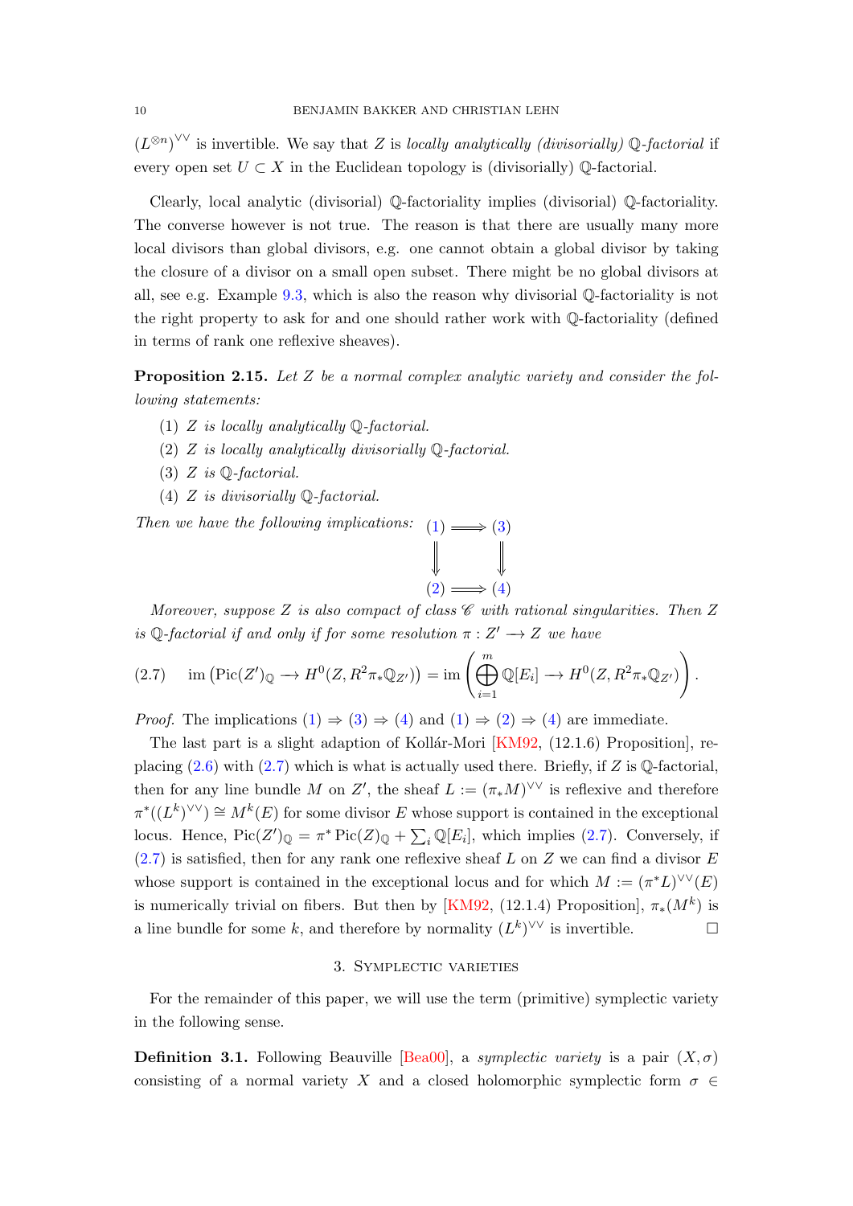$(L^{\otimes n})^{\vee\vee}$ is invertible. We say that $Z$ is *locally analytically (divisorially)* $\mathbb{Q}$*-factorial* if every open set $U \subset X$ in the Euclidean topology is (divisorially) $\mathbb{Q}$-factorial.

Clearly, local analytic (divisorial) $\mathbb{Q}$-factoriality implies (divisorial) $\mathbb{Q}$-factoriality. The converse however is not true. The reason is that there are usually many more local divisors than global divisors, e.g. one cannot obtain a global divisor by taking the closure of a divisor on a small open subset. There might be no global divisors at all, see e.g. Example 9.3, which is also the reason why divisorial $\mathbb{Q}$-factoriality is not the right property to ask for and one should rather work with $\mathbb{Q}$-factoriality (defined in terms of rank one reflexive sheaves).

**Proposition 2.15.** *Let $Z$ be a normal complex analytic variety and consider the following statements:*

1. *$Z$ is locally analytically $\mathbb{Q}$-factorial.*
2. *$Z$ is locally analytically divisorially $\mathbb{Q}$-factorial.*
3. *$Z$ is $\mathbb{Q}$-factorial.*
4. *$Z$ is divisorially $\mathbb{Q}$-factorial.*

*Then we have the following implications:*

$$\begin{array}{ccc} (1) & \Longrightarrow & (3) \\ \Downarrow & & \Downarrow \\ (2) & \Longrightarrow & (4) \end{array}$$

*Moreover, suppose $Z$ is also compact of class $\mathscr{C}$ with rational singularities. Then $Z$ is $\mathbb{Q}$-factorial if and only if for some resolution $\pi : Z' \longrightarrow Z$ we have*

$$\operatorname{im}\left(\operatorname{Pic}(Z')_{\mathbb{Q}} \longrightarrow H^0(Z, R^2\pi_*\mathbb{Q}_{Z'})\right) = \operatorname{im}\left(\bigoplus_{i=1}^{m} \mathbb{Q}[E_i] \longrightarrow H^0(Z, R^2\pi_*\mathbb{Q}_{Z'})\right). \tag{2.7}$$

*Proof.* The implications (1) $\Rightarrow$ (3) $\Rightarrow$ (4) and (1) $\Rightarrow$ (2) $\Rightarrow$ (4) are immediate.

The last part is a slight adaption of Kollár-Mori [KM92, (12.1.6) Proposition], replacing (2.6) with (2.7) which is what is actually used there. Briefly, if $Z$ is $\mathbb{Q}$-factorial, then for any line bundle $M$ on $Z'$, the sheaf $L := (\pi_* M)^{\vee\vee}$ is reflexive and therefore $\pi^*((L^k)^{\vee\vee}) \cong M^k(E)$ for some divisor $E$ whose support is contained in the exceptional locus. Hence, $\operatorname{Pic}(Z')_{\mathbb{Q}} = \pi^* \operatorname{Pic}(Z)_{\mathbb{Q}} + \sum_i \mathbb{Q}[E_i]$, which implies (2.7). Conversely, if (2.7) is satisfied, then for any rank one reflexive sheaf $L$ on $Z$ we can find a divisor $E$ whose support is contained in the exceptional locus and for which $M := (\pi^* L)^{\vee\vee}(E)$ is numerically trivial on fibers. But then by [KM92, (12.1.4) Proposition], $\pi_*(M^k)$ is a line bundle for some $k$, and therefore by normality $(L^k)^{\vee\vee}$ is invertible. $\square$

## 3. Symplectic varieties

For the remainder of this paper, we will use the term (primitive) symplectic variety in the following sense.

**Definition 3.1.** Following Beauville [Bea00], a *symplectic variety* is a pair $(X, \sigma)$ consisting of a normal variety $X$ and a closed holomorphic symplectic form $\sigma \in$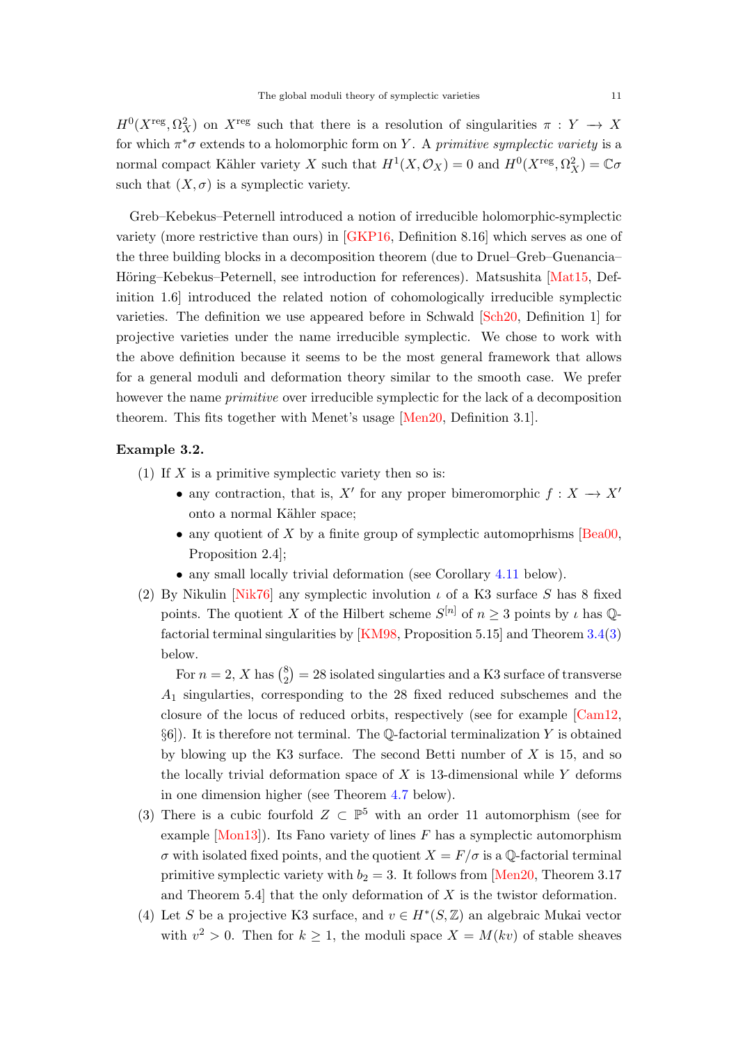$H^0(X^{\mathrm{reg}}, \Omega_X^2)$ on $X^{\mathrm{reg}}$ such that there is a resolution of singularities $\pi : Y \longrightarrow X$ for which $\pi^*\sigma$ extends to a holomorphic form on $Y$. A *primitive symplectic variety* is a normal compact Kähler variety $X$ such that $H^1(X, \mathcal{O}_X) = 0$ and $H^0(X^{\mathrm{reg}}, \Omega_X^2) = \mathbb{C}\sigma$ such that $(X, \sigma)$ is a symplectic variety.

Greb–Kebekus–Peternell introduced a notion of irreducible holomorphic-symplectic variety (more restrictive than ours) in [GKP16, Definition 8.16] which serves as one of the three building blocks in a decomposition theorem (due to Druel–Greb–Guenancia–Höring–Kebekus–Peternell, see introduction for references). Matsushita [Mat15, Definition 1.6] introduced the related notion of cohomologically irreducible symplectic varieties. The definition we use appeared before in Schwald [Sch20, Definition 1] for projective varieties under the name irreducible symplectic. We chose to work with the above definition because it seems to be the most general framework that allows for a general moduli and deformation theory similar to the smooth case. We prefer however the name *primitive* over irreducible symplectic for the lack of a decomposition theorem. This fits together with Menet's usage [Men20, Definition 3.1].

**Example 3.2.**

(1) If $X$ is a primitive symplectic variety then so is:
- any contraction, that is, $X'$ for any proper bimeromorphic $f : X \longrightarrow X'$ onto a normal Kähler space;
- any quotient of $X$ by a finite group of symplectic automoprhisms [Bea00, Proposition 2.4];
- any small locally trivial deformation (see Corollary 4.11 below).

(2) By Nikulin [Nik76] any symplectic involution $\iota$ of a K3 surface $S$ has 8 fixed points. The quotient $X$ of the Hilbert scheme $S^{[n]}$ of $n \geq 3$ points by $\iota$ has $\mathbb{Q}$-factorial terminal singularities by [KM98, Proposition 5.15] and Theorem 3.4(3) below.

For $n = 2$, $X$ has $\binom{8}{2} = 28$ isolated singularties and a K3 surface of transverse $A_1$ singularties, corresponding to the 28 fixed reduced subschemes and the closure of the locus of reduced orbits, respectively (see for example [Cam12, §6]). It is therefore not terminal. The $\mathbb{Q}$-factorial terminalization $Y$ is obtained by blowing up the K3 surface. The second Betti number of $X$ is 15, and so the locally trivial deformation space of $X$ is 13-dimensional while $Y$ deforms in one dimension higher (see Theorem 4.7 below).

(3) There is a cubic fourfold $Z \subset \mathbb{P}^5$ with an order 11 automorphism (see for example [Mon13]). Its Fano variety of lines $F$ has a symplectic automorphism $\sigma$ with isolated fixed points, and the quotient $X = F/\sigma$ is a $\mathbb{Q}$-factorial terminal primitive symplectic variety with $b_2 = 3$. It follows from [Men20, Theorem 3.17 and Theorem 5.4] that the only deformation of $X$ is the twistor deformation.

(4) Let $S$ be a projective K3 surface, and $v \in H^*(S, \mathbb{Z})$ an algebraic Mukai vector with $v^2 > 0$. Then for $k \geq 1$, the moduli space $X = M(kv)$ of stable sheaves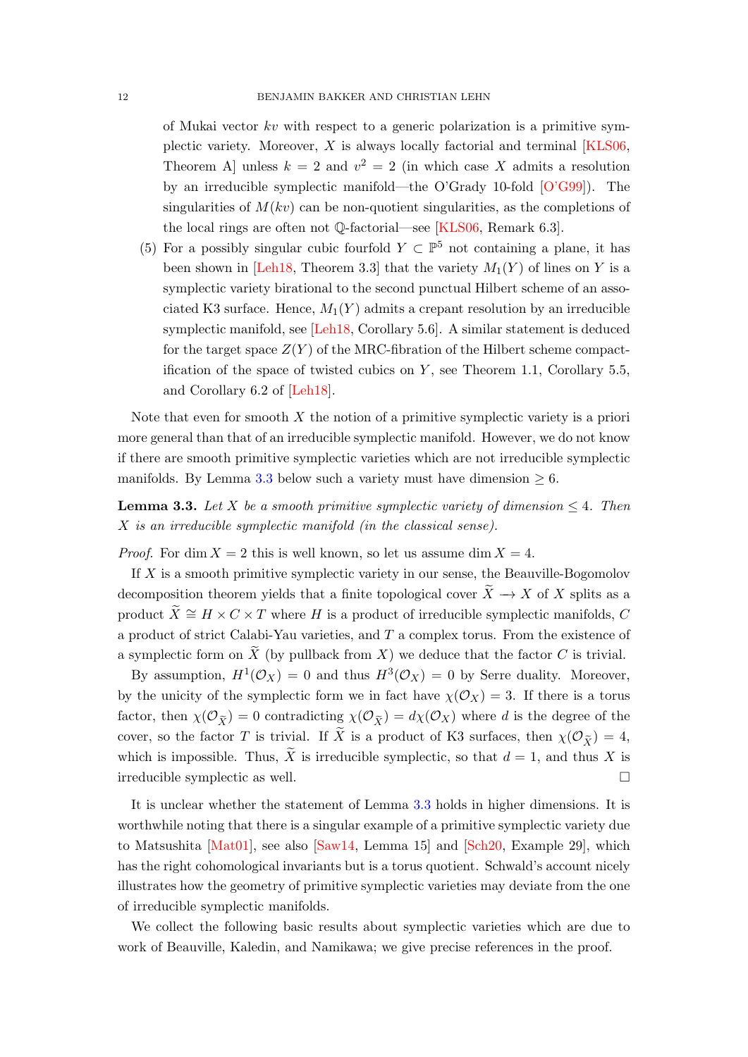of Mukai vector $kv$ with respect to a generic polarization is a primitive symplectic variety. Moreover, $X$ is always locally factorial and terminal [KLS06, Theorem A] unless $k = 2$ and $v^2 = 2$ (in which case $X$ admits a resolution by an irreducible symplectic manifold—the O'Grady 10-fold [O'G99]). The singularities of $M(kv)$ can be non-quotient singularities, as the completions of the local rings are often not $\mathbb{Q}$-factorial—see [KLS06, Remark 6.3].

(5) For a possibly singular cubic fourfold $Y \subset \mathbb{P}^5$ not containing a plane, it has been shown in [Leh18, Theorem 3.3] that the variety $M_1(Y)$ of lines on $Y$ is a symplectic variety birational to the second punctual Hilbert scheme of an associated K3 surface. Hence, $M_1(Y)$ admits a crepant resolution by an irreducible symplectic manifold, see [Leh18, Corollary 5.6]. A similar statement is deduced for the target space $Z(Y)$ of the MRC-fibration of the Hilbert scheme compactification of the space of twisted cubics on $Y$, see Theorem 1.1, Corollary 5.5, and Corollary 6.2 of [Leh18].

Note that even for smooth $X$ the notion of a primitive symplectic variety is a priori more general than that of an irreducible symplectic manifold. However, we do not know if there are smooth primitive symplectic varieties which are not irreducible symplectic manifolds. By Lemma 3.3 below such a variety must have dimension $\geq 6$.

**Lemma 3.3.** *Let $X$ be a smooth primitive symplectic variety of dimension $\leq 4$. Then $X$ is an irreducible symplectic manifold (in the classical sense).*

*Proof.* For $\dim X = 2$ this is well known, so let us assume $\dim X = 4$.

If $X$ is a smooth primitive symplectic variety in our sense, the Beauville-Bogomolov decomposition theorem yields that a finite topological cover $\widetilde{X} \longrightarrow X$ of $X$ splits as a product $\widetilde{X} \cong H \times C \times T$ where $H$ is a product of irreducible symplectic manifolds, $C$ a product of strict Calabi-Yau varieties, and $T$ a complex torus. From the existence of a symplectic form on $\widetilde{X}$ (by pullback from $X$) we deduce that the factor $C$ is trivial.

By assumption, $H^1(\mathcal{O}_X) = 0$ and thus $H^3(\mathcal{O}_X) = 0$ by Serre duality. Moreover, by the unicity of the symplectic form we in fact have $\chi(\mathcal{O}_X) = 3$. If there is a torus factor, then $\chi(\mathcal{O}_{\widetilde{X}}) = 0$ contradicting $\chi(\mathcal{O}_{\widetilde{X}}) = d\chi(\mathcal{O}_X)$ where $d$ is the degree of the cover, so the factor $T$ is trivial. If $\widetilde{X}$ is a product of K3 surfaces, then $\chi(\mathcal{O}_{\widetilde{X}}) = 4$, which is impossible. Thus, $\widetilde{X}$ is irreducible symplectic, so that $d = 1$, and thus $X$ is irreducible symplectic as well. $\square$

It is unclear whether the statement of Lemma 3.3 holds in higher dimensions. It is worthwhile noting that there is a singular example of a primitive symplectic variety due to Matsushita [Mat01], see also [Saw14, Lemma 15] and [Sch20, Example 29], which has the right cohomological invariants but is a torus quotient. Schwald's account nicely illustrates how the geometry of primitive symplectic varieties may deviate from the one of irreducible symplectic manifolds.

We collect the following basic results about symplectic varieties which are due to work of Beauville, Kaledin, and Namikawa; we give precise references in the proof.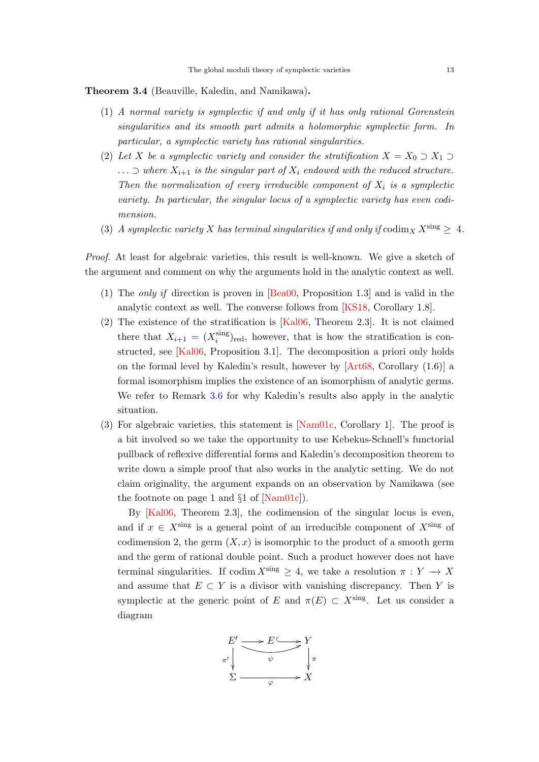**Theorem 3.4** (Beauville, Kaledin, and Namikawa)**.**

1. *A normal variety is symplectic if and only if it has only rational Gorenstein singularities and its smooth part admits a holomorphic symplectic form. In particular, a symplectic variety has rational singularities.*
2. *Let $X$ be a symplectic variety and consider the stratification $X = X_0 \supset X_1 \supset \ldots \supset$ where $X_{i+1}$ is the singular part of $X_i$ endowed with the reduced structure. Then the normalization of every irreducible component of $X_i$ is a symplectic variety. In particular, the singular locus of a symplectic variety has even codimension.*
3. *A symplectic variety $X$ has terminal singularities if and only if $\operatorname{codim}_X X^{\text{sing}} \geq 4$.*

*Proof.* At least for algebraic varieties, this result is well-known. We give a sketch of the argument and comment on why the arguments hold in the analytic context as well.

1. The *only if* direction is proven in [Bea00, Proposition 1.3] and is valid in the analytic context as well. The converse follows from [KS18, Corollary 1.8].
2. The existence of the stratification is [Kal06, Theorem 2.3]. It is not claimed there that $X_{i+1} = (X_i^{\text{sing}})_{\text{red}}$, however, that is how the stratification is constructed, see [Kal06, Proposition 3.1]. The decomposition a priori only holds on the formal level by Kaledin's result, however by [Art68, Corollary (1.6)] a formal isomorphism implies the existence of an isomorphism of analytic germs. We refer to Remark 3.6 for why Kaledin's results also apply in the analytic situation.
3. For algebraic varieties, this statement is [Nam01c, Corollary 1]. The proof is a bit involved so we take the opportunity to use Kebekus-Schnell's functorial pullback of reflexive differential forms and Kaledin's decomposition theorem to write down a simple proof that also works in the analytic setting. We do not claim originality, the argument expands on an observation by Namikawa (see the footnote on page 1 and §1 of [Nam01c]).

   By [Kal06, Theorem 2.3], the codimension of the singular locus is even, and if $x \in X^{\text{sing}}$ is a general point of an irreducible component of $X^{\text{sing}}$ of codimension 2, the germ $(X, x)$ is isomorphic to the product of a smooth germ and the germ of rational double point. Such a product however does not have terminal singularities. If $\operatorname{codim} X^{\text{sing}} \geq 4$, we take a resolution $\pi : Y \longrightarrow X$ and assume that $E \subset Y$ is a divisor with vanishing discrepancy. Then $Y$ is symplectic at the generic point of $E$ and $\pi(E) \subset X^{\text{sing}}$. Let us consider a diagram

$$\begin{array}{ccccc} E' & \longrightarrow & E & \hookrightarrow & Y \\ & & \psi & & \\ \pi' \downarrow & & & & \downarrow \pi \\ \Sigma & & \xrightarrow{\varphi} & & X \end{array}$$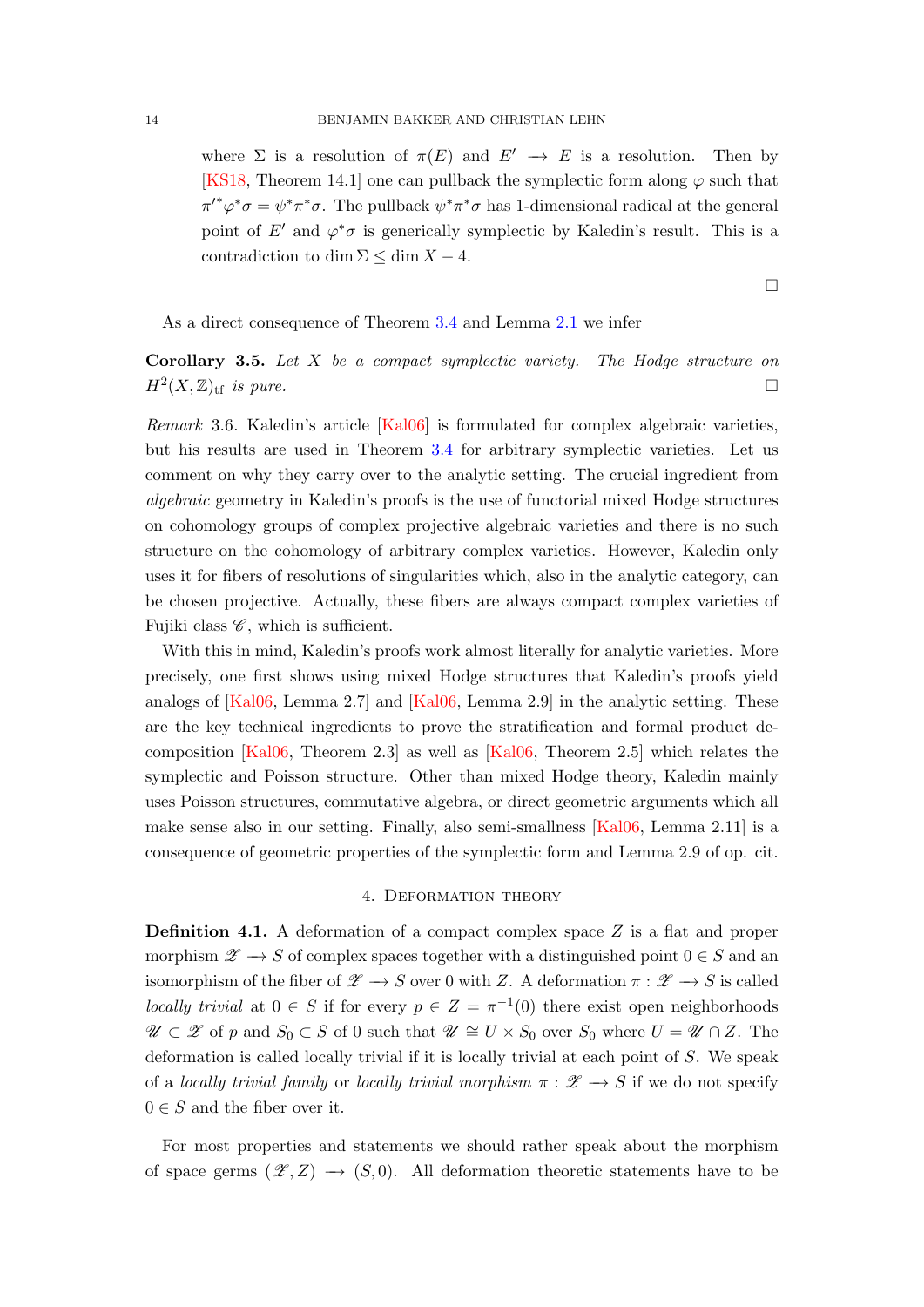where $\Sigma$ is a resolution of $\pi(E)$ and $E' \longrightarrow E$ is a resolution. Then by [KS18, Theorem 14.1] one can pullback the symplectic form along $\varphi$ such that $\pi'^*\varphi^*\sigma = \psi^*\pi^*\sigma$. The pullback $\psi^*\pi^*\sigma$ has 1-dimensional radical at the general point of $E'$ and $\varphi^*\sigma$ is generically symplectic by Kaledin's result. This is a contradiction to $\dim \Sigma \leq \dim X - 4$.

□

As a direct consequence of Theorem 3.4 and Lemma 2.1 we infer

**Corollary 3.5.** *Let $X$ be a compact symplectic variety. The Hodge structure on $H^2(X, \mathbb{Z})_{\mathrm{tf}}$ is pure.* □

*Remark* 3.6. Kaledin's article [Kal06] is formulated for complex algebraic varieties, but his results are used in Theorem 3.4 for arbitrary symplectic varieties. Let us comment on why they carry over to the analytic setting. The crucial ingredient from *algebraic* geometry in Kaledin's proofs is the use of functorial mixed Hodge structures on cohomology groups of complex projective algebraic varieties and there is no such structure on the cohomology of arbitrary complex varieties. However, Kaledin only uses it for fibers of resolutions of singularities which, also in the analytic category, can be chosen projective. Actually, these fibers are always compact complex varieties of Fujiki class $\mathscr{C}$, which is sufficient.

With this in mind, Kaledin's proofs work almost literally for analytic varieties. More precisely, one first shows using mixed Hodge structures that Kaledin's proofs yield analogs of [Kal06, Lemma 2.7] and [Kal06, Lemma 2.9] in the analytic setting. These are the key technical ingredients to prove the stratification and formal product decomposition [Kal06, Theorem 2.3] as well as [Kal06, Theorem 2.5] which relates the symplectic and Poisson structure. Other than mixed Hodge theory, Kaledin mainly uses Poisson structures, commutative algebra, or direct geometric arguments which all make sense also in our setting. Finally, also semi-smallness [Kal06, Lemma 2.11] is a consequence of geometric properties of the symplectic form and Lemma 2.9 of op. cit.

## 4. Deformation theory

**Definition 4.1.** A deformation of a compact complex space $Z$ is a flat and proper morphism $\mathscr{Z} \longrightarrow S$ of complex spaces together with a distinguished point $0 \in S$ and an isomorphism of the fiber of $\mathscr{Z} \longrightarrow S$ over 0 with $Z$. A deformation $\pi : \mathscr{Z} \longrightarrow S$ is called *locally trivial* at $0 \in S$ if for every $p \in Z = \pi^{-1}(0)$ there exist open neighborhoods $\mathscr{U} \subset \mathscr{Z}$ of $p$ and $S_0 \subset S$ of 0 such that $\mathscr{U} \cong U \times S_0$ over $S_0$ where $U = \mathscr{U} \cap Z$. The deformation is called locally trivial if it is locally trivial at each point of $S$. We speak of a *locally trivial family* or *locally trivial morphism* $\pi : \mathscr{Z} \longrightarrow S$ if we do not specify $0 \in S$ and the fiber over it.

For most properties and statements we should rather speak about the morphism of space germs $(\mathscr{Z}, Z) \longrightarrow (S, 0)$. All deformation theoretic statements have to be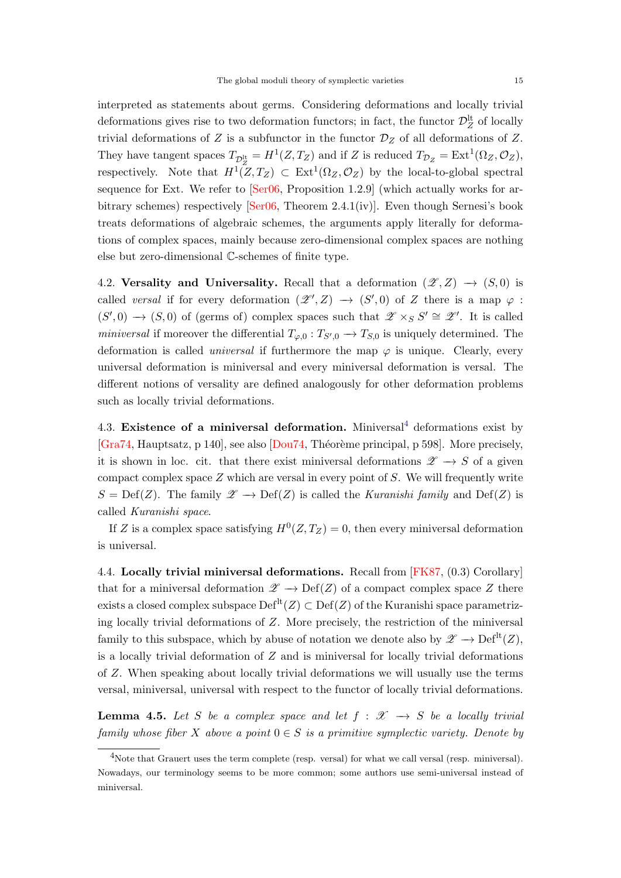interpreted as statements about germs. Considering deformations and locally trivial deformations gives rise to two deformation functors; in fact, the functor $\mathcal{D}_Z^{\mathrm{lt}}$ of locally trivial deformations of $Z$ is a subfunctor in the functor $\mathcal{D}_Z$ of all deformations of $Z$. They have tangent spaces $T_{\mathcal{D}_Z^{\mathrm{lt}}} = H^1(Z, T_Z)$ and if $Z$ is reduced $T_{\mathcal{D}_Z} = \mathrm{Ext}^1(\Omega_Z, \mathcal{O}_Z)$, respectively. Note that $H^1(Z, T_Z) \subset \mathrm{Ext}^1(\Omega_Z, \mathcal{O}_Z)$ by the local-to-global spectral sequence for Ext. We refer to [Ser06, Proposition 1.2.9] (which actually works for arbitrary schemes) respectively [Ser06, Theorem 2.4.1(iv)]. Even though Sernesi's book treats deformations of algebraic schemes, the arguments apply literally for deformations of complex spaces, mainly because zero-dimensional complex spaces are nothing else but zero-dimensional $\mathbb{C}$-schemes of finite type.

4.2. **Versality and Universality.** Recall that a deformation $(\mathscr{X}, Z) \to (S, 0)$ is called *versal* if for every deformation $(\mathscr{X}', Z) \to (S', 0)$ of $Z$ there is a map $\varphi : (S', 0) \to (S, 0)$ of (germs of) complex spaces such that $\mathscr{X} \times_S S' \cong \mathscr{X}'$. It is called *miniversal* if moreover the differential $T_{\varphi,0} : T_{S',0} \to T_{S,0}$ is uniquely determined. The deformation is called *universal* if furthermore the map $\varphi$ is unique. Clearly, every universal deformation is miniversal and every miniversal deformation is versal. The different notions of versality are defined analogously for other deformation problems such as locally trivial deformations.

4.3. **Existence of a miniversal deformation.** Miniversal[4] deformations exist by [Gra74, Hauptsatz, p 140], see also [Dou74, Théorème principal, p 598]. More precisely, it is shown in loc. cit. that there exist miniversal deformations $\mathscr{X} \to S$ of a given compact complex space $Z$ which are versal in every point of $S$. We will frequently write $S = \mathrm{Def}(Z)$. The family $\mathscr{X} \to \mathrm{Def}(Z)$ is called the *Kuranishi family* and $\mathrm{Def}(Z)$ is called *Kuranishi space*.

If $Z$ is a complex space satisfying $H^0(Z, T_Z) = 0$, then every miniversal deformation is universal.

4.4. **Locally trivial miniversal deformations.** Recall from [FK87, (0.3) Corollary] that for a miniversal deformation $\mathscr{X} \to \mathrm{Def}(Z)$ of a compact complex space $Z$ there exists a closed complex subspace $\mathrm{Def}^{\mathrm{lt}}(Z) \subset \mathrm{Def}(Z)$ of the Kuranishi space parametrizing locally trivial deformations of $Z$. More precisely, the restriction of the miniversal family to this subspace, which by abuse of notation we denote also by $\mathscr{X} \to \mathrm{Def}^{\mathrm{lt}}(Z)$, is a locally trivial deformation of $Z$ and is miniversal for locally trivial deformations of $Z$. When speaking about locally trivial deformations we will usually use the terms versal, miniversal, universal with respect to the functor of locally trivial deformations.

**Lemma 4.5.** *Let $S$ be a complex space and let $f : \mathscr{X} \to S$ be a locally trivial family whose fiber $X$ above a point $0 \in S$ is a primitive symplectic variety. Denote by*

[4] Note that Grauert uses the term complete (resp. versal) for what we call versal (resp. miniversal). Nowadays, our terminology seems to be more common; some authors use semi-universal instead of miniversal.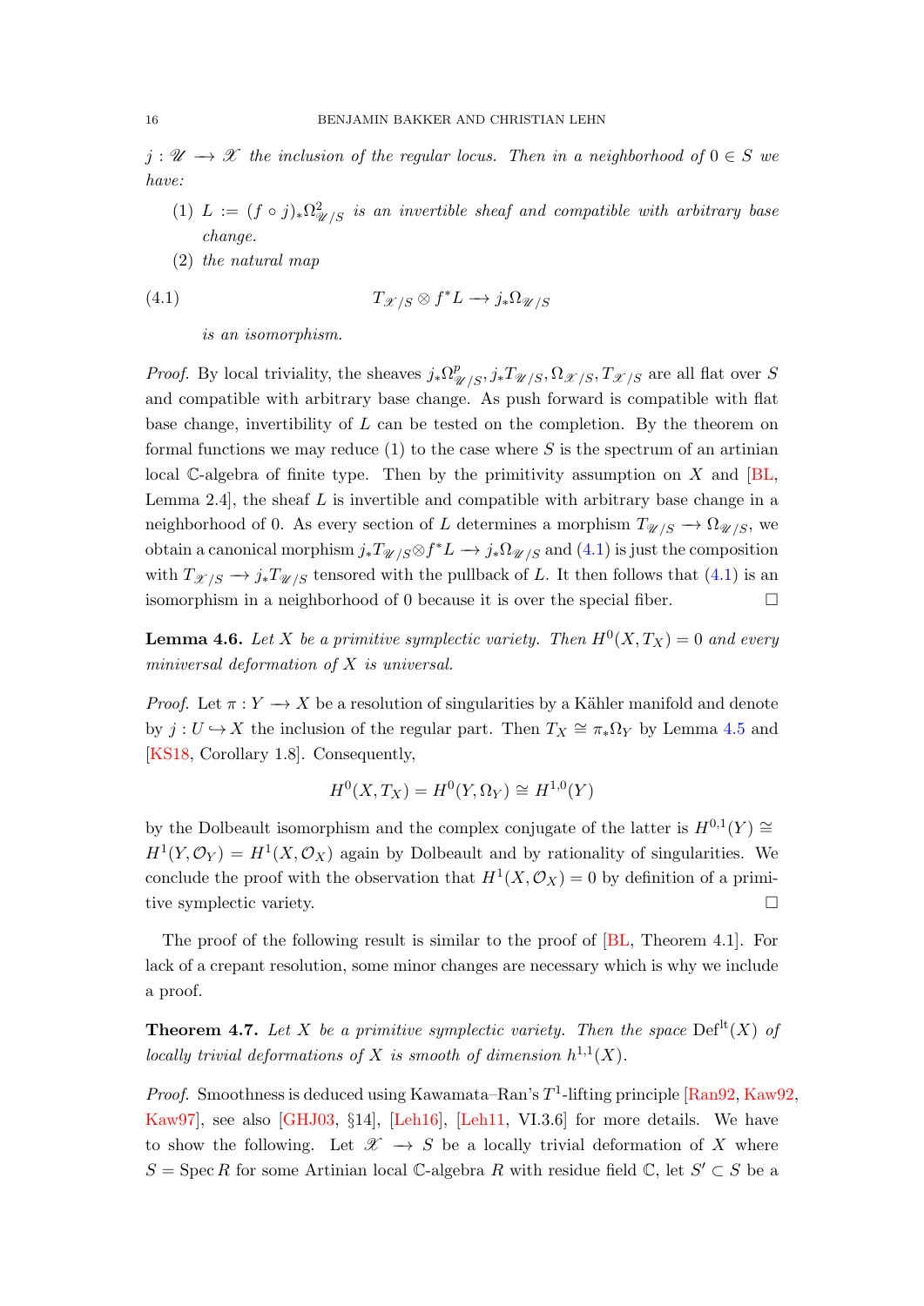$j : \mathscr{U} \longrightarrow \mathscr{X}$ *the inclusion of the regular locus. Then in a neighborhood of* $0 \in S$ *we have:*

1. $L := (f \circ j)_* \Omega^2_{\mathscr{U}/S}$ *is an invertible sheaf and compatible with arbitrary base change.*
2. *the natural map*

$$T_{\mathscr{X}/S} \otimes f^* L \longrightarrow j_* \Omega_{\mathscr{U}/S} \tag{4.1}$$

*is an isomorphism.*

*Proof.* By local triviality, the sheaves $j_*\Omega^p_{\mathscr{U}/S}, j_*T_{\mathscr{U}/S}, \Omega_{\mathscr{X}/S}, T_{\mathscr{X}/S}$ are all flat over $S$ and compatible with arbitrary base change. As push forward is compatible with flat base change, invertibility of $L$ can be tested on the completion. By the theorem on formal functions we may reduce (1) to the case where $S$ is the spectrum of an artinian local $\mathbb{C}$-algebra of finite type. Then by the primitivity assumption on $X$ and [BL, Lemma 2.4], the sheaf $L$ is invertible and compatible with arbitrary base change in a neighborhood of 0. As every section of $L$ determines a morphism $T_{\mathscr{U}/S} \longrightarrow \Omega_{\mathscr{U}/S}$, we obtain a canonical morphism $j_*T_{\mathscr{U}/S} \otimes f^*L \longrightarrow j_*\Omega_{\mathscr{U}/S}$ and (4.1) is just the composition with $T_{\mathscr{X}/S} \longrightarrow j_*T_{\mathscr{U}/S}$ tensored with the pullback of $L$. It then follows that (4.1) is an isomorphism in a neighborhood of 0 because it is over the special fiber. $\square$

**Lemma 4.6.** *Let $X$ be a primitive symplectic variety. Then $H^0(X, T_X) = 0$ and every miniversal deformation of $X$ is universal.*

*Proof.* Let $\pi : Y \longrightarrow X$ be a resolution of singularities by a Kähler manifold and denote by $j : U \hookrightarrow X$ the inclusion of the regular part. Then $T_X \cong \pi_*\Omega_Y$ by Lemma 4.5 and [KS18, Corollary 1.8]. Consequently,

$$H^0(X, T_X) = H^0(Y, \Omega_Y) \cong H^{1,0}(Y)$$

by the Dolbeault isomorphism and the complex conjugate of the latter is $H^{0,1}(Y) \cong H^1(Y, \mathcal{O}_Y) = H^1(X, \mathcal{O}_X)$ again by Dolbeault and by rationality of singularities. We conclude the proof with the observation that $H^1(X, \mathcal{O}_X) = 0$ by definition of a primitive symplectic variety. $\square$

The proof of the following result is similar to the proof of [BL, Theorem 4.1]. For lack of a crepant resolution, some minor changes are necessary which is why we include a proof.

**Theorem 4.7.** *Let $X$ be a primitive symplectic variety. Then the space $\mathrm{Def}^{\mathrm{lt}}(X)$ of locally trivial deformations of $X$ is smooth of dimension $h^{1,1}(X)$.*

*Proof.* Smoothness is deduced using Kawamata–Ran's $T^1$-lifting principle [Ran92, Kaw92, Kaw97], see also [GHJ03, §14], [Leh16], [Leh11, VI.3.6] for more details. We have to show the following. Let $\mathscr{X} \longrightarrow S$ be a locally trivial deformation of $X$ where $S = \operatorname{Spec} R$ for some Artinian local $\mathbb{C}$-algebra $R$ with residue field $\mathbb{C}$, let $S' \subset S$ be a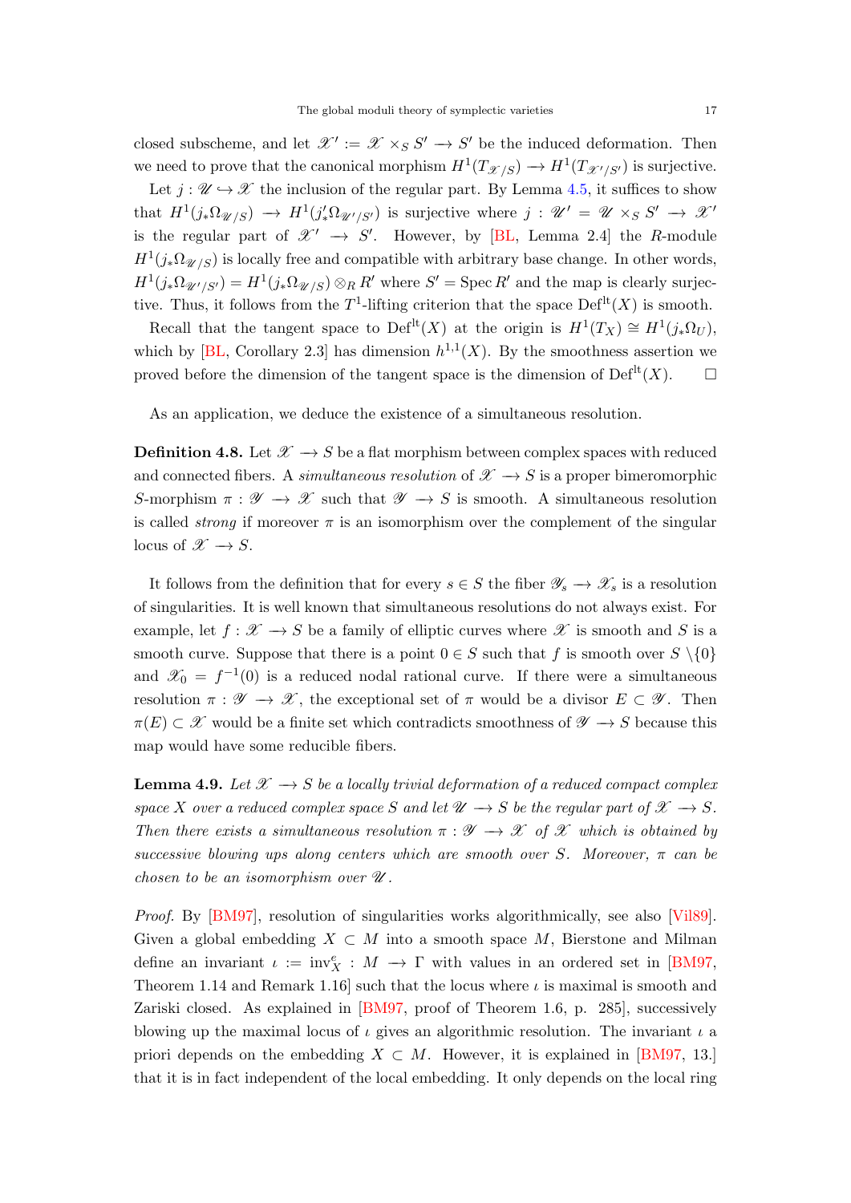closed subscheme, and let $\mathscr{X}' := \mathscr{X} \times_S S' \to S'$ be the induced deformation. Then we need to prove that the canonical morphism $H^1(T_{\mathscr{X}/S}) \to H^1(T_{\mathscr{X}'/S'})$ is surjective.

Let $j : \mathscr{U} \hookrightarrow \mathscr{X}$ the inclusion of the regular part. By Lemma 4.5, it suffices to show that $H^1(j_*\Omega_{\mathscr{U}/S}) \to H^1(j'_*\Omega_{\mathscr{U}'/S'})$ is surjective where $j : \mathscr{U}' = \mathscr{U} \times_S S' \to \mathscr{X}'$ is the regular part of $\mathscr{X}' \to S'$. However, by [BL, Lemma 2.4] the $R$-module $H^1(j_*\Omega_{\mathscr{U}/S})$ is locally free and compatible with arbitrary base change. In other words, $H^1(j_*\Omega_{\mathscr{U}'/S'}) = H^1(j_*\Omega_{\mathscr{U}/S}) \otimes_R R'$ where $S' = \operatorname{Spec} R'$ and the map is clearly surjective. Thus, it follows from the $T^1$-lifting criterion that the space $\operatorname{Def}^{\mathrm{lt}}(X)$ is smooth.

Recall that the tangent space to $\operatorname{Def}^{\mathrm{lt}}(X)$ at the origin is $H^1(T_X) \cong H^1(j_*\Omega_U)$, which by [BL, Corollary 2.3] has dimension $h^{1,1}(X)$. By the smoothness assertion we proved before the dimension of the tangent space is the dimension of $\operatorname{Def}^{\mathrm{lt}}(X)$. $\square$

As an application, we deduce the existence of a simultaneous resolution.

**Definition 4.8.** Let $\mathscr{X} \to S$ be a flat morphism between complex spaces with reduced and connected fibers. A *simultaneous resolution* of $\mathscr{X} \to S$ is a proper bimeromorphic $S$-morphism $\pi : \mathscr{Y} \to \mathscr{X}$ such that $\mathscr{Y} \to S$ is smooth. A simultaneous resolution is called *strong* if moreover $\pi$ is an isomorphism over the complement of the singular locus of $\mathscr{X} \to S$.

It follows from the definition that for every $s \in S$ the fiber $\mathscr{Y}_s \to \mathscr{X}_s$ is a resolution of singularities. It is well known that simultaneous resolutions do not always exist. For example, let $f : \mathscr{X} \to S$ be a family of elliptic curves where $\mathscr{X}$ is smooth and $S$ is a smooth curve. Suppose that there is a point $0 \in S$ such that $f$ is smooth over $S \setminus \{0\}$ and $\mathscr{X}_0 = f^{-1}(0)$ is a reduced nodal rational curve. If there were a simultaneous resolution $\pi : \mathscr{Y} \to \mathscr{X}$, the exceptional set of $\pi$ would be a divisor $E \subset \mathscr{Y}$. Then $\pi(E) \subset \mathscr{X}$ would be a finite set which contradicts smoothness of $\mathscr{Y} \to S$ because this map would have some reducible fibers.

**Lemma 4.9.** *Let $\mathscr{X} \to S$ be a locally trivial deformation of a reduced compact complex space $X$ over a reduced complex space $S$ and let $\mathscr{U} \to S$ be the regular part of $\mathscr{X} \to S$. Then there exists a simultaneous resolution $\pi : \mathscr{Y} \to \mathscr{X}$ of $\mathscr{X}$ which is obtained by successive blowing ups along centers which are smooth over $S$. Moreover, $\pi$ can be chosen to be an isomorphism over $\mathscr{U}$.*

*Proof.* By [BM97], resolution of singularities works algorithmically, see also [Vil89]. Given a global embedding $X \subset M$ into a smooth space $M$, Bierstone and Milman define an invariant $\iota := \operatorname{inv}^e_X : M \to \Gamma$ with values in an ordered set in [BM97, Theorem 1.14 and Remark 1.16] such that the locus where $\iota$ is maximal is smooth and Zariski closed. As explained in [BM97, proof of Theorem 1.6, p. 285], successively blowing up the maximal locus of $\iota$ gives an algorithmic resolution. The invariant $\iota$ a priori depends on the embedding $X \subset M$. However, it is explained in [BM97, 13.] that it is in fact independent of the local embedding. It only depends on the local ring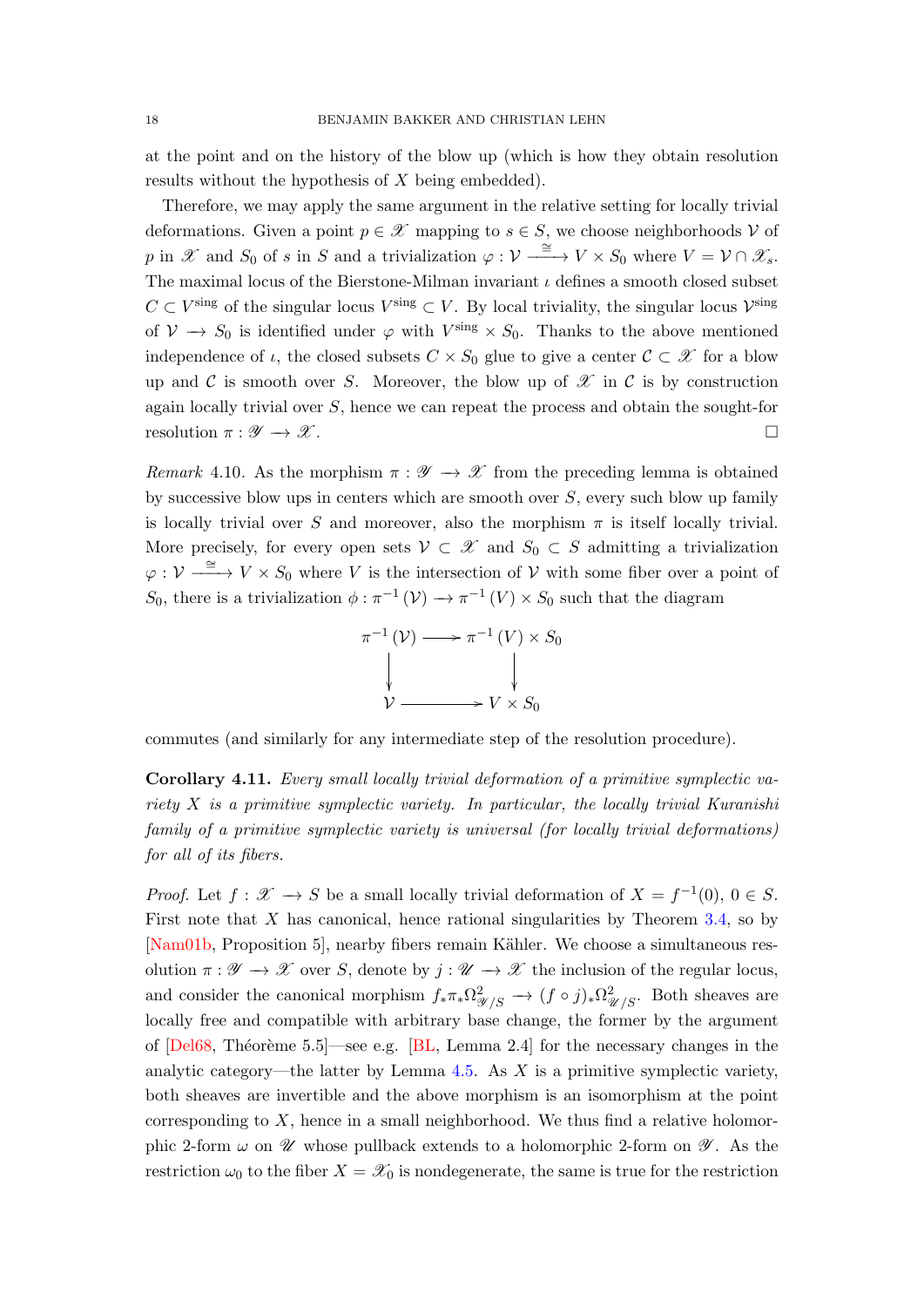at the point and on the history of the blow up (which is how they obtain resolution results without the hypothesis of $X$ being embedded).

Therefore, we may apply the same argument in the relative setting for locally trivial deformations. Given a point $p \in \mathscr{X}$ mapping to $s \in S$, we choose neighborhoods $\mathcal{V}$ of $p$ in $\mathscr{X}$ and $S_0$ of $s$ in $S$ and a trivialization $\varphi : \mathcal{V} \xrightarrow{\cong} V \times S_0$ where $V = \mathcal{V} \cap \mathscr{X}_s$. The maximal locus of the Bierstone-Milman invariant $\iota$ defines a smooth closed subset $C \subset V^{\rm sing}$ of the singular locus $V^{\rm sing} \subset V$. By local triviality, the singular locus $\mathcal{V}^{\rm sing}$ of $\mathcal{V} \to S_0$ is identified under $\varphi$ with $V^{\rm sing} \times S_0$. Thanks to the above mentioned independence of $\iota$, the closed subsets $C \times S_0$ glue to give a center $\mathcal{C} \subset \mathscr{X}$ for a blow up and $\mathcal{C}$ is smooth over $S$. Moreover, the blow up of $\mathscr{X}$ in $\mathcal{C}$ is by construction again locally trivial over $S$, hence we can repeat the process and obtain the sought-for resolution $\pi : \mathscr{Y} \to \mathscr{X}$. $\square$

*Remark* 4.10. As the morphism $\pi : \mathscr{Y} \to \mathscr{X}$ from the preceding lemma is obtained by successive blow ups in centers which are smooth over $S$, every such blow up family is locally trivial over $S$ and moreover, also the morphism $\pi$ is itself locally trivial. More precisely, for every open sets $\mathcal{V} \subset \mathscr{X}$ and $S_0 \subset S$ admitting a trivialization $\varphi : \mathcal{V} \xrightarrow{\cong} V \times S_0$ where $V$ is the intersection of $\mathcal{V}$ with some fiber over a point of $S_0$, there is a trivialization $\phi : \pi^{-1}(\mathcal{V}) \to \pi^{-1}(V) \times S_0$ such that the diagram

$$
\begin{array}{ccc}
\pi^{-1}(\mathcal{V}) & \longrightarrow & \pi^{-1}(V) \times S_0 \\
\downarrow & & \downarrow \\
\mathcal{V} & \longrightarrow & V \times S_0
\end{array}
$$

commutes (and similarly for any intermediate step of the resolution procedure).

**Corollary 4.11.** *Every small locally trivial deformation of a primitive symplectic variety $X$ is a primitive symplectic variety. In particular, the locally trivial Kuranishi family of a primitive symplectic variety is universal (for locally trivial deformations) for all of its fibers.*

*Proof.* Let $f : \mathscr{X} \to S$ be a small locally trivial deformation of $X = f^{-1}(0)$, $0 \in S$. First note that $X$ has canonical, hence rational singularities by Theorem 3.4, so by [Nam01b, Proposition 5], nearby fibers remain Kähler. We choose a simultaneous resolution $\pi : \mathscr{Y} \to \mathscr{X}$ over $S$, denote by $j : \mathscr{U} \to \mathscr{X}$ the inclusion of the regular locus, and consider the canonical morphism $f_*\pi_*\Omega^2_{\mathscr{Y}/S} \to (f \circ j)_*\Omega^2_{\mathscr{U}/S}$. Both sheaves are locally free and compatible with arbitrary base change, the former by the argument of [Del68, Théorème 5.5]—see e.g. [BL, Lemma 2.4] for the necessary changes in the analytic category—the latter by Lemma 4.5. As $X$ is a primitive symplectic variety, both sheaves are invertible and the above morphism is an isomorphism at the point corresponding to $X$, hence in a small neighborhood. We thus find a relative holomorphic 2-form $\omega$ on $\mathscr{U}$ whose pullback extends to a holomorphic 2-form on $\mathscr{Y}$. As the restriction $\omega_0$ to the fiber $X = \mathscr{X}_0$ is nondegenerate, the same is true for the restriction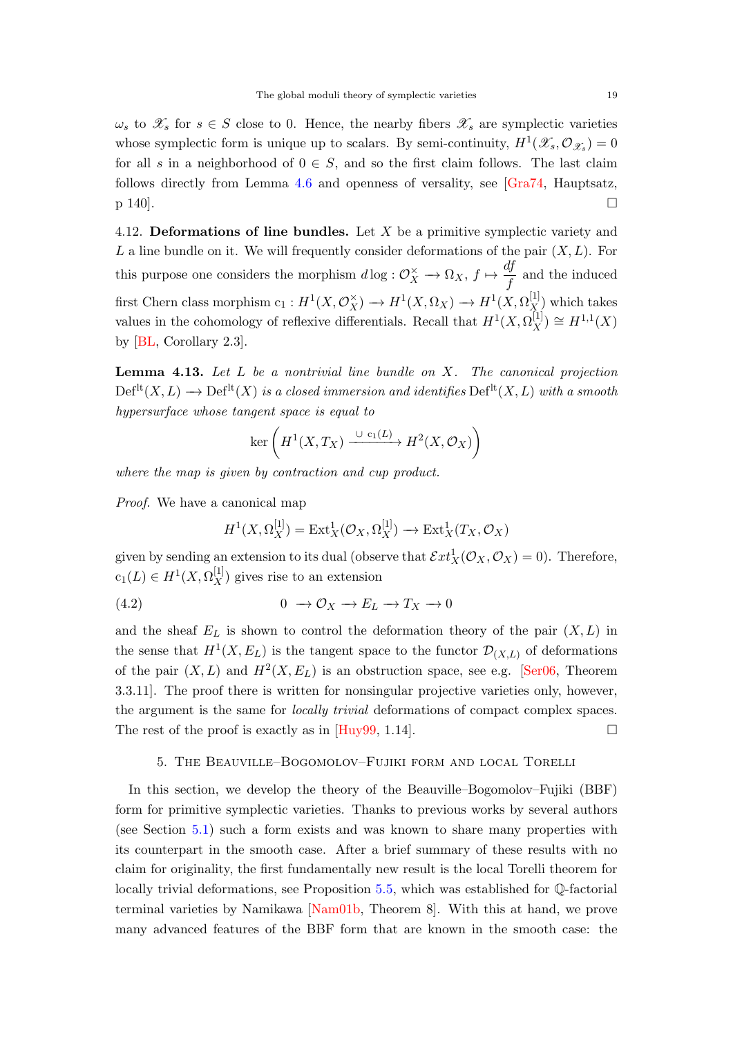$\omega_s$ to $\mathscr{X}_s$ for $s \in S$ close to 0. Hence, the nearby fibers $\mathscr{X}_s$ are symplectic varieties whose symplectic form is unique up to scalars. By semi-continuity, $H^1(\mathscr{X}_s, \mathcal{O}_{\mathscr{X}_s}) = 0$ for all $s$ in a neighborhood of $0 \in S$, and so the first claim follows. The last claim follows directly from Lemma 4.6 and openness of versality, see [Gra74, Hauptsatz, p 140]. □

4.12. **Deformations of line bundles.** Let $X$ be a primitive symplectic variety and $L$ a line bundle on it. We will frequently consider deformations of the pair $(X, L)$. For this purpose one considers the morphism $d\log : \mathcal{O}_X^\times \to \Omega_X$, $f \mapsto \dfrac{df}{f}$ and the induced first Chern class morphism $\mathrm{c}_1 : H^1(X, \mathcal{O}_X^\times) \to H^1(X, \Omega_X) \to H^1(X, \Omega_X^{[1]})$ which takes values in the cohomology of reflexive differentials. Recall that $H^1(X, \Omega_X^{[1]}) \cong H^{1,1}(X)$ by [BL, Corollary 2.3].

**Lemma 4.13.** *Let $L$ be a nontrivial line bundle on $X$. The canonical projection $\mathrm{Def}^{\mathrm{lt}}(X, L) \to \mathrm{Def}^{\mathrm{lt}}(X)$ is a closed immersion and identifies $\mathrm{Def}^{\mathrm{lt}}(X, L)$ with a smooth hypersurface whose tangent space is equal to*

$$\ker\left(H^1(X, T_X) \xrightarrow{\cup\, \mathrm{c}_1(L)} H^2(X, \mathcal{O}_X)\right)$$

*where the map is given by contraction and cup product.*

*Proof.* We have a canonical map

$$H^1(X, \Omega_X^{[1]}) = \mathrm{Ext}^1_X(\mathcal{O}_X, \Omega_X^{[1]}) \to \mathrm{Ext}^1_X(T_X, \mathcal{O}_X)$$

given by sending an extension to its dual (observe that $\mathcal{E}xt^1_X(\mathcal{O}_X, \mathcal{O}_X) = 0$). Therefore, $\mathrm{c}_1(L) \in H^1(X, \Omega_X^{[1]})$ gives rise to an extension

$$0 \to \mathcal{O}_X \to E_L \to T_X \to 0 \tag{4.2}$$

and the sheaf $E_L$ is shown to control the deformation theory of the pair $(X, L)$ in the sense that $H^1(X, E_L)$ is the tangent space to the functor $\mathcal{D}_{(X,L)}$ of deformations of the pair $(X, L)$ and $H^2(X, E_L)$ is an obstruction space, see e.g. [Ser06, Theorem 3.3.11]. The proof there is written for nonsingular projective varieties only, however, the argument is the same for *locally trivial* deformations of compact complex spaces. The rest of the proof is exactly as in [Huy99, 1.14]. □

## 5. The Beauville–Bogomolov–Fujiki form and local Torelli

In this section, we develop the theory of the Beauville–Bogomolov–Fujiki (BBF) form for primitive symplectic varieties. Thanks to previous works by several authors (see Section 5.1) such a form exists and was known to share many properties with its counterpart in the smooth case. After a brief summary of these results with no claim for originality, the first fundamentally new result is the local Torelli theorem for locally trivial deformations, see Proposition 5.5, which was established for $\mathbb{Q}$-factorial terminal varieties by Namikawa [Nam01b, Theorem 8]. With this at hand, we prove many advanced features of the BBF form that are known in the smooth case: the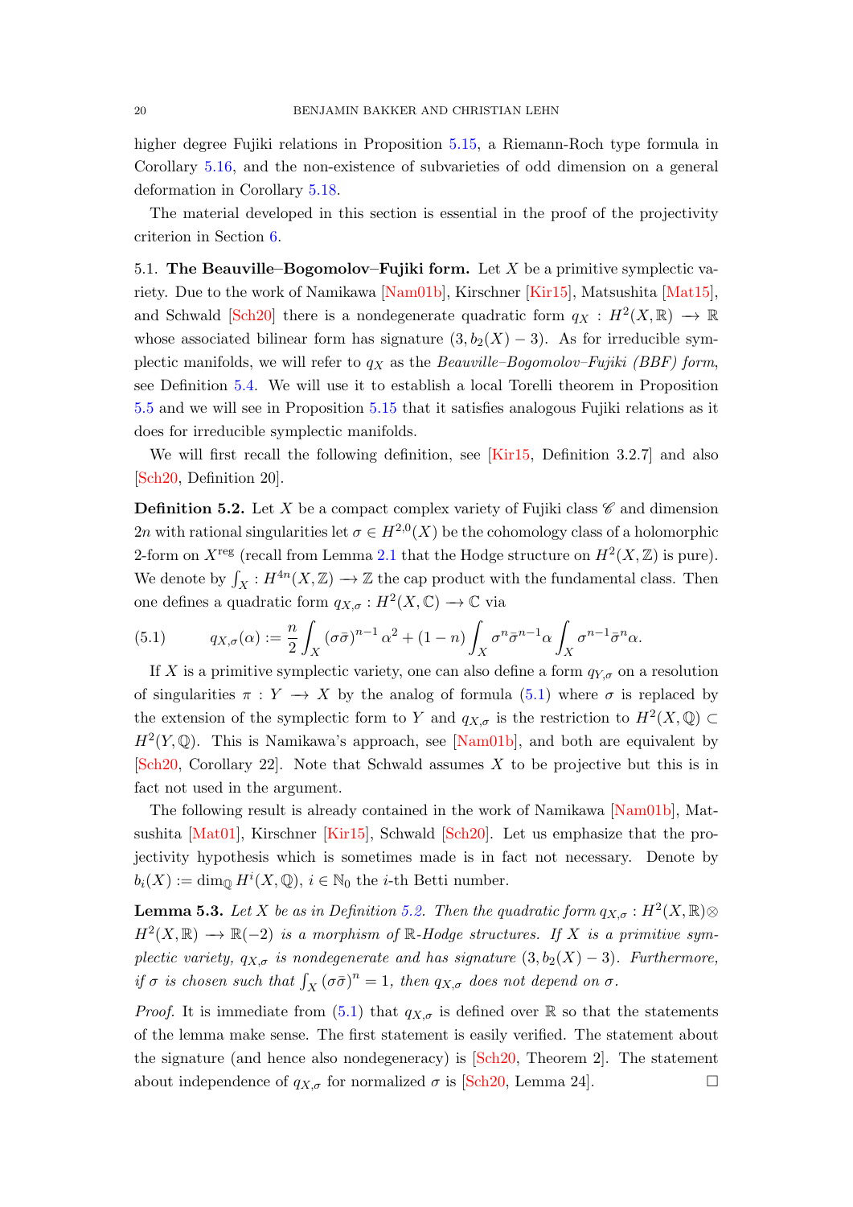higher degree Fujiki relations in Proposition 5.15, a Riemann-Roch type formula in Corollary 5.16, and the non-existence of subvarieties of odd dimension on a general deformation in Corollary 5.18.

The material developed in this section is essential in the proof of the projectivity criterion in Section 6.

5.1. **The Beauville–Bogomolov–Fujiki form.** Let $X$ be a primitive symplectic variety. Due to the work of Namikawa [Nam01b], Kirschner [Kir15], Matsushita [Mat15], and Schwald [Sch20] there is a nondegenerate quadratic form $q_X : H^2(X, \mathbb{R}) \longrightarrow \mathbb{R}$ whose associated bilinear form has signature $(3, b_2(X) - 3)$. As for irreducible symplectic manifolds, we will refer to $q_X$ as the *Beauville–Bogomolov–Fujiki (BBF) form*, see Definition 5.4. We will use it to establish a local Torelli theorem in Proposition 5.5 and we will see in Proposition 5.15 that it satisfies analogous Fujiki relations as it does for irreducible symplectic manifolds.

We will first recall the following definition, see [Kir15, Definition 3.2.7] and also [Sch20, Definition 20].

**Definition 5.2.** Let $X$ be a compact complex variety of Fujiki class $\mathscr{C}$ and dimension $2n$ with rational singularities let $\sigma \in H^{2,0}(X)$ be the cohomology class of a holomorphic 2-form on $X^{\mathrm{reg}}$ (recall from Lemma 2.1 that the Hodge structure on $H^2(X, \mathbb{Z})$ is pure). We denote by $\int_X : H^{4n}(X, \mathbb{Z}) \longrightarrow \mathbb{Z}$ the cap product with the fundamental class. Then one defines a quadratic form $q_{X,\sigma} : H^2(X, \mathbb{C}) \longrightarrow \mathbb{C}$ via

$$q_{X,\sigma}(\alpha) := \frac{n}{2} \int_X (\sigma\bar{\sigma})^{n-1} \alpha^2 + (1-n) \int_X \sigma^n \bar{\sigma}^{n-1} \alpha \int_X \sigma^{n-1} \bar{\sigma}^n \alpha. \tag{5.1}$$

If $X$ is a primitive symplectic variety, one can also define a form $q_{Y,\sigma}$ on a resolution of singularities $\pi : Y \longrightarrow X$ by the analog of formula (5.1) where $\sigma$ is replaced by the extension of the symplectic form to $Y$ and $q_{X,\sigma}$ is the restriction to $H^2(X, \mathbb{Q}) \subset H^2(Y, \mathbb{Q})$. This is Namikawa's approach, see [Nam01b], and both are equivalent by [Sch20, Corollary 22]. Note that Schwald assumes $X$ to be projective but this is in fact not used in the argument.

The following result is already contained in the work of Namikawa [Nam01b], Matsushita [Mat01], Kirschner [Kir15], Schwald [Sch20]. Let us emphasize that the projectivity hypothesis which is sometimes made is in fact not necessary. Denote by $b_i(X) := \dim_{\mathbb{Q}} H^i(X, \mathbb{Q})$, $i \in \mathbb{N}_0$ the $i$-th Betti number.

**Lemma 5.3.** *Let $X$ be as in Definition 5.2. Then the quadratic form $q_{X,\sigma} : H^2(X, \mathbb{R}) \otimes H^2(X, \mathbb{R}) \longrightarrow \mathbb{R}(-2)$ is a morphism of $\mathbb{R}$-Hodge structures. If $X$ is a primitive symplectic variety, $q_{X,\sigma}$ is nondegenerate and has signature $(3, b_2(X) - 3)$. Furthermore, if $\sigma$ is chosen such that $\int_X (\sigma\bar{\sigma})^n = 1$, then $q_{X,\sigma}$ does not depend on $\sigma$.*

*Proof.* It is immediate from (5.1) that $q_{X,\sigma}$ is defined over $\mathbb{R}$ so that the statements of the lemma make sense. The first statement is easily verified. The statement about the signature (and hence also nondegeneracy) is [Sch20, Theorem 2]. The statement about independence of $q_{X,\sigma}$ for normalized $\sigma$ is [Sch20, Lemma 24]. □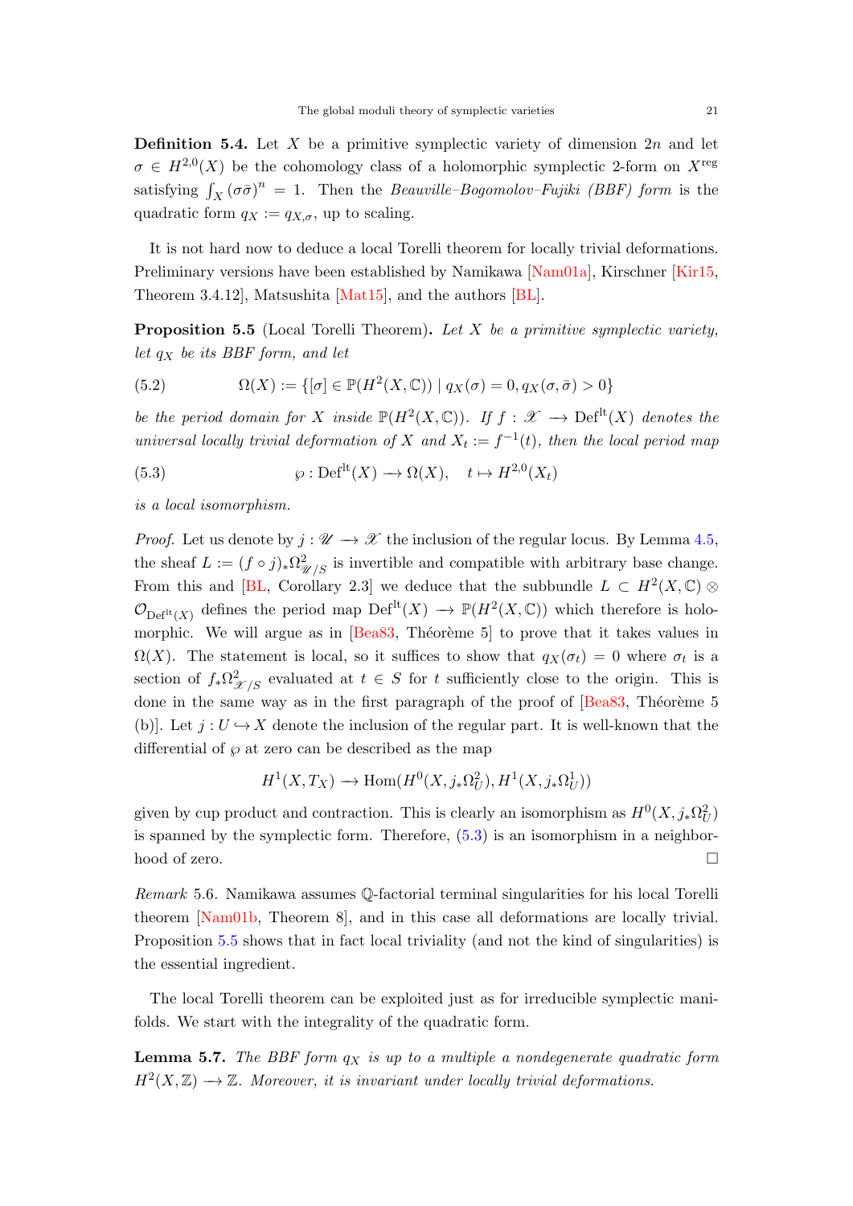**Definition 5.4.** Let $X$ be a primitive symplectic variety of dimension $2n$ and let $\sigma \in H^{2,0}(X)$ be the cohomology class of a holomorphic symplectic 2-form on $X^{\mathrm{reg}}$ satisfying $\int_X (\sigma\bar{\sigma})^n = 1$. Then the *Beauville–Bogomolov–Fujiki (BBF) form* is the quadratic form $q_X := q_{X,\sigma}$, up to scaling.

It is not hard now to deduce a local Torelli theorem for locally trivial deformations. Preliminary versions have been established by Namikawa [Nam01a], Kirschner [Kir15, Theorem 3.4.12], Matsushita [Mat15], and the authors [BL].

**Proposition 5.5** (Local Torelli Theorem)**.** *Let $X$ be a primitive symplectic variety, let $q_X$ be its BBF form, and let*

$$\Omega(X) := \{[\sigma] \in \mathbb{P}(H^2(X,\mathbb{C})) \mid q_X(\sigma) = 0, q_X(\sigma,\bar{\sigma}) > 0\} \tag{5.2}$$

*be the period domain for $X$ inside $\mathbb{P}(H^2(X,\mathbb{C}))$. If $f : \mathscr{X} \to \mathrm{Def}^{\mathrm{lt}}(X)$ denotes the universal locally trivial deformation of $X$ and $X_t := f^{-1}(t)$, then the local period map*

$$\wp : \mathrm{Def}^{\mathrm{lt}}(X) \to \Omega(X), \quad t \mapsto H^{2,0}(X_t) \tag{5.3}$$

*is a local isomorphism.*

*Proof.* Let us denote by $j : \mathscr{U} \to \mathscr{X}$ the inclusion of the regular locus. By Lemma 4.5, the sheaf $L := (f \circ j)_* \Omega^2_{\mathscr{U}/S}$ is invertible and compatible with arbitrary base change. From this and [BL, Corollary 2.3] we deduce that the subbundle $L \subset H^2(X,\mathbb{C}) \otimes \mathcal{O}_{\mathrm{Def}^{\mathrm{lt}}(X)}$ defines the period map $\mathrm{Def}^{\mathrm{lt}}(X) \to \mathbb{P}(H^2(X,\mathbb{C}))$ which therefore is holomorphic. We will argue as in [Bea83, Théorème 5] to prove that it takes values in $\Omega(X)$. The statement is local, so it suffices to show that $q_X(\sigma_t) = 0$ where $\sigma_t$ is a section of $f_*\Omega^2_{\mathscr{X}/S}$ evaluated at $t \in S$ for $t$ sufficiently close to the origin. This is done in the same way as in the first paragraph of the proof of [Bea83, Théorème 5 (b)]. Let $j : U \hookrightarrow X$ denote the inclusion of the regular part. It is well-known that the differential of $\wp$ at zero can be described as the map

$$H^1(X, T_X) \to \mathrm{Hom}(H^0(X, j_*\Omega^2_U), H^1(X, j_*\Omega^1_U))$$

given by cup product and contraction. This is clearly an isomorphism as $H^0(X, j_*\Omega^2_U)$ is spanned by the symplectic form. Therefore, (5.3) is an isomorphism in a neighborhood of zero. $\square$

*Remark* 5.6. Namikawa assumes $\mathbb{Q}$-factorial terminal singularities for his local Torelli theorem [Nam01b, Theorem 8], and in this case all deformations are locally trivial. Proposition 5.5 shows that in fact local triviality (and not the kind of singularities) is the essential ingredient.

The local Torelli theorem can be exploited just as for irreducible symplectic manifolds. We start with the integrality of the quadratic form.

**Lemma 5.7.** *The BBF form $q_X$ is up to a multiple a nondegenerate quadratic form $H^2(X,\mathbb{Z}) \to \mathbb{Z}$. Moreover, it is invariant under locally trivial deformations.*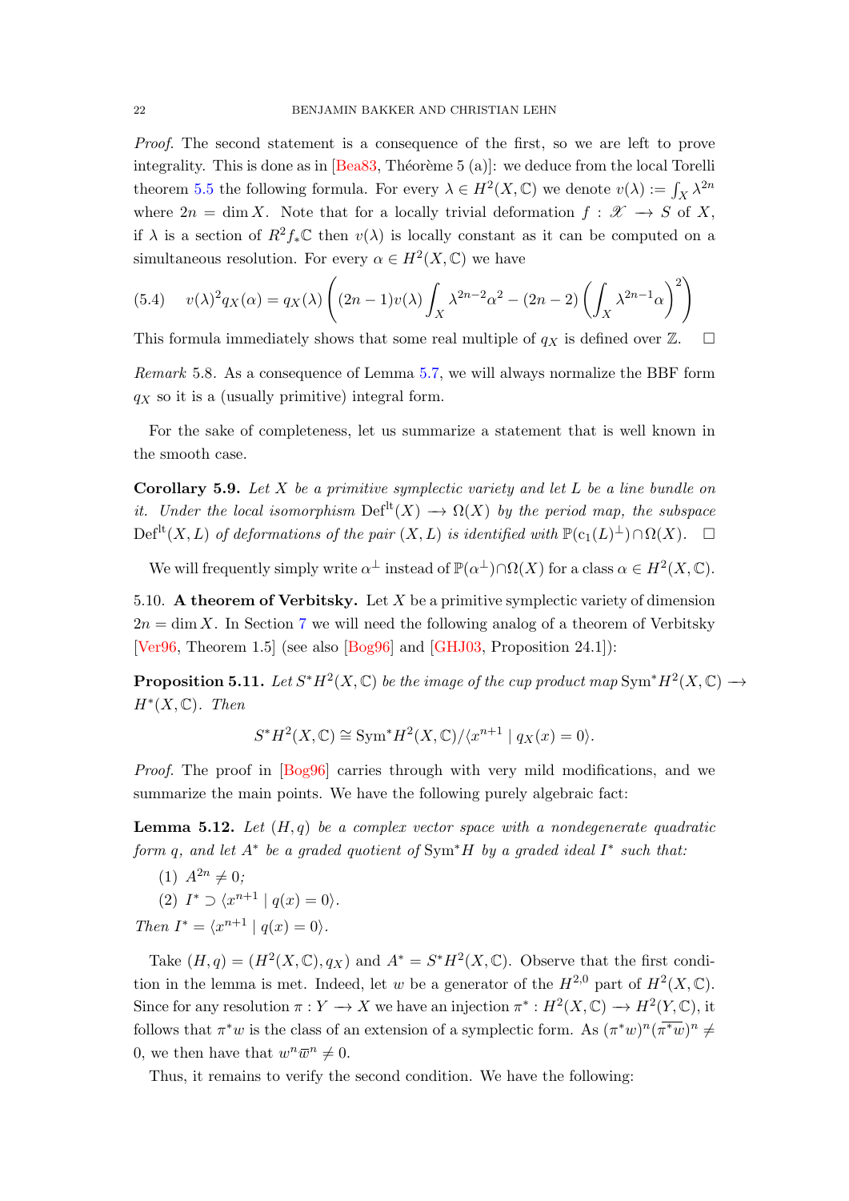*Proof.* The second statement is a consequence of the first, so we are left to prove integrality. This is done as in [Bea83, Théorème 5 (a)]: we deduce from the local Torelli theorem 5.5 the following formula. For every $\lambda \in H^2(X,\mathbb{C})$ we denote $v(\lambda) := \int_X \lambda^{2n}$ where $2n = \dim X$. Note that for a locally trivial deformation $f : \mathscr{X} \longrightarrow S$ of $X$, if $\lambda$ is a section of $R^2 f_* \mathbb{C}$ then $v(\lambda)$ is locally constant as it can be computed on a simultaneous resolution. For every $\alpha \in H^2(X,\mathbb{C})$ we have

$$v(\lambda)^2 q_X(\alpha) = q_X(\lambda)\left((2n-1)v(\lambda)\int_X \lambda^{2n-2}\alpha^2 - (2n-2)\left(\int_X \lambda^{2n-1}\alpha\right)^2\right) \tag{5.4}$$

This formula immediately shows that some real multiple of $q_X$ is defined over $\mathbb{Z}$. $\square$

*Remark* 5.8. As a consequence of Lemma 5.7, we will always normalize the BBF form $q_X$ so it is a (usually primitive) integral form.

For the sake of completeness, let us summarize a statement that is well known in the smooth case.

**Corollary 5.9.** *Let $X$ be a primitive symplectic variety and let $L$ be a line bundle on it. Under the local isomorphism $\mathrm{Def}^{\mathrm{lt}}(X) \longrightarrow \Omega(X)$ by the period map, the subspace $\mathrm{Def}^{\mathrm{lt}}(X, L)$ of deformations of the pair $(X, L)$ is identified with $\mathbb{P}(\mathrm{c}_1(L)^\perp) \cap \Omega(X)$.* $\square$

We will frequently simply write $\alpha^\perp$ instead of $\mathbb{P}(\alpha^\perp)\cap\Omega(X)$ for a class $\alpha \in H^2(X,\mathbb{C})$.

5.10. **A theorem of Verbitsky.** Let $X$ be a primitive symplectic variety of dimension $2n = \dim X$. In Section 7 we will need the following analog of a theorem of Verbitsky [Ver96, Theorem 1.5] (see also [Bog96] and [GHJ03, Proposition 24.1]):

**Proposition 5.11.** *Let $S^*H^2(X,\mathbb{C})$ be the image of the cup product map $\mathrm{Sym}^* H^2(X,\mathbb{C}) \longrightarrow H^*(X,\mathbb{C})$. Then*

$$S^*H^2(X,\mathbb{C}) \cong \mathrm{Sym}^* H^2(X,\mathbb{C})/\langle x^{n+1} \mid q_X(x) = 0\rangle.$$

*Proof.* The proof in [Bog96] carries through with very mild modifications, and we summarize the main points. We have the following purely algebraic fact:

**Lemma 5.12.** *Let $(H, q)$ be a complex vector space with a nondegenerate quadratic form $q$, and let $A^*$ be a graded quotient of $\mathrm{Sym}^* H$ by a graded ideal $I^*$ such that:*

1. *$A^{2n} \neq 0$;*
2. *$I^* \supset \langle x^{n+1} \mid q(x) = 0\rangle$.*

*Then $I^* = \langle x^{n+1} \mid q(x) = 0\rangle$.*

Take $(H, q) = (H^2(X,\mathbb{C}), q_X)$ and $A^* = S^*H^2(X,\mathbb{C})$. Observe that the first condition in the lemma is met. Indeed, let $w$ be a generator of the $H^{2,0}$ part of $H^2(X,\mathbb{C})$. Since for any resolution $\pi : Y \longrightarrow X$ we have an injection $\pi^* : H^2(X,\mathbb{C}) \longrightarrow H^2(Y,\mathbb{C})$, it follows that $\pi^* w$ is the class of an extension of a symplectic form. As $(\pi^* w)^n(\overline{\pi^* w})^n \neq 0$, we then have that $w^n \overline{w}^n \neq 0$.

Thus, it remains to verify the second condition. We have the following: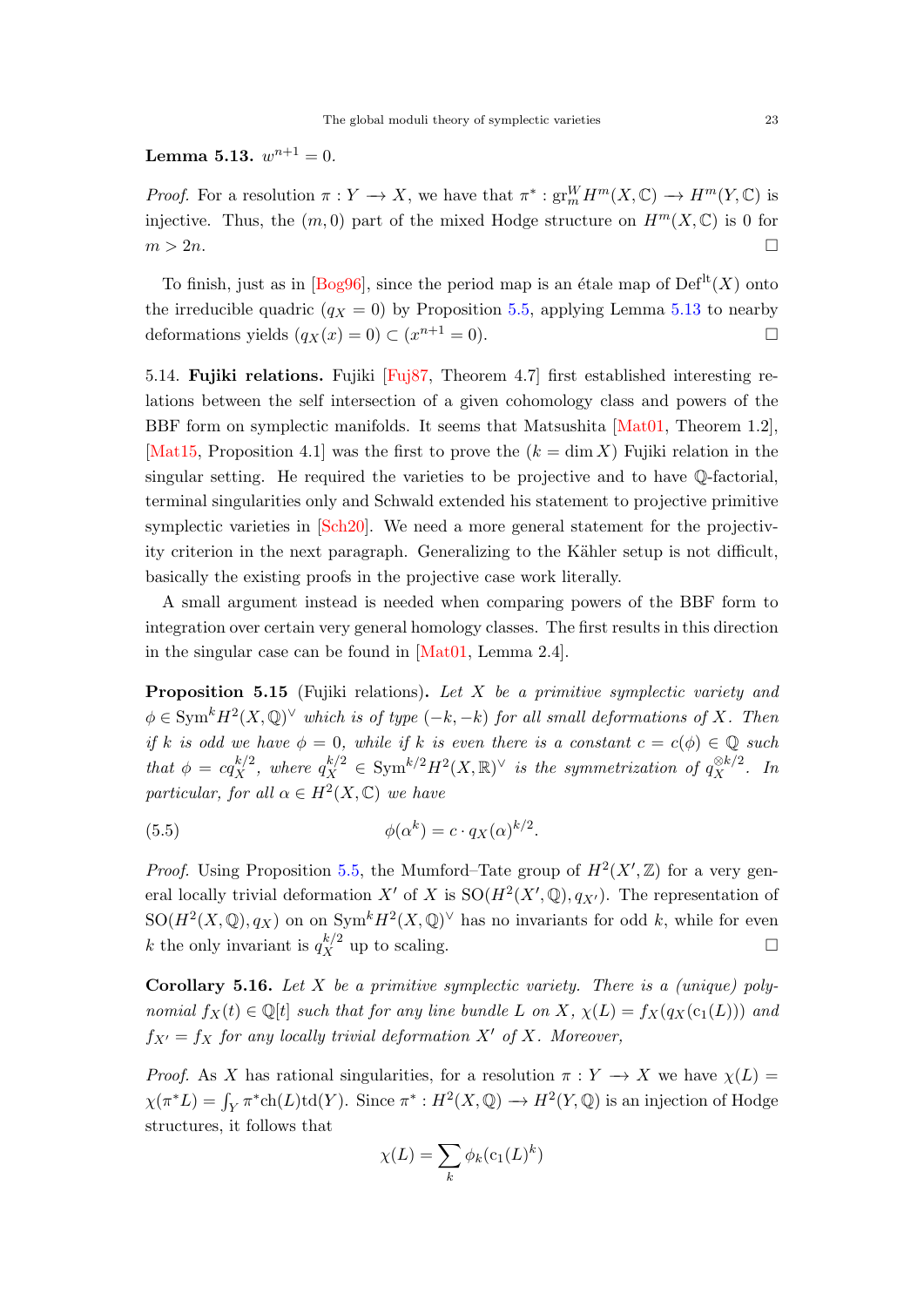**Lemma 5.13.** $w^{n+1} = 0$.

*Proof.* For a resolution $\pi : Y \longrightarrow X$, we have that $\pi^* : \mathrm{gr}^W_m H^m(X,\mathbb{C}) \longrightarrow H^m(Y,\mathbb{C})$ is injective. Thus, the $(m,0)$ part of the mixed Hodge structure on $H^m(X,\mathbb{C})$ is 0 for $m > 2n$. □

To finish, just as in [Bog96], since the period map is an étale map of $\mathrm{Def}^{\mathrm{lt}}(X)$ onto the irreducible quadric $(q_X = 0)$ by Proposition 5.5, applying Lemma 5.13 to nearby deformations yields $(q_X(x) = 0) \subset (x^{n+1} = 0)$. □

5.14. **Fujiki relations.** Fujiki [Fuj87, Theorem 4.7] first established interesting relations between the self intersection of a given cohomology class and powers of the BBF form on symplectic manifolds. It seems that Matsushita [Mat01, Theorem 1.2], [Mat15, Proposition 4.1] was the first to prove the ($k = \dim X$) Fujiki relation in the singular setting. He required the varieties to be projective and to have $\mathbb{Q}$-factorial, terminal singularities only and Schwald extended his statement to projective primitive symplectic varieties in [Sch20]. We need a more general statement for the projectivity criterion in the next paragraph. Generalizing to the Kähler setup is not difficult, basically the existing proofs in the projective case work literally.

A small argument instead is needed when comparing powers of the BBF form to integration over certain very general homology classes. The first results in this direction in the singular case can be found in [Mat01, Lemma 2.4].

**Proposition 5.15** (Fujiki relations)**.** *Let $X$ be a primitive symplectic variety and $\phi \in \mathrm{Sym}^k H^2(X,\mathbb{Q})^\vee$ which is of type $(-k,-k)$ for all small deformations of $X$. Then if $k$ is odd we have $\phi = 0$, while if $k$ is even there is a constant $c = c(\phi) \in \mathbb{Q}$ such that $\phi = c q_X^{k/2}$, where $q_X^{k/2} \in \mathrm{Sym}^{k/2} H^2(X,\mathbb{R})^\vee$ is the symmetrization of $q_X^{\otimes k/2}$. In particular, for all $\alpha \in H^2(X,\mathbb{C})$ we have*

$$\phi(\alpha^k) = c \cdot q_X(\alpha)^{k/2}. \tag{5.5}$$

*Proof.* Using Proposition 5.5, the Mumford–Tate group of $H^2(X',\mathbb{Z})$ for a very general locally trivial deformation $X'$ of $X$ is $\mathrm{SO}(H^2(X',\mathbb{Q}), q_{X'})$. The representation of $\mathrm{SO}(H^2(X,\mathbb{Q}), q_X)$ on on $\mathrm{Sym}^k H^2(X,\mathbb{Q})^\vee$ has no invariants for odd $k$, while for even $k$ the only invariant is $q_X^{k/2}$ up to scaling. □

**Corollary 5.16.** *Let $X$ be a primitive symplectic variety. There is a (unique) polynomial $f_X(t) \in \mathbb{Q}[t]$ such that for any line bundle $L$ on $X$, $\chi(L) = f_X(q_X(\mathrm{c}_1(L)))$ and $f_{X'} = f_X$ for any locally trivial deformation $X'$ of $X$. Moreover,*

*Proof.* As $X$ has rational singularities, for a resolution $\pi : Y \longrightarrow X$ we have $\chi(L) = \chi(\pi^* L) = \int_Y \pi^* \mathrm{ch}(L) \mathrm{td}(Y)$. Since $\pi^* : H^2(X,\mathbb{Q}) \longrightarrow H^2(Y,\mathbb{Q})$ is an injection of Hodge structures, it follows that

$$\chi(L) = \sum_k \phi_k(\mathrm{c}_1(L)^k)$$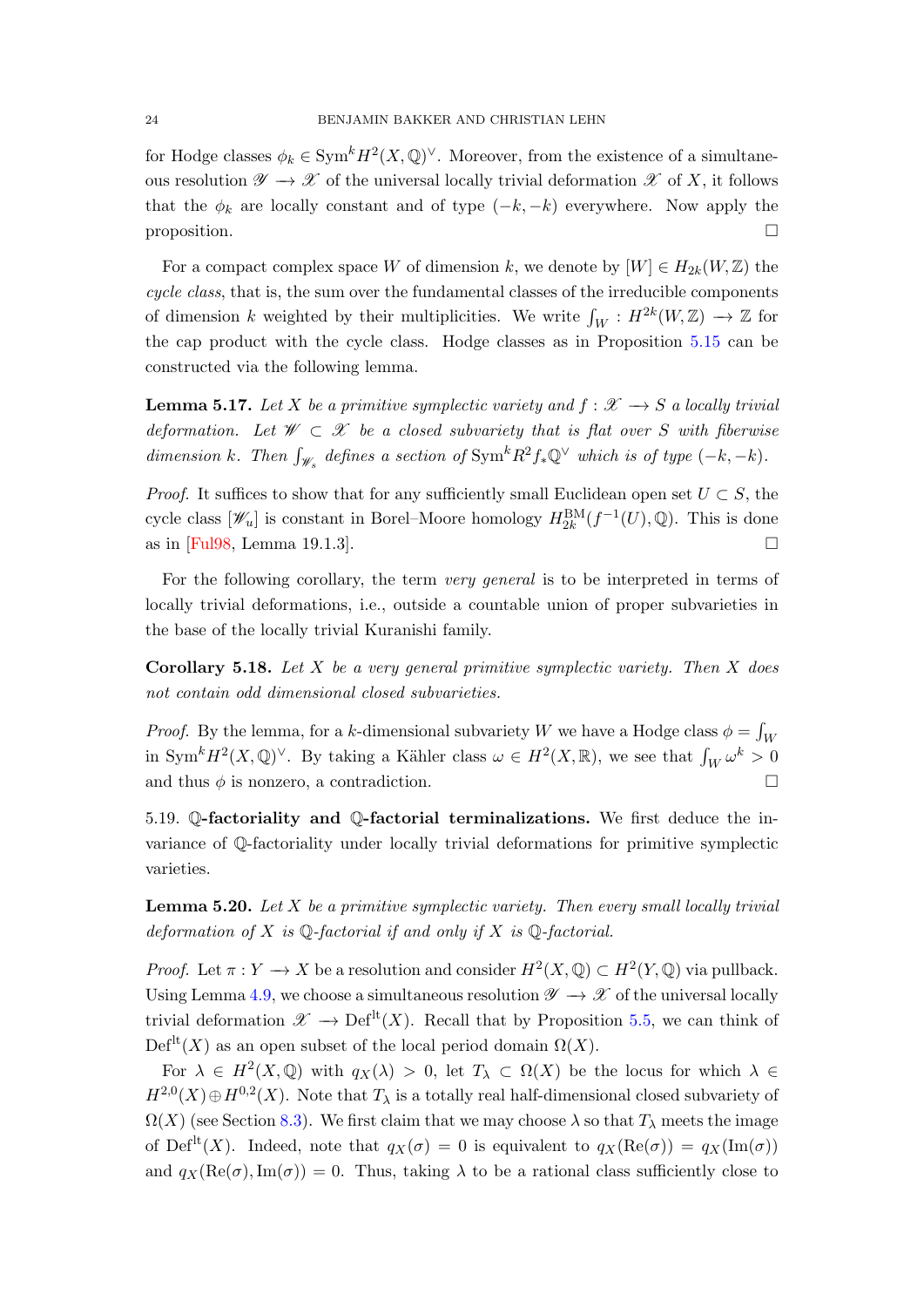for Hodge classes $\phi_k \in \mathrm{Sym}^k H^2(X,\mathbb{Q})^\vee$. Moreover, from the existence of a simultaneous resolution $\mathscr{Y} \longrightarrow \mathscr{X}$ of the universal locally trivial deformation $\mathscr{X}$ of $X$, it follows that the $\phi_k$ are locally constant and of type $(-k,-k)$ everywhere. Now apply the proposition. $\square$

For a compact complex space $W$ of dimension $k$, we denote by $[W] \in H_{2k}(W,\mathbb{Z})$ the *cycle class*, that is, the sum over the fundamental classes of the irreducible components of dimension $k$ weighted by their multiplicities. We write $\int_W : H^{2k}(W,\mathbb{Z}) \longrightarrow \mathbb{Z}$ for the cap product with the cycle class. Hodge classes as in Proposition 5.15 can be constructed via the following lemma.

**Lemma 5.17.** *Let $X$ be a primitive symplectic variety and $f : \mathscr{X} \longrightarrow S$ a locally trivial deformation. Let $\mathscr{W} \subset \mathscr{X}$ be a closed subvariety that is flat over $S$ with fiberwise dimension $k$. Then $\int_{\mathscr{W}_s}$ defines a section of $\mathrm{Sym}^k R^2 f_*\mathbb{Q}^\vee$ which is of type $(-k,-k)$.*

*Proof.* It suffices to show that for any sufficiently small Euclidean open set $U \subset S$, the cycle class $[\mathscr{W}_u]$ is constant in Borel–Moore homology $H_{2k}^{\mathrm{BM}}(f^{-1}(U),\mathbb{Q})$. This is done as in [Ful98, Lemma 19.1.3]. $\square$

For the following corollary, the term *very general* is to be interpreted in terms of locally trivial deformations, i.e., outside a countable union of proper subvarieties in the base of the locally trivial Kuranishi family.

**Corollary 5.18.** *Let $X$ be a very general primitive symplectic variety. Then $X$ does not contain odd dimensional closed subvarieties.*

*Proof.* By the lemma, for a $k$-dimensional subvariety $W$ we have a Hodge class $\phi = \int_W$ in $\mathrm{Sym}^k H^2(X,\mathbb{Q})^\vee$. By taking a Kähler class $\omega \in H^2(X,\mathbb{R})$, we see that $\int_W \omega^k > 0$ and thus $\phi$ is nonzero, a contradiction. $\square$

5.19. **$\mathbb{Q}$-factoriality and $\mathbb{Q}$-factorial terminalizations.** We first deduce the invariance of $\mathbb{Q}$-factoriality under locally trivial deformations for primitive symplectic varieties.

**Lemma 5.20.** *Let $X$ be a primitive symplectic variety. Then every small locally trivial deformation of $X$ is $\mathbb{Q}$-factorial if and only if $X$ is $\mathbb{Q}$-factorial.*

*Proof.* Let $\pi : Y \longrightarrow X$ be a resolution and consider $H^2(X,\mathbb{Q}) \subset H^2(Y,\mathbb{Q})$ via pullback. Using Lemma 4.9, we choose a simultaneous resolution $\mathscr{Y} \longrightarrow \mathscr{X}$ of the universal locally trivial deformation $\mathscr{X} \longrightarrow \mathrm{Def}^{\mathrm{lt}}(X)$. Recall that by Proposition 5.5, we can think of $\mathrm{Def}^{\mathrm{lt}}(X)$ as an open subset of the local period domain $\Omega(X)$.

For $\lambda \in H^2(X,\mathbb{Q})$ with $q_X(\lambda) > 0$, let $T_\lambda \subset \Omega(X)$ be the locus for which $\lambda \in H^{2,0}(X) \oplus H^{0,2}(X)$. Note that $T_\lambda$ is a totally real half-dimensional closed subvariety of $\Omega(X)$ (see Section 8.3). We first claim that we may choose $\lambda$ so that $T_\lambda$ meets the image of $\mathrm{Def}^{\mathrm{lt}}(X)$. Indeed, note that $q_X(\sigma) = 0$ is equivalent to $q_X(\mathrm{Re}(\sigma)) = q_X(\mathrm{Im}(\sigma))$ and $q_X(\mathrm{Re}(\sigma), \mathrm{Im}(\sigma)) = 0$. Thus, taking $\lambda$ to be a rational class sufficiently close to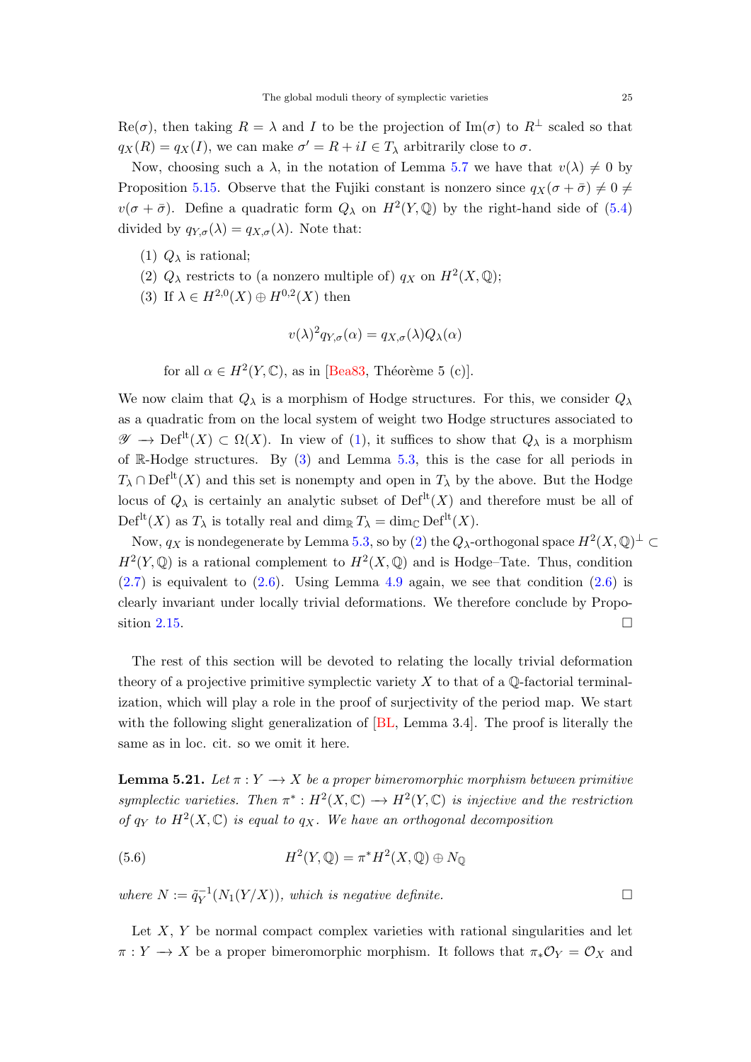$\mathrm{Re}(\sigma)$, then taking $R = \lambda$ and $I$ to be the projection of $\mathrm{Im}(\sigma)$ to $R^\perp$ scaled so that $q_X(R) = q_X(I)$, we can make $\sigma' = R + iI \in T_\lambda$ arbitrarily close to $\sigma$.

Now, choosing such a $\lambda$, in the notation of Lemma 5.7 we have that $v(\lambda) \neq 0$ by Proposition 5.15. Observe that the Fujiki constant is nonzero since $q_X(\sigma + \bar{\sigma}) \neq 0 \neq v(\sigma + \bar{\sigma})$. Define a quadratic form $Q_\lambda$ on $H^2(Y, \mathbb{Q})$ by the right-hand side of (5.4) divided by $q_{Y,\sigma}(\lambda) = q_{X,\sigma}(\lambda)$. Note that:

(1) $Q_\lambda$ is rational;
(2) $Q_\lambda$ restricts to (a nonzero multiple of) $q_X$ on $H^2(X, \mathbb{Q})$;
(3) If $\lambda \in H^{2,0}(X) \oplus H^{0,2}(X)$ then

$$v(\lambda)^2 q_{Y,\sigma}(\alpha) = q_{X,\sigma}(\lambda) Q_\lambda(\alpha)$$

for all $\alpha \in H^2(Y, \mathbb{C})$, as in [Bea83, Théorème 5 (c)].

We now claim that $Q_\lambda$ is a morphism of Hodge structures. For this, we consider $Q_\lambda$ as a quadratic from on the local system of weight two Hodge structures associated to $\mathscr{Y} \longrightarrow \mathrm{Def}^{\mathrm{lt}}(X) \subset \Omega(X)$. In view of (1), it suffices to show that $Q_\lambda$ is a morphism of $\mathbb{R}$-Hodge structures. By (3) and Lemma 5.3, this is the case for all periods in $T_\lambda \cap \mathrm{Def}^{\mathrm{lt}}(X)$ and this set is nonempty and open in $T_\lambda$ by the above. But the Hodge locus of $Q_\lambda$ is certainly an analytic subset of $\mathrm{Def}^{\mathrm{lt}}(X)$ and therefore must be all of $\mathrm{Def}^{\mathrm{lt}}(X)$ as $T_\lambda$ is totally real and $\dim_{\mathbb{R}} T_\lambda = \dim_{\mathbb{C}} \mathrm{Def}^{\mathrm{lt}}(X)$.

Now, $q_X$ is nondegenerate by Lemma 5.3, so by (2) the $Q_\lambda$-orthogonal space $H^2(X, \mathbb{Q})^\perp \subset H^2(Y, \mathbb{Q})$ is a rational complement to $H^2(X, \mathbb{Q})$ and is Hodge–Tate. Thus, condition (2.7) is equivalent to (2.6). Using Lemma 4.9 again, we see that condition (2.6) is clearly invariant under locally trivial deformations. We therefore conclude by Proposition 2.15. $\square$

The rest of this section will be devoted to relating the locally trivial deformation theory of a projective primitive symplectic variety $X$ to that of a $\mathbb{Q}$-factorial terminalization, which will play a role in the proof of surjectivity of the period map. We start with the following slight generalization of [BL, Lemma 3.4]. The proof is literally the same as in loc. cit. so we omit it here.

**Lemma 5.21.** *Let $\pi : Y \longrightarrow X$ be a proper bimeromorphic morphism between primitive symplectic varieties. Then $\pi^* : H^2(X, \mathbb{C}) \longrightarrow H^2(Y, \mathbb{C})$ is injective and the restriction of $q_Y$ to $H^2(X, \mathbb{C})$ is equal to $q_X$. We have an orthogonal decomposition*

$$H^2(Y, \mathbb{Q}) = \pi^* H^2(X, \mathbb{Q}) \oplus N_{\mathbb{Q}} \tag{5.6}$$

*where $N := \tilde{q}_Y^{-1}(N_1(Y/X))$, which is negative definite.* $\square$

Let $X$, $Y$ be normal compact complex varieties with rational singularities and let $\pi : Y \longrightarrow X$ be a proper bimeromorphic morphism. It follows that $\pi_* \mathcal{O}_Y = \mathcal{O}_X$ and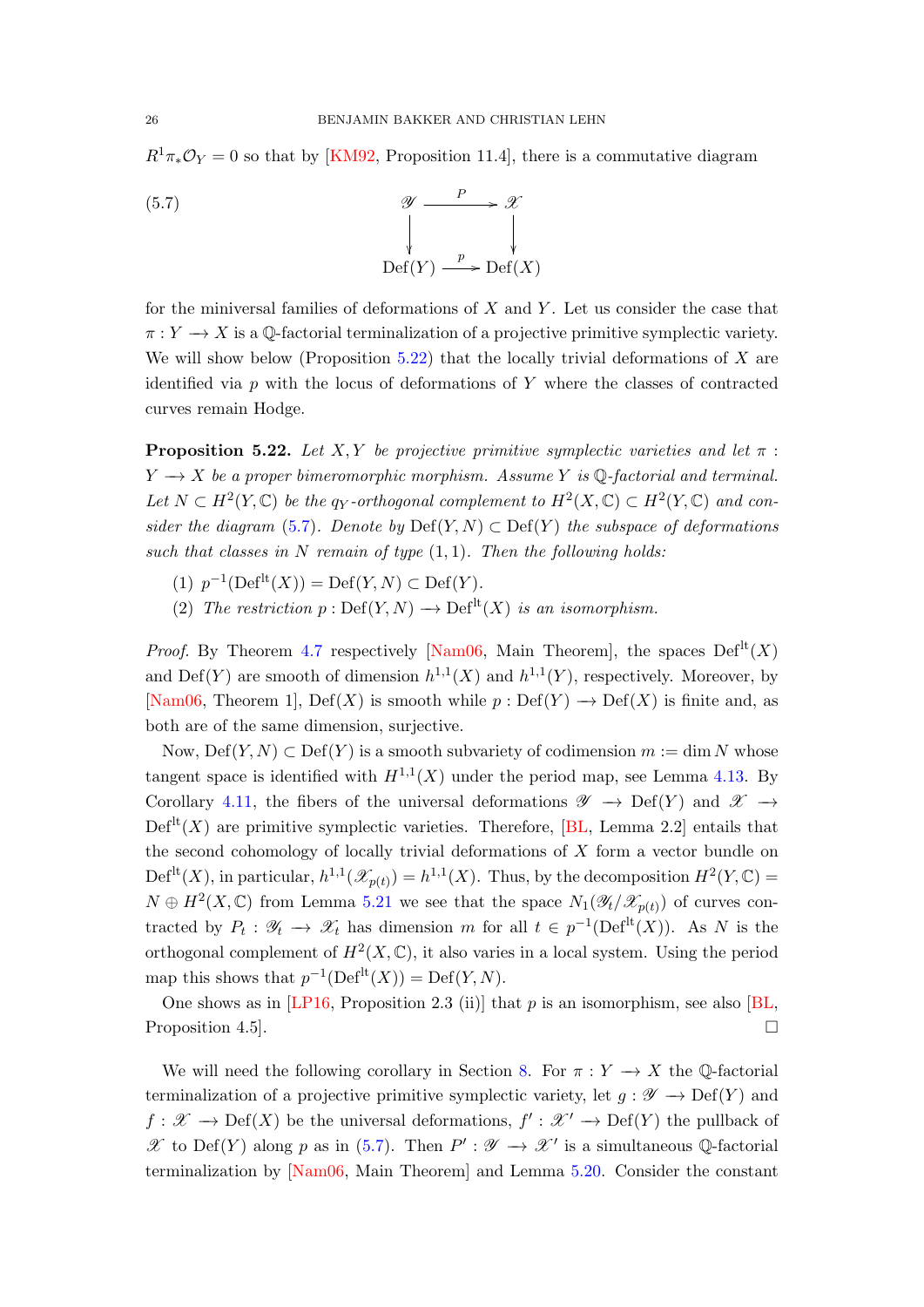$R^1\pi_*\mathcal{O}_Y = 0$ so that by [KM92, Proposition 11.4], there is a commutative diagram

$$
\begin{array}{ccc}
\mathscr{Y} & \xrightarrow{P} & \mathscr{X} \\
\downarrow & & \downarrow \\
\mathrm{Def}(Y) & \xrightarrow{p} & \mathrm{Def}(X)
\end{array}
\tag{5.7}
$$

for the miniversal families of deformations of $X$ and $Y$. Let us consider the case that $\pi : Y \longrightarrow X$ is a $\mathbb{Q}$-factorial terminalization of a projective primitive symplectic variety. We will show below (Proposition 5.22) that the locally trivial deformations of $X$ are identified via $p$ with the locus of deformations of $Y$ where the classes of contracted curves remain Hodge.

**Proposition 5.22.** *Let $X, Y$ be projective primitive symplectic varieties and let $\pi : Y \longrightarrow X$ be a proper bimeromorphic morphism. Assume $Y$ is $\mathbb{Q}$-factorial and terminal. Let $N \subset H^2(Y,\mathbb{C})$ be the $q_Y$-orthogonal complement to $H^2(X,\mathbb{C}) \subset H^2(Y,\mathbb{C})$ and consider the diagram (5.7). Denote by $\mathrm{Def}(Y,N) \subset \mathrm{Def}(Y)$ the subspace of deformations such that classes in $N$ remain of type $(1,1)$. Then the following holds:*

1. *$p^{-1}(\mathrm{Def}^{\mathrm{lt}}(X)) = \mathrm{Def}(Y,N) \subset \mathrm{Def}(Y)$.*
2. *The restriction $p : \mathrm{Def}(Y,N) \longrightarrow \mathrm{Def}^{\mathrm{lt}}(X)$ is an isomorphism.*

*Proof.* By Theorem 4.7 respectively [Nam06, Main Theorem], the spaces $\mathrm{Def}^{\mathrm{lt}}(X)$ and $\mathrm{Def}(Y)$ are smooth of dimension $h^{1,1}(X)$ and $h^{1,1}(Y)$, respectively. Moreover, by [Nam06, Theorem 1], $\mathrm{Def}(X)$ is smooth while $p : \mathrm{Def}(Y) \longrightarrow \mathrm{Def}(X)$ is finite and, as both are of the same dimension, surjective.

Now, $\mathrm{Def}(Y,N) \subset \mathrm{Def}(Y)$ is a smooth subvariety of codimension $m := \dim N$ whose tangent space is identified with $H^{1,1}(X)$ under the period map, see Lemma 4.13. By Corollary 4.11, the fibers of the universal deformations $\mathscr{Y} \longrightarrow \mathrm{Def}(Y)$ and $\mathscr{X} \longrightarrow \mathrm{Def}^{\mathrm{lt}}(X)$ are primitive symplectic varieties. Therefore, [BL, Lemma 2.2] entails that the second cohomology of locally trivial deformations of $X$ form a vector bundle on $\mathrm{Def}^{\mathrm{lt}}(X)$, in particular, $h^{1,1}(\mathscr{X}_{p(t)}) = h^{1,1}(X)$. Thus, by the decomposition $H^2(Y,\mathbb{C}) = N \oplus H^2(X,\mathbb{C})$ from Lemma 5.21 we see that the space $N_1(\mathscr{Y}_t/\mathscr{X}_{p(t)})$ of curves contracted by $P_t : \mathscr{Y}_t \longrightarrow \mathscr{X}_t$ has dimension $m$ for all $t \in p^{-1}(\mathrm{Def}^{\mathrm{lt}}(X))$. As $N$ is the orthogonal complement of $H^2(X,\mathbb{C})$, it also varies in a local system. Using the period map this shows that $p^{-1}(\mathrm{Def}^{\mathrm{lt}}(X)) = \mathrm{Def}(Y,N)$.

One shows as in [LP16, Proposition 2.3 (ii)] that $p$ is an isomorphism, see also [BL, Proposition 4.5]. □

We will need the following corollary in Section 8. For $\pi : Y \longrightarrow X$ the $\mathbb{Q}$-factorial terminalization of a projective primitive symplectic variety, let $g : \mathscr{Y} \longrightarrow \mathrm{Def}(Y)$ and $f : \mathscr{X} \longrightarrow \mathrm{Def}(X)$ be the universal deformations, $f' : \mathscr{X}' \longrightarrow \mathrm{Def}(Y)$ the pullback of $\mathscr{X}$ to $\mathrm{Def}(Y)$ along $p$ as in (5.7). Then $P' : \mathscr{Y} \longrightarrow \mathscr{X}'$ is a simultaneous $\mathbb{Q}$-factorial terminalization by [Nam06, Main Theorem] and Lemma 5.20. Consider the constant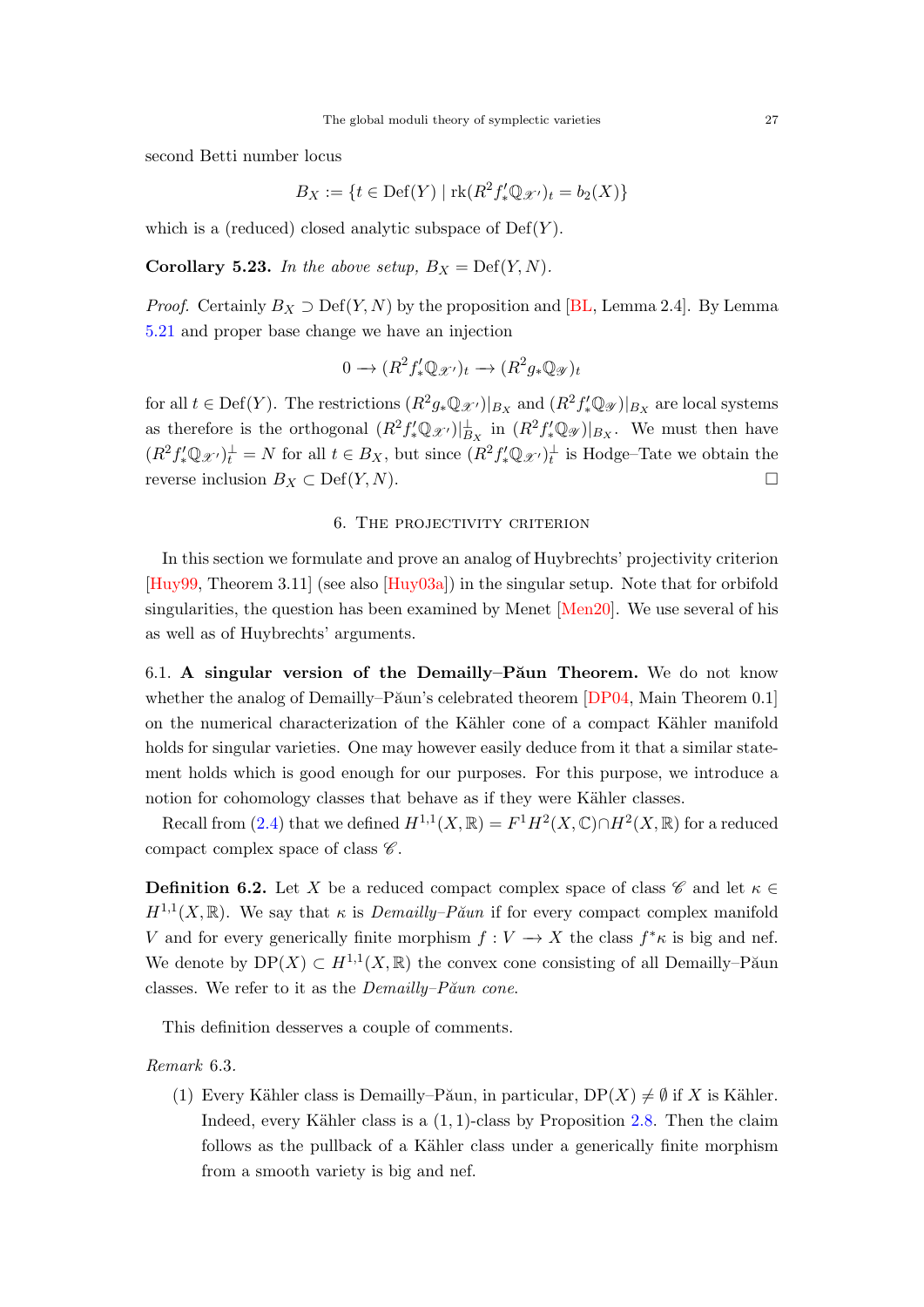second Betti number locus

$$B_X := \{t \in \mathrm{Def}(Y) \mid \mathrm{rk}(R^2 f'_* \mathbb{Q}_{\mathscr{X}'})_t = b_2(X)\}$$

which is a (reduced) closed analytic subspace of $\mathrm{Def}(Y)$.

**Corollary 5.23.** *In the above setup, $B_X = \mathrm{Def}(Y, N)$.*

*Proof.* Certainly $B_X \supset \mathrm{Def}(Y, N)$ by the proposition and [BL, Lemma 2.4]. By Lemma 5.21 and proper base change we have an injection

$$0 \longrightarrow (R^2 f'_* \mathbb{Q}_{\mathscr{X}'})_t \longrightarrow (R^2 g_* \mathbb{Q}_{\mathscr{Y}})_t$$

for all $t \in \mathrm{Def}(Y)$. The restrictions $(R^2 g_* \mathbb{Q}_{\mathscr{X}'})|_{B_X}$ and $(R^2 f'_* \mathbb{Q}_{\mathscr{Y}})|_{B_X}$ are local systems as therefore is the orthogonal $(R^2 f'_* \mathbb{Q}_{\mathscr{X}'})|_{B_X}^{\perp}$ in $(R^2 f'_* \mathbb{Q}_{\mathscr{Y}})|_{B_X}$. We must then have $(R^2 f'_* \mathbb{Q}_{\mathscr{X}'})_t^{\perp} = N$ for all $t \in B_X$, but since $(R^2 f'_* \mathbb{Q}_{\mathscr{X}'})_t^{\perp}$ is Hodge–Tate we obtain the reverse inclusion $B_X \subset \mathrm{Def}(Y, N)$. □

## 6. The projectivity criterion

In this section we formulate and prove an analog of Huybrechts' projectivity criterion [Huy99, Theorem 3.11] (see also [Huy03a]) in the singular setup. Note that for orbifold singularities, the question has been examined by Menet [Men20]. We use several of his as well as of Huybrechts' arguments.

6.1. **A singular version of the Demailly–Păun Theorem.** We do not know whether the analog of Demailly–Păun's celebrated theorem [DP04, Main Theorem 0.1] on the numerical characterization of the Kähler cone of a compact Kähler manifold holds for singular varieties. One may however easily deduce from it that a similar statement holds which is good enough for our purposes. For this purpose, we introduce a notion for cohomology classes that behave as if they were Kähler classes.

Recall from (2.4) that we defined $H^{1,1}(X, \mathbb{R}) = F^1 H^2(X, \mathbb{C}) \cap H^2(X, \mathbb{R})$ for a reduced compact complex space of class $\mathscr{C}$.

**Definition 6.2.** Let $X$ be a reduced compact complex space of class $\mathscr{C}$ and let $\kappa \in H^{1,1}(X, \mathbb{R})$. We say that $\kappa$ is *Demailly–Păun* if for every compact complex manifold $V$ and for every generically finite morphism $f : V \longrightarrow X$ the class $f^*\kappa$ is big and nef. We denote by $\mathrm{DP}(X) \subset H^{1,1}(X, \mathbb{R})$ the convex cone consisting of all Demailly–Păun classes. We refer to it as the *Demailly–Păun cone*.

This definition desserves a couple of comments.

*Remark* 6.3.

1. Every Kähler class is Demailly–Păun, in particular, $\mathrm{DP}(X) \neq \emptyset$ if $X$ is Kähler. Indeed, every Kähler class is a $(1,1)$-class by Proposition 2.8. Then the claim follows as the pullback of a Kähler class under a generically finite morphism from a smooth variety is big and nef.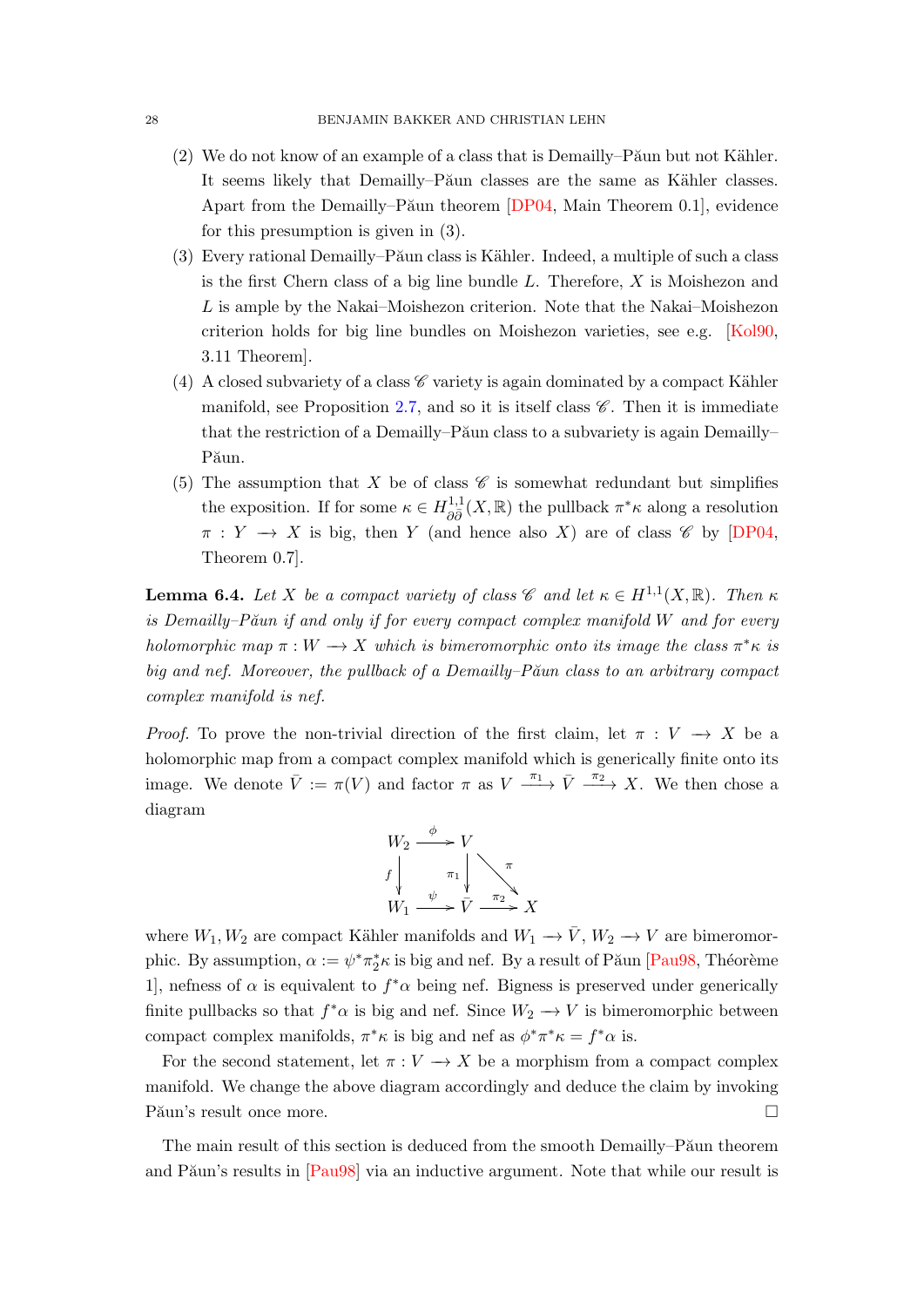(2) We do not know of an example of a class that is Demailly–Păun but not Kähler. It seems likely that Demailly–Păun classes are the same as Kähler classes. Apart from the Demailly–Păun theorem [DP04, Main Theorem 0.1], evidence for this presumption is given in (3).

(3) Every rational Demailly–Păun class is Kähler. Indeed, a multiple of such a class is the first Chern class of a big line bundle $L$. Therefore, $X$ is Moishezon and $L$ is ample by the Nakai–Moishezon criterion. Note that the Nakai–Moishezon criterion holds for big line bundles on Moishezon varieties, see e.g. [Kol90, 3.11 Theorem].

(4) A closed subvariety of a class $\mathscr{C}$ variety is again dominated by a compact Kähler manifold, see Proposition 2.7, and so it is itself class $\mathscr{C}$. Then it is immediate that the restriction of a Demailly–Păun class to a subvariety is again Demailly–Păun.

(5) The assumption that $X$ be of class $\mathscr{C}$ is somewhat redundant but simplifies the exposition. If for some $\kappa \in H^{1,1}_{\partial\bar\partial}(X,\mathbb{R})$ the pullback $\pi^*\kappa$ along a resolution $\pi : Y \longrightarrow X$ is big, then $Y$ (and hence also $X$) are of class $\mathscr{C}$ by [DP04, Theorem 0.7].

**Lemma 6.4.** *Let $X$ be a compact variety of class $\mathscr{C}$ and let $\kappa \in H^{1,1}(X,\mathbb{R})$. Then $\kappa$ is Demailly–Păun if and only if for every compact complex manifold $W$ and for every holomorphic map $\pi : W \longrightarrow X$ which is bimeromorphic onto its image the class $\pi^*\kappa$ is big and nef. Moreover, the pullback of a Demailly–Păun class to an arbitrary compact complex manifold is nef.*

*Proof.* To prove the non-trivial direction of the first claim, let $\pi : V \longrightarrow X$ be a holomorphic map from a compact complex manifold which is generically finite onto its image. We denote $\bar V := \pi(V)$ and factor $\pi$ as $V \xrightarrow{\pi_1} \bar V \xrightarrow{\pi_2} X$. We then chose a diagram

$$
\begin{array}{ccccc}
W_2 & \xrightarrow{\phi} & V & & \\
{\scriptstyle f}\downarrow & & \downarrow{\scriptstyle \pi_1} & \searrow^{\pi} & \\
W_1 & \xrightarrow{\psi} & \bar V & \xrightarrow{\pi_2} & X
\end{array}
$$

where $W_1, W_2$ are compact Kähler manifolds and $W_1 \longrightarrow \bar V$, $W_2 \longrightarrow V$ are bimeromorphic. By assumption, $\alpha := \psi^*\pi_2^*\kappa$ is big and nef. By a result of Păun [Pau98, Théorème 1], nefness of $\alpha$ is equivalent to $f^*\alpha$ being nef. Bigness is preserved under generically finite pullbacks so that $f^*\alpha$ is big and nef. Since $W_2 \longrightarrow V$ is bimeromorphic between compact complex manifolds, $\pi^*\kappa$ is big and nef as $\phi^*\pi^*\kappa = f^*\alpha$ is.

For the second statement, let $\pi : V \longrightarrow X$ be a morphism from a compact complex manifold. We change the above diagram accordingly and deduce the claim by invoking Păun's result once more. $\square$

The main result of this section is deduced from the smooth Demailly–Păun theorem and Păun's results in [Pau98] via an inductive argument. Note that while our result is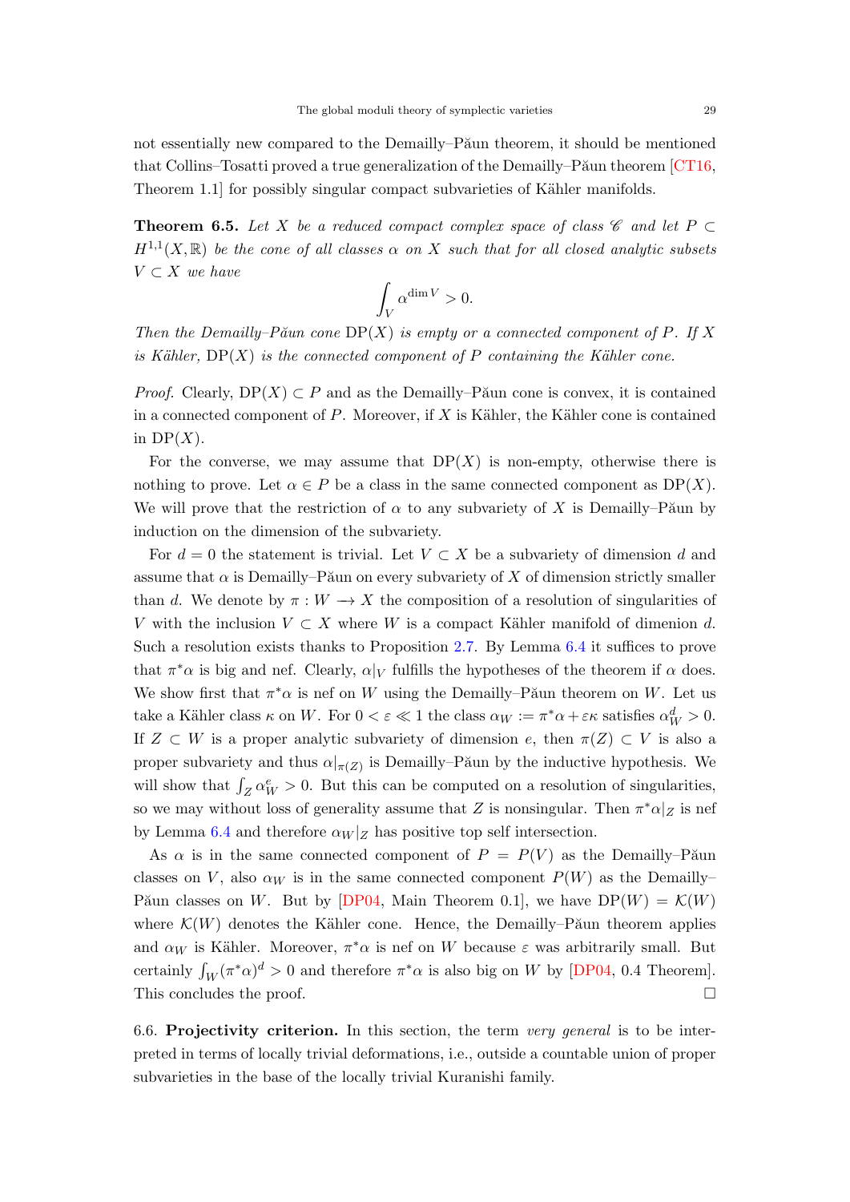not essentially new compared to the Demailly–Păun theorem, it should be mentioned that Collins–Tosatti proved a true generalization of the Demailly–Păun theorem [CT16, Theorem 1.1] for possibly singular compact subvarieties of Kähler manifolds.

**Theorem 6.5.** *Let $X$ be a reduced compact complex space of class $\mathscr{C}$ and let $P \subset H^{1,1}(X,\mathbb{R})$ be the cone of all classes $\alpha$ on $X$ such that for all closed analytic subsets $V \subset X$ we have*

$$\int_V \alpha^{\dim V} > 0.$$

*Then the Demailly–Păun cone $\mathrm{DP}(X)$ is empty or a connected component of $P$. If $X$ is Kähler, $\mathrm{DP}(X)$ is the connected component of $P$ containing the Kähler cone.*

*Proof.* Clearly, $\mathrm{DP}(X) \subset P$ and as the Demailly–Păun cone is convex, it is contained in a connected component of $P$. Moreover, if $X$ is Kähler, the Kähler cone is contained in $\mathrm{DP}(X)$.

For the converse, we may assume that $\mathrm{DP}(X)$ is non-empty, otherwise there is nothing to prove. Let $\alpha \in P$ be a class in the same connected component as $\mathrm{DP}(X)$. We will prove that the restriction of $\alpha$ to any subvariety of $X$ is Demailly–Păun by induction on the dimension of the subvariety.

For $d = 0$ the statement is trivial. Let $V \subset X$ be a subvariety of dimension $d$ and assume that $\alpha$ is Demailly–Păun on every subvariety of $X$ of dimension strictly smaller than $d$. We denote by $\pi : W \longrightarrow X$ the composition of a resolution of singularities of $V$ with the inclusion $V \subset X$ where $W$ is a compact Kähler manifold of dimenion $d$. Such a resolution exists thanks to Proposition 2.7. By Lemma 6.4 it suffices to prove that $\pi^*\alpha$ is big and nef. Clearly, $\alpha|_V$ fulfills the hypotheses of the theorem if $\alpha$ does. We show first that $\pi^*\alpha$ is nef on $W$ using the Demailly–Păun theorem on $W$. Let us take a Kähler class $\kappa$ on $W$. For $0 < \varepsilon \ll 1$ the class $\alpha_W := \pi^*\alpha + \varepsilon\kappa$ satisfies $\alpha_W^d > 0$. If $Z \subset W$ is a proper analytic subvariety of dimension $e$, then $\pi(Z) \subset V$ is also a proper subvariety and thus $\alpha|_{\pi(Z)}$ is Demailly–Păun by the inductive hypothesis. We will show that $\int_Z \alpha_W^e > 0$. But this can be computed on a resolution of singularities, so we may without loss of generality assume that $Z$ is nonsingular. Then $\pi^*\alpha|_Z$ is nef by Lemma 6.4 and therefore $\alpha_W|_Z$ has positive top self intersection.

As $\alpha$ is in the same connected component of $P = P(V)$ as the Demailly–Păun classes on $V$, also $\alpha_W$ is in the same connected component $P(W)$ as the Demailly–Păun classes on $W$. But by [DP04, Main Theorem 0.1], we have $\mathrm{DP}(W) = \mathcal{K}(W)$ where $\mathcal{K}(W)$ denotes the Kähler cone. Hence, the Demailly–Păun theorem applies and $\alpha_W$ is Kähler. Moreover, $\pi^*\alpha$ is nef on $W$ because $\varepsilon$ was arbitrarily small. But certainly $\int_W(\pi^*\alpha)^d > 0$ and therefore $\pi^*\alpha$ is also big on $W$ by [DP04, 0.4 Theorem]. This concludes the proof. □

6.6. **Projectivity criterion.** In this section, the term *very general* is to be interpreted in terms of locally trivial deformations, i.e., outside a countable union of proper subvarieties in the base of the locally trivial Kuranishi family.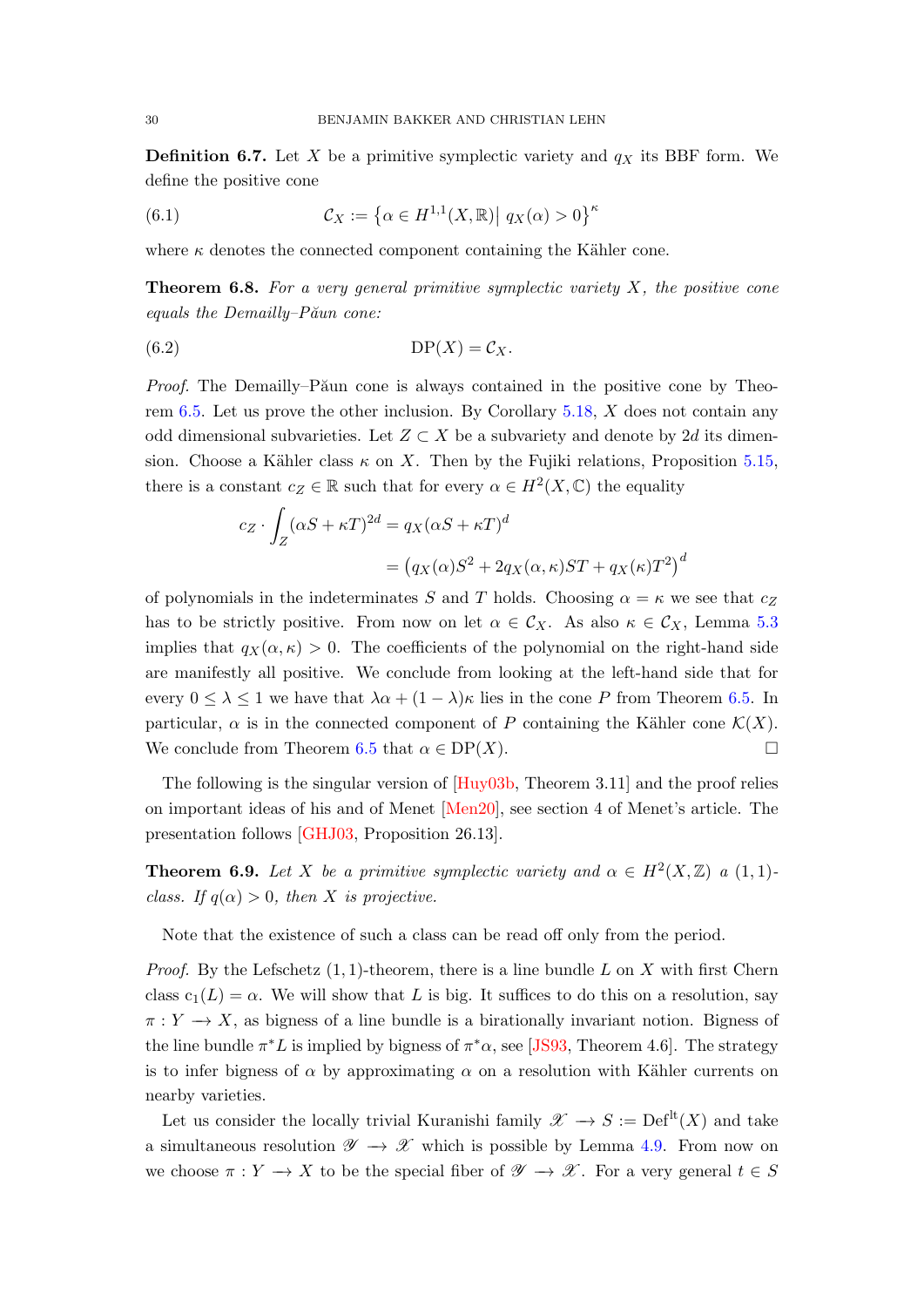**Definition 6.7.** Let $X$ be a primitive symplectic variety and $q_X$ its BBF form. We define the positive cone

$$\mathcal{C}_X := \left\{\alpha \in H^{1,1}(X,\mathbb{R}) \middle|\ q_X(\alpha) > 0\right\}^\kappa \tag{6.1}$$

where $\kappa$ denotes the connected component containing the Kähler cone.

**Theorem 6.8.** *For a very general primitive symplectic variety $X$, the positive cone equals the Demailly–Păun cone:*

$$\mathrm{DP}(X) = \mathcal{C}_X. \tag{6.2}$$

*Proof.* The Demailly–Păun cone is always contained in the positive cone by Theorem 6.5. Let us prove the other inclusion. By Corollary 5.18, $X$ does not contain any odd dimensional subvarieties. Let $Z \subset X$ be a subvariety and denote by $2d$ its dimension. Choose a Kähler class $\kappa$ on $X$. Then by the Fujiki relations, Proposition 5.15, there is a constant $c_Z \in \mathbb{R}$ such that for every $\alpha \in H^2(X,\mathbb{C})$ the equality

$$\begin{aligned} c_Z \cdot \int_Z (\alpha S + \kappa T)^{2d} &= q_X(\alpha S + \kappa T)^d \\ &= \left(q_X(\alpha)S^2 + 2q_X(\alpha,\kappa)ST + q_X(\kappa)T^2\right)^d \end{aligned}$$

of polynomials in the indeterminates $S$ and $T$ holds. Choosing $\alpha = \kappa$ we see that $c_Z$ has to be strictly positive. From now on let $\alpha \in \mathcal{C}_X$. As also $\kappa \in \mathcal{C}_X$, Lemma 5.3 implies that $q_X(\alpha,\kappa) > 0$. The coefficients of the polynomial on the right-hand side are manifestly all positive. We conclude from looking at the left-hand side that for every $0 \le \lambda \le 1$ we have that $\lambda\alpha + (1-\lambda)\kappa$ lies in the cone $P$ from Theorem 6.5. In particular, $\alpha$ is in the connected component of $P$ containing the Kähler cone $\mathcal{K}(X)$. We conclude from Theorem 6.5 that $\alpha \in \mathrm{DP}(X)$. $\square$

The following is the singular version of [Huy03b, Theorem 3.11] and the proof relies on important ideas of his and of Menet [Men20], see section 4 of Menet's article. The presentation follows [GHJ03, Proposition 26.13].

**Theorem 6.9.** *Let $X$ be a primitive symplectic variety and $\alpha \in H^2(X,\mathbb{Z})$ a $(1,1)$-class. If $q(\alpha) > 0$, then $X$ is projective.*

Note that the existence of such a class can be read off only from the period.

*Proof.* By the Lefschetz $(1,1)$-theorem, there is a line bundle $L$ on $X$ with first Chern class $\mathrm{c}_1(L) = \alpha$. We will show that $L$ is big. It suffices to do this on a resolution, say $\pi : Y \longrightarrow X$, as bigness of a line bundle is a birationally invariant notion. Bigness of the line bundle $\pi^*L$ is implied by bigness of $\pi^*\alpha$, see [JS93, Theorem 4.6]. The strategy is to infer bigness of $\alpha$ by approximating $\alpha$ on a resolution with Kähler currents on nearby varieties.

Let us consider the locally trivial Kuranishi family $\mathscr{X} \longrightarrow S := \mathrm{Def}^{\mathrm{lt}}(X)$ and take a simultaneous resolution $\mathscr{Y} \longrightarrow \mathscr{X}$ which is possible by Lemma 4.9. From now on we choose $\pi : Y \longrightarrow X$ to be the special fiber of $\mathscr{Y} \longrightarrow \mathscr{X}$. For a very general $t \in S$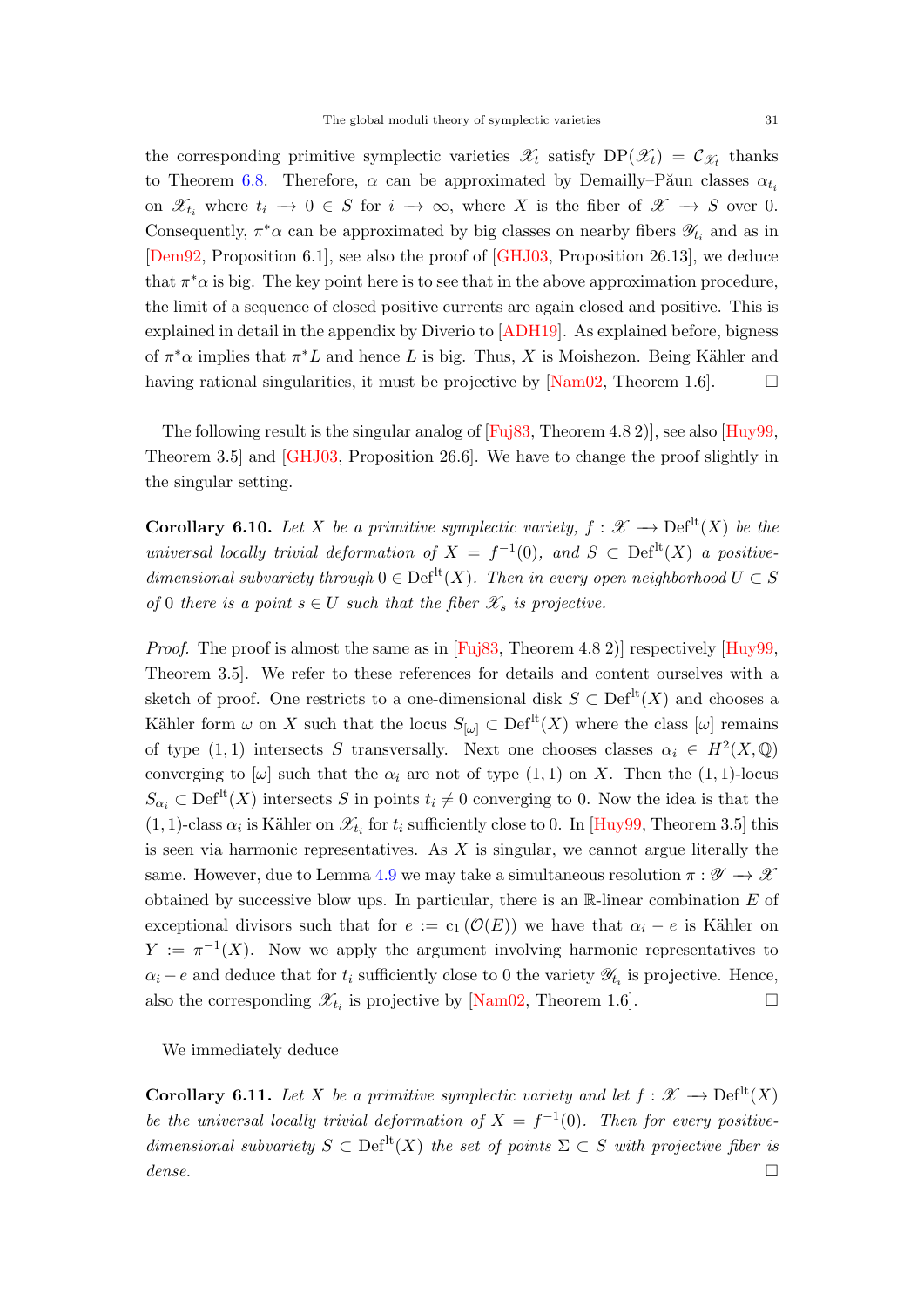the corresponding primitive symplectic varieties $\mathscr{X}_t$ satisfy $\mathrm{DP}(\mathscr{X}_t) = \mathcal{C}_{\mathscr{X}_t}$ thanks to Theorem 6.8. Therefore, $\alpha$ can be approximated by Demailly–Păun classes $\alpha_{t_i}$ on $\mathscr{X}_{t_i}$ where $t_i \to 0 \in S$ for $i \to \infty$, where $X$ is the fiber of $\mathscr{X} \to S$ over 0. Consequently, $\pi^*\alpha$ can be approximated by big classes on nearby fibers $\mathscr{Y}_{t_i}$ and as in [Dem92, Proposition 6.1], see also the proof of [GHJ03, Proposition 26.13], we deduce that $\pi^*\alpha$ is big. The key point here is to see that in the above approximation procedure, the limit of a sequence of closed positive currents are again closed and positive. This is explained in detail in the appendix by Diverio to [ADH19]. As explained before, bigness of $\pi^*\alpha$ implies that $\pi^*L$ and hence $L$ is big. Thus, $X$ is Moishezon. Being Kähler and having rational singularities, it must be projective by [Nam02, Theorem 1.6]. □

The following result is the singular analog of [Fuj83, Theorem 4.8 2)], see also [Huy99, Theorem 3.5] and [GHJ03, Proposition 26.6]. We have to change the proof slightly in the singular setting.

**Corollary 6.10.** *Let $X$ be a primitive symplectic variety, $f : \mathscr{X} \to \mathrm{Def}^{\mathrm{lt}}(X)$ be the universal locally trivial deformation of $X = f^{-1}(0)$, and $S \subset \mathrm{Def}^{\mathrm{lt}}(X)$ a positive-dimensional subvariety through $0 \in \mathrm{Def}^{\mathrm{lt}}(X)$. Then in every open neighborhood $U \subset S$ of 0 there is a point $s \in U$ such that the fiber $\mathscr{X}_s$ is projective.*

*Proof.* The proof is almost the same as in [Fuj83, Theorem 4.8 2)] respectively [Huy99, Theorem 3.5]. We refer to these references for details and content ourselves with a sketch of proof. One restricts to a one-dimensional disk $S \subset \mathrm{Def}^{\mathrm{lt}}(X)$ and chooses a Kähler form $\omega$ on $X$ such that the locus $S_{[\omega]} \subset \mathrm{Def}^{\mathrm{lt}}(X)$ where the class $[\omega]$ remains of type $(1,1)$ intersects $S$ transversally. Next one chooses classes $\alpha_i \in H^2(X, \mathbb{Q})$ converging to $[\omega]$ such that the $\alpha_i$ are not of type $(1,1)$ on $X$. Then the $(1,1)$-locus $S_{\alpha_i} \subset \mathrm{Def}^{\mathrm{lt}}(X)$ intersects $S$ in points $t_i \neq 0$ converging to 0. Now the idea is that the $(1,1)$-class $\alpha_i$ is Kähler on $\mathscr{X}_{t_i}$ for $t_i$ sufficiently close to 0. In [Huy99, Theorem 3.5] this is seen via harmonic representatives. As $X$ is singular, we cannot argue literally the same. However, due to Lemma 4.9 we may take a simultaneous resolution $\pi : \mathscr{Y} \to \mathscr{X}$ obtained by successive blow ups. In particular, there is an $\mathbb{R}$-linear combination $E$ of exceptional divisors such that for $e := \mathrm{c}_1(\mathcal{O}(E))$ we have that $\alpha_i - e$ is Kähler on $Y := \pi^{-1}(X)$. Now we apply the argument involving harmonic representatives to $\alpha_i - e$ and deduce that for $t_i$ sufficiently close to 0 the variety $\mathscr{Y}_{t_i}$ is projective. Hence, also the corresponding $\mathscr{X}_{t_i}$ is projective by [Nam02, Theorem 1.6]. □

We immediately deduce

**Corollary 6.11.** *Let $X$ be a primitive symplectic variety and let $f : \mathscr{X} \to \mathrm{Def}^{\mathrm{lt}}(X)$ be the universal locally trivial deformation of $X = f^{-1}(0)$. Then for every positive-dimensional subvariety $S \subset \mathrm{Def}^{\mathrm{lt}}(X)$ the set of points $\Sigma \subset S$ with projective fiber is dense.* □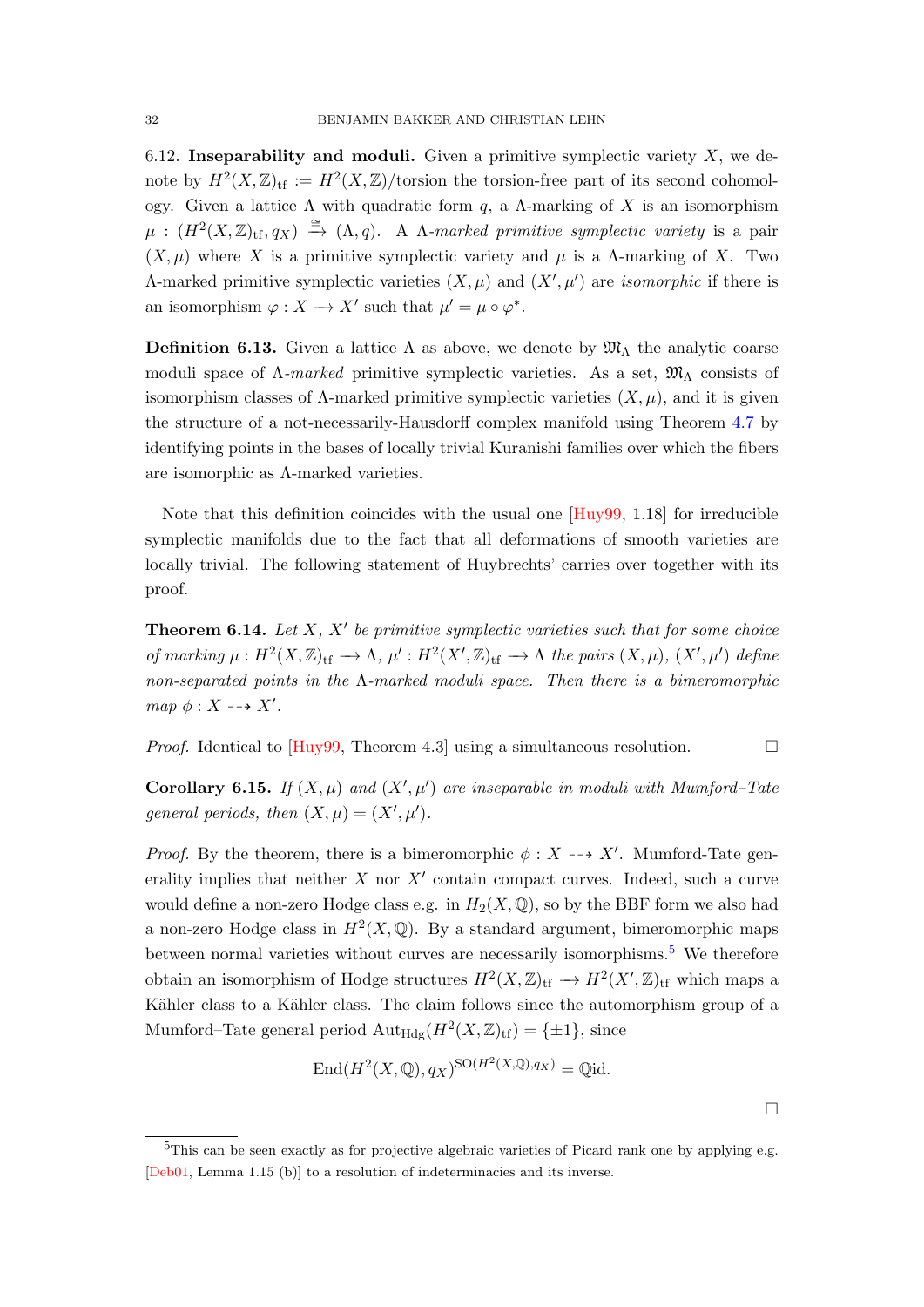**6.12. Inseparability and moduli.** Given a primitive symplectic variety $X$, we denote by $H^2(X,\mathbb{Z})_{\rm tf} := H^2(X,\mathbb{Z})/\text{torsion}$ the torsion-free part of its second cohomology. Given a lattice $\Lambda$ with quadratic form $q$, a $\Lambda$-marking of $X$ is an isomorphism $\mu : (H^2(X,\mathbb{Z})_{\rm tf}, q_X) \xrightarrow{\cong} (\Lambda, q)$. A *$\Lambda$-marked primitive symplectic variety* is a pair $(X,\mu)$ where $X$ is a primitive symplectic variety and $\mu$ is a $\Lambda$-marking of $X$. Two $\Lambda$-marked primitive symplectic varieties $(X,\mu)$ and $(X',\mu')$ are *isomorphic* if there is an isomorphism $\varphi : X \longrightarrow X'$ such that $\mu' = \mu \circ \varphi^*$.

**Definition 6.13.** Given a lattice $\Lambda$ as above, we denote by $\mathfrak{M}_\Lambda$ the analytic coarse moduli space of $\Lambda$-*marked* primitive symplectic varieties. As a set, $\mathfrak{M}_\Lambda$ consists of isomorphism classes of $\Lambda$-marked primitive symplectic varieties $(X,\mu)$, and it is given the structure of a not-necessarily-Hausdorff complex manifold using Theorem 4.7 by identifying points in the bases of locally trivial Kuranishi families over which the fibers are isomorphic as $\Lambda$-marked varieties.

Note that this definition coincides with the usual one [Huy99, 1.18] for irreducible symplectic manifolds due to the fact that all deformations of smooth varieties are locally trivial. The following statement of Huybrechts' carries over together with its proof.

**Theorem 6.14.** *Let $X$, $X'$ be primitive symplectic varieties such that for some choice of marking $\mu : H^2(X,\mathbb{Z})_{\rm tf} \longrightarrow \Lambda$, $\mu' : H^2(X',\mathbb{Z})_{\rm tf} \longrightarrow \Lambda$ the pairs $(X,\mu)$, $(X',\mu')$ define non-separated points in the $\Lambda$-marked moduli space. Then there is a bimeromorphic map $\phi : X \dashrightarrow X'$.*

*Proof.* Identical to [Huy99, Theorem 4.3] using a simultaneous resolution. □

**Corollary 6.15.** *If $(X,\mu)$ and $(X',\mu')$ are inseparable in moduli with Mumford–Tate general periods, then $(X,\mu) = (X',\mu')$.*

*Proof.* By the theorem, there is a bimeromorphic $\phi : X \dashrightarrow X'$. Mumford-Tate generality implies that neither $X$ nor $X'$ contain compact curves. Indeed, such a curve would define a non-zero Hodge class e.g. in $H_2(X,\mathbb{Q})$, so by the BBF form we also had a non-zero Hodge class in $H^2(X,\mathbb{Q})$. By a standard argument, bimeromorphic maps between normal varieties without curves are necessarily isomorphisms.[5] We therefore obtain an isomorphism of Hodge structures $H^2(X,\mathbb{Z})_{\rm tf} \longrightarrow H^2(X',\mathbb{Z})_{\rm tf}$ which maps a Kähler class to a Kähler class. The claim follows since the automorphism group of a Mumford–Tate general period $\mathrm{Aut}_{\mathrm{Hdg}}(H^2(X,\mathbb{Z})_{\rm tf}) = \{\pm 1\}$, since

$$\mathrm{End}(H^2(X,\mathbb{Q}), q_X)^{\mathrm{SO}(H^2(X,\mathbb{Q}),q_X)} = \mathbb{Q}\mathrm{id}.$$

□

[5] This can be seen exactly as for projective algebraic varieties of Picard rank one by applying e.g. [Deb01, Lemma 1.15 (b)] to a resolution of indeterminacies and its inverse.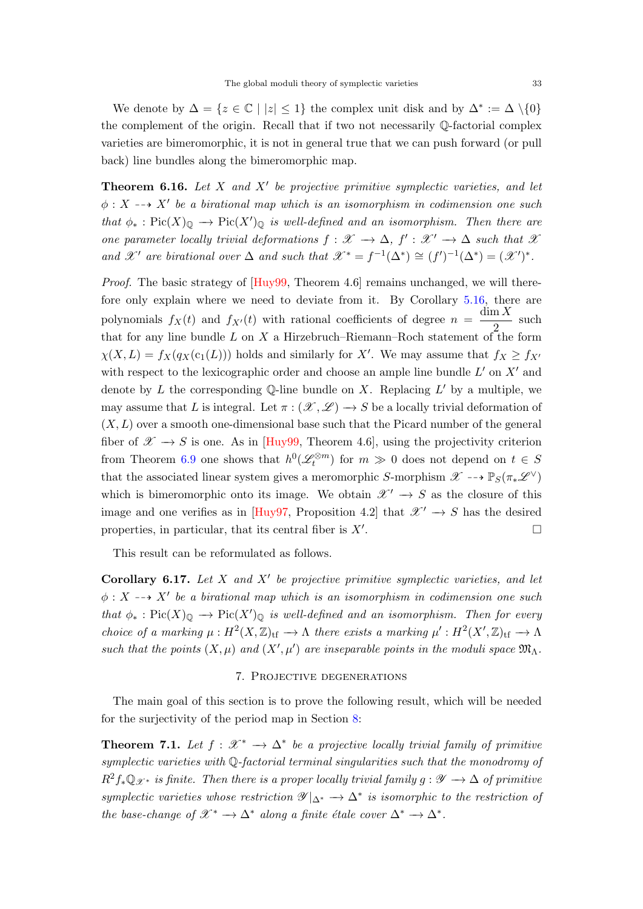We denote by $\Delta = \{z \in \mathbb{C} \mid |z| \leq 1\}$ the complex unit disk and by $\Delta^* := \Delta \setminus \{0\}$ the complement of the origin. Recall that if two not necessarily $\mathbb{Q}$-factorial complex varieties are bimeromorphic, it is not in general true that we can push forward (or pull back) line bundles along the bimeromorphic map.

**Theorem 6.16.** *Let $X$ and $X'$ be projective primitive symplectic varieties, and let $\phi : X \dashrightarrow X'$ be a birational map which is an isomorphism in codimension one such that $\phi_* : \mathrm{Pic}(X)_{\mathbb{Q}} \longrightarrow \mathrm{Pic}(X')_{\mathbb{Q}}$ is well-defined and an isomorphism. Then there are one parameter locally trivial deformations $f : \mathscr{X} \longrightarrow \Delta$, $f' : \mathscr{X}' \longrightarrow \Delta$ such that $\mathscr{X}$ and $\mathscr{X}'$ are birational over $\Delta$ and such that $\mathscr{X}^* = f^{-1}(\Delta^*) \cong (f')^{-1}(\Delta^*) = (\mathscr{X}')^*$.*

*Proof.* The basic strategy of [Huy99, Theorem 4.6] remains unchanged, we will therefore only explain where we need to deviate from it. By Corollary 5.16, there are polynomials $f_X(t)$ and $f_{X'}(t)$ with rational coefficients of degree $n = \dfrac{\dim X}{2}$ such that for any line bundle $L$ on $X$ a Hirzebruch–Riemann–Roch statement of the form $\chi(X, L) = f_X(q_X(\mathrm{c}_1(L)))$ holds and similarly for $X'$. We may assume that $f_X \geq f_{X'}$ with respect to the lexicographic order and choose an ample line bundle $L'$ on $X'$ and denote by $L$ the corresponding $\mathbb{Q}$-line bundle on $X$. Replacing $L'$ by a multiple, we may assume that $L$ is integral. Let $\pi : (\mathscr{X}, \mathscr{L}) \longrightarrow S$ be a locally trivial deformation of $(X, L)$ over a smooth one-dimensional base such that the Picard number of the general fiber of $\mathscr{X} \longrightarrow S$ is one. As in [Huy99, Theorem 4.6], using the projectivity criterion from Theorem 6.9 one shows that $h^0(\mathscr{L}_t^{\otimes m})$ for $m \gg 0$ does not depend on $t \in S$ that the associated linear system gives a meromorphic $S$-morphism $\mathscr{X} \dashrightarrow \mathbb{P}_S(\pi_* \mathscr{L}^\vee)$ which is bimeromorphic onto its image. We obtain $\mathscr{X}' \longrightarrow S$ as the closure of this image and one verifies as in [Huy97, Proposition 4.2] that $\mathscr{X}' \longrightarrow S$ has the desired properties, in particular, that its central fiber is $X'$. □

This result can be reformulated as follows.

**Corollary 6.17.** *Let $X$ and $X'$ be projective primitive symplectic varieties, and let $\phi : X \dashrightarrow X'$ be a birational map which is an isomorphism in codimension one such that $\phi_* : \mathrm{Pic}(X)_{\mathbb{Q}} \longrightarrow \mathrm{Pic}(X')_{\mathbb{Q}}$ is well-defined and an isomorphism. Then for every choice of a marking $\mu : H^2(X, \mathbb{Z})_{\mathrm{tf}} \longrightarrow \Lambda$ there exists a marking $\mu' : H^2(X', \mathbb{Z})_{\mathrm{tf}} \longrightarrow \Lambda$ such that the points $(X, \mu)$ and $(X', \mu')$ are inseparable points in the moduli space $\mathfrak{M}_\Lambda$.*

## 7. Projective degenerations

The main goal of this section is to prove the following result, which will be needed for the surjectivity of the period map in Section 8:

**Theorem 7.1.** *Let $f : \mathscr{X}^* \longrightarrow \Delta^*$ be a projective locally trivial family of primitive symplectic varieties with $\mathbb{Q}$-factorial terminal singularities such that the monodromy of $R^2 f_* \mathbb{Q}_{\mathscr{X}^*}$ is finite. Then there is a proper locally trivial family $g : \mathscr{Y} \longrightarrow \Delta$ of primitive symplectic varieties whose restriction $\mathscr{Y}|_{\Delta^*} \longrightarrow \Delta^*$ is isomorphic to the restriction of the base-change of $\mathscr{X}^* \longrightarrow \Delta^*$ along a finite étale cover $\Delta^* \longrightarrow \Delta^*$.*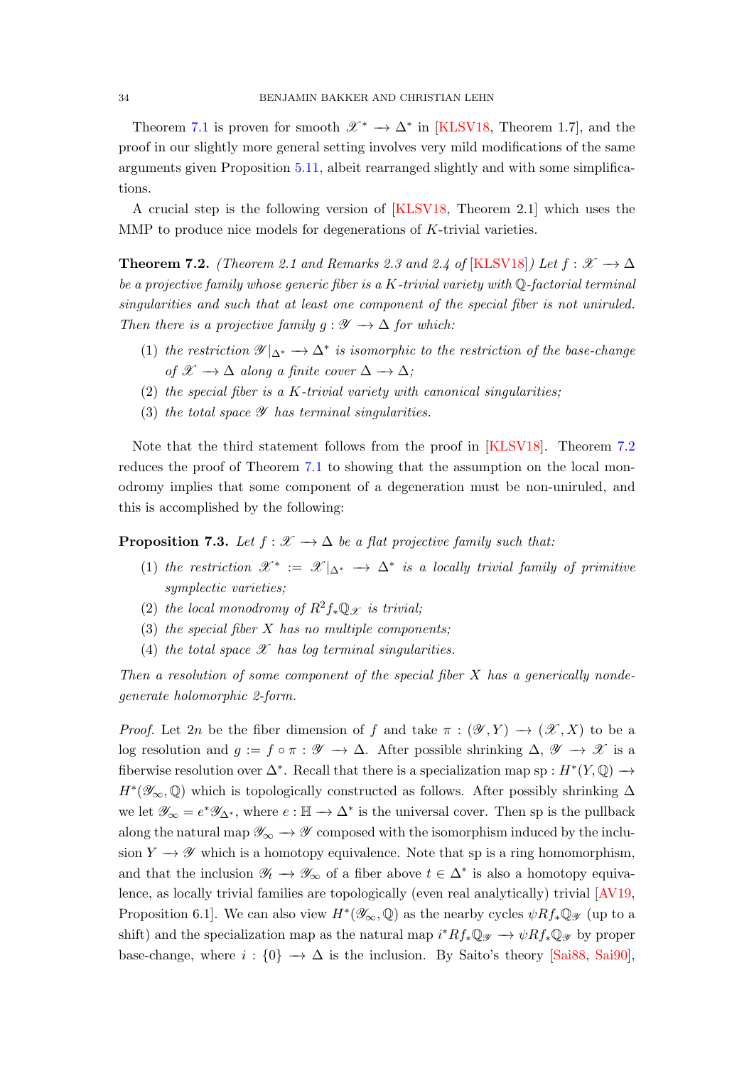Theorem 7.1 is proven for smooth $\mathscr{X}^* \to \Delta^*$ in [KLSV18, Theorem 1.7], and the proof in our slightly more general setting involves very mild modifications of the same arguments given Proposition 5.11, albeit rearranged slightly and with some simplifications.

A crucial step is the following version of [KLSV18, Theorem 2.1] which uses the MMP to produce nice models for degenerations of $K$-trivial varieties.

**Theorem 7.2.** *(Theorem 2.1 and Remarks 2.3 and 2.4 of [KLSV18]) Let $f : \mathscr{X} \to \Delta$ be a projective family whose generic fiber is a $K$-trivial variety with $\mathbb{Q}$-factorial terminal singularities and such that at least one component of the special fiber is not uniruled. Then there is a projective family $g : \mathscr{Y} \to \Delta$ for which:*

1. *the restriction $\mathscr{Y}|_{\Delta^*} \to \Delta^*$ is isomorphic to the restriction of the base-change of $\mathscr{X} \to \Delta$ along a finite cover $\Delta \to \Delta$;*
2. *the special fiber is a $K$-trivial variety with canonical singularities;*
3. *the total space $\mathscr{Y}$ has terminal singularities.*

Note that the third statement follows from the proof in [KLSV18]. Theorem 7.2 reduces the proof of Theorem 7.1 to showing that the assumption on the local monodromy implies that some component of a degeneration must be non-uniruled, and this is accomplished by the following:

**Proposition 7.3.** *Let $f : \mathscr{X} \to \Delta$ be a flat projective family such that:*

1. *the restriction $\mathscr{X}^* := \mathscr{X}|_{\Delta^*} \to \Delta^*$ is a locally trivial family of primitive symplectic varieties;*
2. *the local monodromy of $R^2 f_*\mathbb{Q}_{\mathscr{X}}$ is trivial;*
3. *the special fiber $X$ has no multiple components;*
4. *the total space $\mathscr{X}$ has log terminal singularities.*

*Then a resolution of some component of the special fiber $X$ has a generically nondegenerate holomorphic 2-form.*

*Proof.* Let $2n$ be the fiber dimension of $f$ and take $\pi : (\mathscr{Y}, Y) \to (\mathscr{X}, X)$ to be a log resolution and $g := f \circ \pi : \mathscr{Y} \to \Delta$. After possible shrinking $\Delta$, $\mathscr{Y} \to \mathscr{X}$ is a fiberwise resolution over $\Delta^*$. Recall that there is a specialization map $\mathrm{sp} : H^*(Y, \mathbb{Q}) \to H^*(\mathscr{Y}_\infty, \mathbb{Q})$ which is topologically constructed as follows. After possibly shrinking $\Delta$ we let $\mathscr{Y}_\infty = e^*\mathscr{Y}_{\Delta^*}$, where $e : \mathbb{H} \to \Delta^*$ is the universal cover. Then sp is the pullback along the natural map $\mathscr{Y}_\infty \to \mathscr{Y}$ composed with the isomorphism induced by the inclusion $Y \to \mathscr{Y}$ which is a homotopy equivalence. Note that sp is a ring homomorphism, and that the inclusion $\mathscr{Y}_t \to \mathscr{Y}_\infty$ of a fiber above $t \in \Delta^*$ is also a homotopy equivalence, as locally trivial families are topologically (even real analytically) trivial [AV19, Proposition 6.1]. We can also view $H^*(\mathscr{Y}_\infty, \mathbb{Q})$ as the nearby cycles $\psi R f_* \mathbb{Q}_{\mathscr{Y}}$ (up to a shift) and the specialization map as the natural map $i^* R f_* \mathbb{Q}_{\mathscr{Y}} \to \psi R f_* \mathbb{Q}_{\mathscr{Y}}$ by proper base-change, where $i : \{0\} \to \Delta$ is the inclusion. By Saito's theory [Sai88, Sai90],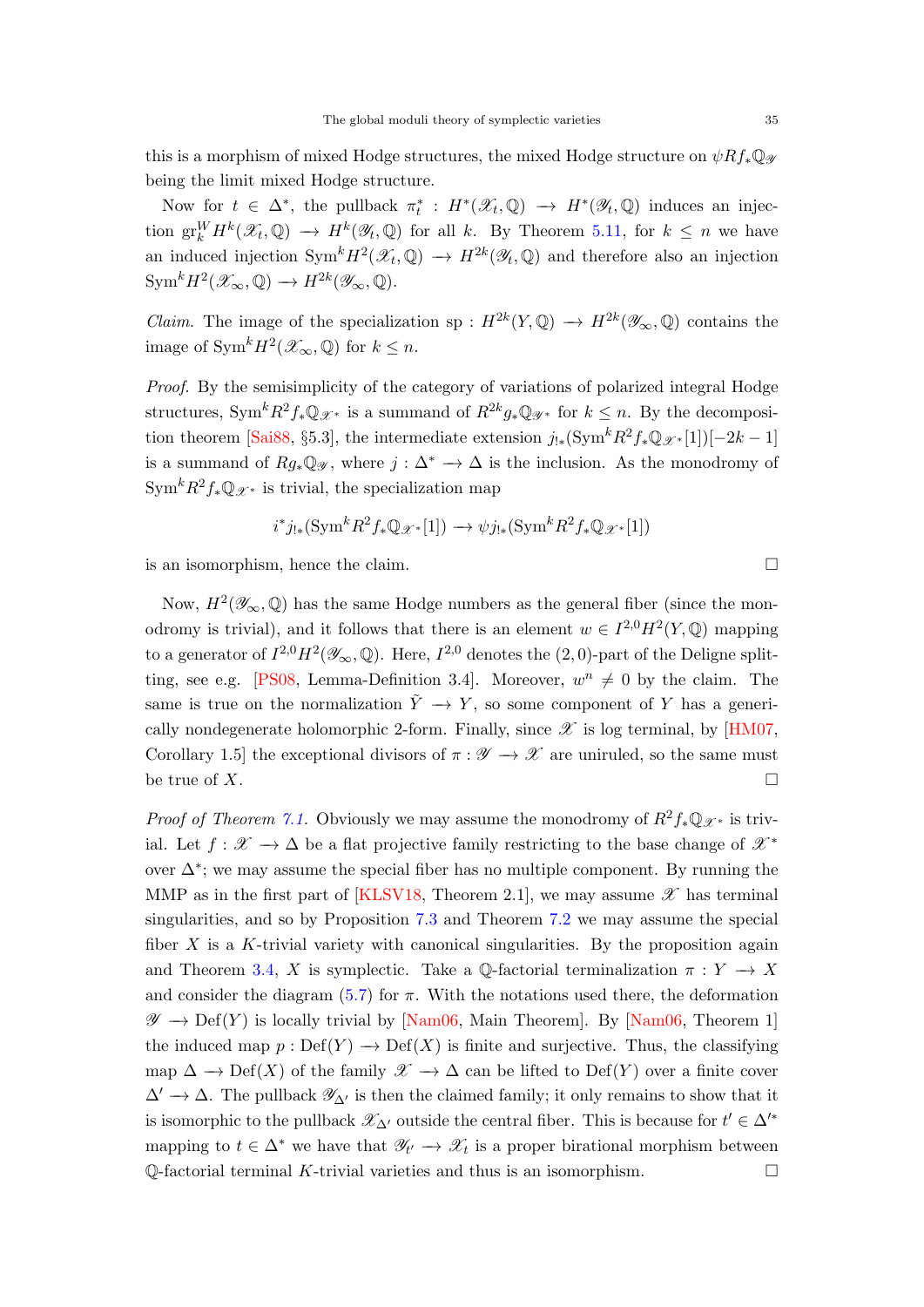this is a morphism of mixed Hodge structures, the mixed Hodge structure on $\psi Rf_*\mathbb{Q}_{\mathscr{Y}}$ being the limit mixed Hodge structure.

Now for $t \in \Delta^*$, the pullback $\pi_t^* : H^*(\mathscr{X}_t, \mathbb{Q}) \to H^*(\mathscr{Y}_t, \mathbb{Q})$ induces an injection $\mathrm{gr}^W_k H^k(\mathscr{X}_t, \mathbb{Q}) \to H^k(\mathscr{Y}_t, \mathbb{Q})$ for all $k$. By Theorem 5.11, for $k \leq n$ we have an induced injection $\mathrm{Sym}^k H^2(\mathscr{X}_t, \mathbb{Q}) \to H^{2k}(\mathscr{Y}_t, \mathbb{Q})$ and therefore also an injection $\mathrm{Sym}^k H^2(\mathscr{X}_\infty, \mathbb{Q}) \to H^{2k}(\mathscr{Y}_\infty, \mathbb{Q})$.

*Claim.* The image of the specialization $\mathrm{sp} : H^{2k}(Y, \mathbb{Q}) \to H^{2k}(\mathscr{Y}_\infty, \mathbb{Q})$ contains the image of $\mathrm{Sym}^k H^2(\mathscr{X}_\infty, \mathbb{Q})$ for $k \leq n$.

*Proof.* By the semisimplicity of the category of variations of polarized integral Hodge structures, $\mathrm{Sym}^k R^2 f_*\mathbb{Q}_{\mathscr{X}^*}$ is a summand of $R^{2k} g_*\mathbb{Q}_{\mathscr{Y}^*}$ for $k \leq n$. By the decomposition theorem [Sai88, §5.3], the intermediate extension $j_{!*}(\mathrm{Sym}^k R^2 f_*\mathbb{Q}_{\mathscr{X}^*}[1])[-2k-1]$ is a summand of $Rg_*\mathbb{Q}_{\mathscr{Y}}$, where $j : \Delta^* \to \Delta$ is the inclusion. As the monodromy of $\mathrm{Sym}^k R^2 f_*\mathbb{Q}_{\mathscr{X}^*}$ is trivial, the specialization map

$$i^* j_{!*}(\mathrm{Sym}^k R^2 f_*\mathbb{Q}_{\mathscr{X}^*}[1]) \to \psi j_{!*}(\mathrm{Sym}^k R^2 f_*\mathbb{Q}_{\mathscr{X}^*}[1])$$

is an isomorphism, hence the claim. □

Now, $H^2(\mathscr{Y}_\infty, \mathbb{Q})$ has the same Hodge numbers as the general fiber (since the monodromy is trivial), and it follows that there is an element $w \in I^{2,0}H^2(Y, \mathbb{Q})$ mapping to a generator of $I^{2,0}H^2(\mathscr{Y}_\infty, \mathbb{Q})$. Here, $I^{2,0}$ denotes the $(2,0)$-part of the Deligne splitting, see e.g. [PS08, Lemma-Definition 3.4]. Moreover, $w^n \neq 0$ by the claim. The same is true on the normalization $\tilde{Y} \to Y$, so some component of $Y$ has a generically nondegenerate holomorphic 2-form. Finally, since $\mathscr{X}$ is log terminal, by [HM07, Corollary 1.5] the exceptional divisors of $\pi : \mathscr{Y} \to \mathscr{X}$ are uniruled, so the same must be true of $X$. □

*Proof of Theorem 7.1.* Obviously we may assume the monodromy of $R^2 f_*\mathbb{Q}_{\mathscr{X}^*}$ is trivial. Let $f : \mathscr{X} \to \Delta$ be a flat projective family restricting to the base change of $\mathscr{X}^*$ over $\Delta^*$; we may assume the special fiber has no multiple component. By running the MMP as in the first part of [KLSV18, Theorem 2.1], we may assume $\mathscr{X}$ has terminal singularities, and so by Proposition 7.3 and Theorem 7.2 we may assume the special fiber $X$ is a $K$-trivial variety with canonical singularities. By the proposition again and Theorem 3.4, $X$ is symplectic. Take a $\mathbb{Q}$-factorial terminalization $\pi : Y \to X$ and consider the diagram (5.7) for $\pi$. With the notations used there, the deformation $\mathscr{Y} \to \mathrm{Def}(Y)$ is locally trivial by [Nam06, Main Theorem]. By [Nam06, Theorem 1] the induced map $p : \mathrm{Def}(Y) \to \mathrm{Def}(X)$ is finite and surjective. Thus, the classifying map $\Delta \to \mathrm{Def}(X)$ of the family $\mathscr{X} \to \Delta$ can be lifted to $\mathrm{Def}(Y)$ over a finite cover $\Delta' \to \Delta$. The pullback $\mathscr{Y}_{\Delta'}$ is then the claimed family; it only remains to show that it is isomorphic to the pullback $\mathscr{X}_{\Delta'}$ outside the central fiber. This is because for $t' \in \Delta'^*$ mapping to $t \in \Delta^*$ we have that $\mathscr{Y}_{t'} \to \mathscr{X}_t$ is a proper birational morphism between $\mathbb{Q}$-factorial terminal $K$-trivial varieties and thus is an isomorphism. □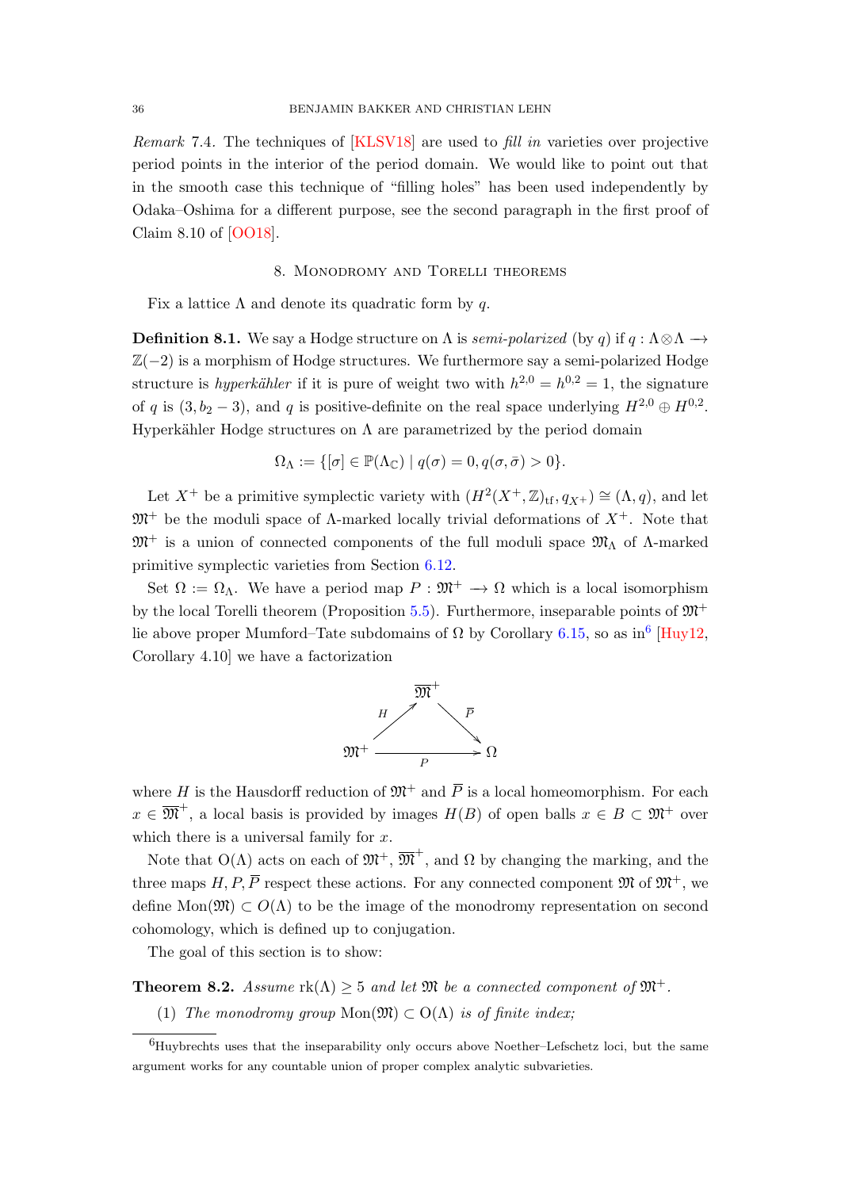*Remark* 7.4. The techniques of [KLSV18] are used to *fill in* varieties over projective period points in the interior of the period domain. We would like to point out that in the smooth case this technique of "filling holes" has been used independently by Odaka–Oshima for a different purpose, see the second paragraph in the first proof of Claim 8.10 of [OO18].

## 8. Monodromy and Torelli theorems

Fix a lattice $\Lambda$ and denote its quadratic form by $q$.

**Definition 8.1.** We say a Hodge structure on $\Lambda$ is *semi-polarized* (by $q$) if $q : \Lambda\otimes\Lambda \longrightarrow \mathbb{Z}(-2)$ is a morphism of Hodge structures. We furthermore say a semi-polarized Hodge structure is *hyperkähler* if it is pure of weight two with $h^{2,0} = h^{0,2} = 1$, the signature of $q$ is $(3, b_2 - 3)$, and $q$ is positive-definite on the real space underlying $H^{2,0} \oplus H^{0,2}$. Hyperkähler Hodge structures on $\Lambda$ are parametrized by the period domain

$$\Omega_\Lambda := \{[\sigma] \in \mathbb{P}(\Lambda_\mathbb{C}) \mid q(\sigma) = 0, q(\sigma, \bar\sigma) > 0\}.$$

Let $X^+$ be a primitive symplectic variety with $(H^2(X^+, \mathbb{Z})_{\mathrm{tf}}, q_{X^+}) \cong (\Lambda, q)$, and let $\mathfrak{M}^+$ be the moduli space of $\Lambda$-marked locally trivial deformations of $X^+$. Note that $\mathfrak{M}^+$ is a union of connected components of the full moduli space $\mathfrak{M}_\Lambda$ of $\Lambda$-marked primitive symplectic varieties from Section 6.12.

Set $\Omega := \Omega_\Lambda$. We have a period map $P : \mathfrak{M}^+ \longrightarrow \Omega$ which is a local isomorphism by the local Torelli theorem (Proposition 5.5). Furthermore, inseparable points of $\mathfrak{M}^+$ lie above proper Mumford–Tate subdomains of $\Omega$ by Corollary 6.15, so as in[6] [Huy12, Corollary 4.10] we have a factorization

$$\begin{array}{ccc} & \overline{\mathfrak{M}}^+ & \\ {\scriptstyle H}\nearrow & & \searrow{\scriptstyle \overline{P}} \\ \mathfrak{M}^+ & \xrightarrow[P]{} & \Omega \end{array}$$

where $H$ is the Hausdorff reduction of $\mathfrak{M}^+$ and $\overline{P}$ is a local homeomorphism. For each $x \in \overline{\mathfrak{M}}^+$, a local basis is provided by images $H(B)$ of open balls $x \in B \subset \mathfrak{M}^+$ over which there is a universal family for $x$.

Note that $\mathrm{O}(\Lambda)$ acts on each of $\mathfrak{M}^+$, $\overline{\mathfrak{M}}^+$, and $\Omega$ by changing the marking, and the three maps $H, P, \overline{P}$ respect these actions. For any connected component $\mathfrak{M}$ of $\mathfrak{M}^+$, we define $\mathrm{Mon}(\mathfrak{M}) \subset O(\Lambda)$ to be the image of the monodromy representation on second cohomology, which is defined up to conjugation.

The goal of this section is to show:

**Theorem 8.2.** *Assume* $\mathrm{rk}(\Lambda) \geq 5$ *and let* $\mathfrak{M}$ *be a connected component of* $\mathfrak{M}^+$.

(1) *The monodromy group* $\mathrm{Mon}(\mathfrak{M}) \subset \mathrm{O}(\Lambda)$ *is of finite index;*

[6] Huybrechts uses that the inseparability only occurs above Noether–Lefschetz loci, but the same argument works for any countable union of proper complex analytic subvarieties.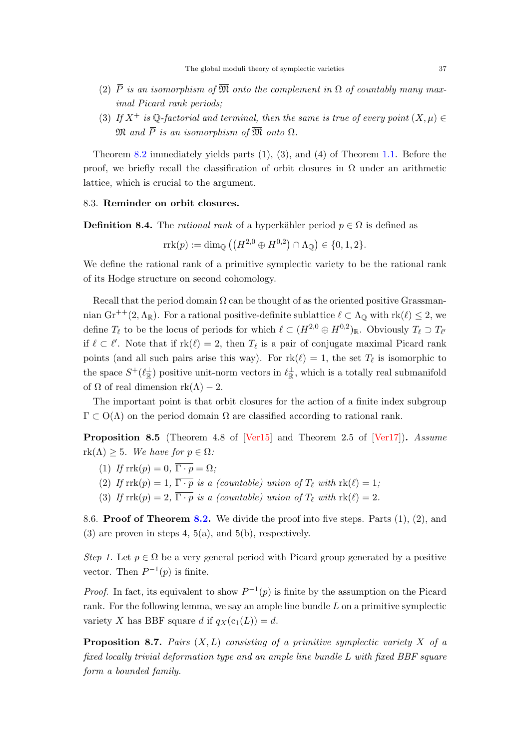(2) $\overline{P}$ *is an isomorphism of* $\overline{\mathfrak{M}}$ *onto the complement in* $\Omega$ *of countably many maximal Picard rank periods;*

(3) *If* $X^+$ *is* $\mathbb{Q}$*-factorial and terminal, then the same is true of every point* $(X, \mu) \in \mathfrak{M}$ *and* $\overline{P}$ *is an isomorphism of* $\overline{\mathfrak{M}}$ *onto* $\Omega$*.*

Theorem 8.2 immediately yields parts (1), (3), and (4) of Theorem 1.1. Before the proof, we briefly recall the classification of orbit closures in $\Omega$ under an arithmetic lattice, which is crucial to the argument.

### 8.3. Reminder on orbit closures.

**Definition 8.4.** The *rational rank* of a hyperkähler period $p \in \Omega$ is defined as

$$\mathrm{rrk}(p) := \dim_{\mathbb{Q}} \left( \left( H^{2,0} \oplus H^{0,2} \right) \cap \Lambda_{\mathbb{Q}} \right) \in \{0, 1, 2\}.$$

We define the rational rank of a primitive symplectic variety to be the rational rank of its Hodge structure on second cohomology.

Recall that the period domain $\Omega$ can be thought of as the oriented positive Grassmannian $\mathrm{Gr}^{++}(2, \Lambda_{\mathbb{R}})$. For a rational positive-definite sublattice $\ell \subset \Lambda_{\mathbb{Q}}$ with $\mathrm{rk}(\ell) \leq 2$, we define $T_\ell$ to be the locus of periods for which $\ell \subset (H^{2,0} \oplus H^{0,2})_{\mathbb{R}}$. Obviously $T_\ell \supset T_{\ell'}$ if $\ell \subset \ell'$. Note that if $\mathrm{rk}(\ell) = 2$, then $T_\ell$ is a pair of conjugate maximal Picard rank points (and all such pairs arise this way). For $\mathrm{rk}(\ell) = 1$, the set $T_\ell$ is isomorphic to the space $S^+(\ell_{\mathbb{R}}^\perp)$ positive unit-norm vectors in $\ell_{\mathbb{R}}^\perp$, which is a totally real submanifold of $\Omega$ of real dimension $\mathrm{rk}(\Lambda) - 2$.

The important point is that orbit closures for the action of a finite index subgroup $\Gamma \subset \mathrm{O}(\Lambda)$ on the period domain $\Omega$ are classified according to rational rank.

**Proposition 8.5** (Theorem 4.8 of [Ver15] and Theorem 2.5 of [Ver17])**.** *Assume* $\mathrm{rk}(\Lambda) \geq 5$*. We have for* $p \in \Omega$*:*

(1) *If* $\mathrm{rrk}(p) = 0$*,* $\overline{\Gamma \cdot p} = \Omega$*;*

(2) *If* $\mathrm{rrk}(p) = 1$*,* $\overline{\Gamma \cdot p}$ *is a (countable) union of* $T_\ell$ *with* $\mathrm{rk}(\ell) = 1$*;*

(3) *If* $\mathrm{rrk}(p) = 2$*,* $\overline{\Gamma \cdot p}$ *is a (countable) union of* $T_\ell$ *with* $\mathrm{rk}(\ell) = 2$*.*

8.6. **Proof of Theorem 8.2.** We divide the proof into five steps. Parts (1), (2), and (3) are proven in steps 4, 5(a), and 5(b), respectively.

*Step 1.* Let $p \in \Omega$ be a very general period with Picard group generated by a positive vector. Then $\overline{P}^{-1}(p)$ is finite.

*Proof.* In fact, its equivalent to show $P^{-1}(p)$ is finite by the assumption on the Picard rank. For the following lemma, we say an ample line bundle $L$ on a primitive symplectic variety $X$ has BBF square $d$ if $q_X(\mathrm{c}_1(L)) = d$.

**Proposition 8.7.** *Pairs* $(X, L)$ *consisting of a primitive symplectic variety* $X$ *of a fixed locally trivial deformation type and an ample line bundle* $L$ *with fixed BBF square form a bounded family.*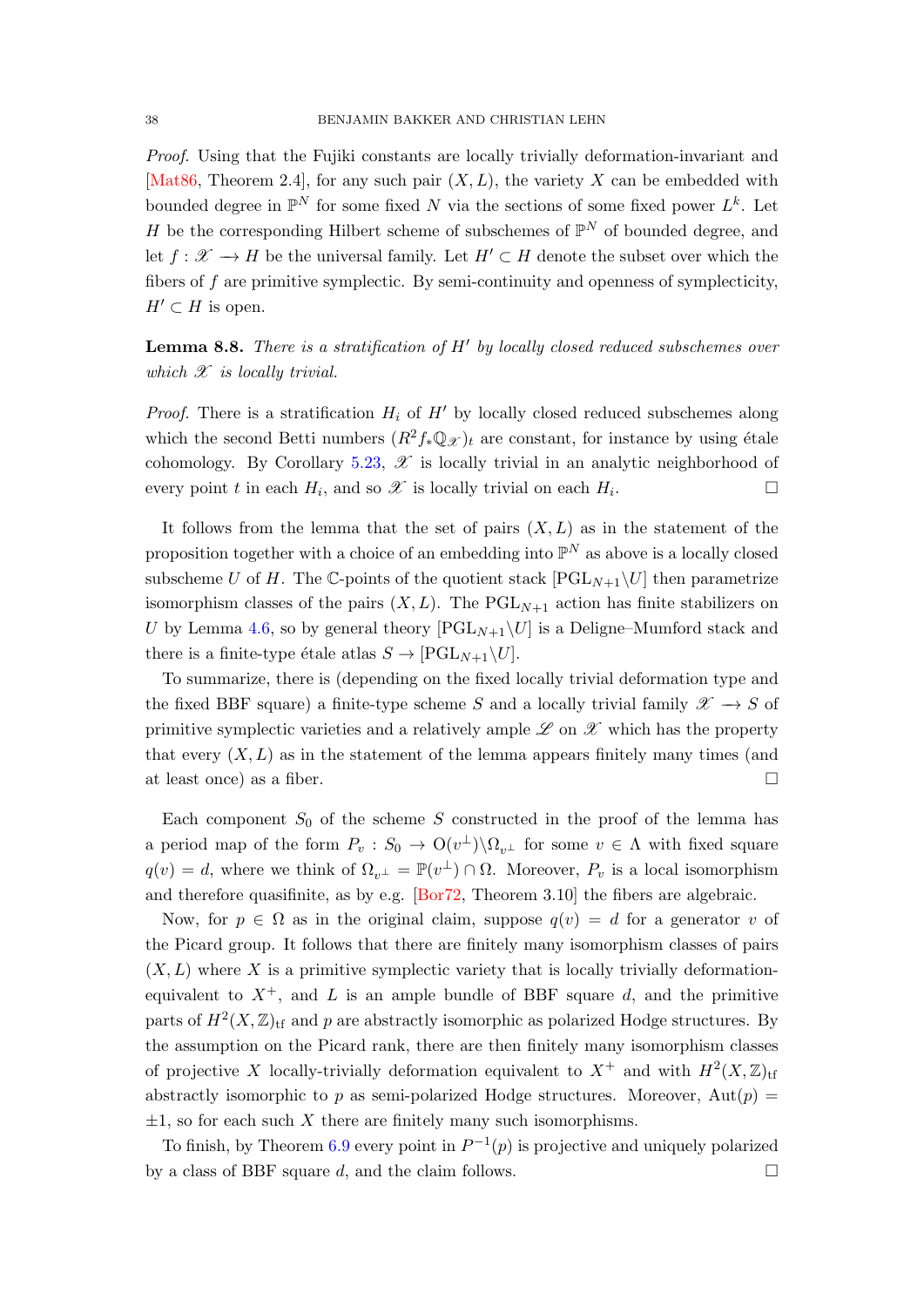*Proof.* Using that the Fujiki constants are locally trivially deformation-invariant and [Mat86, Theorem 2.4], for any such pair $(X, L)$, the variety $X$ can be embedded with bounded degree in $\mathbb{P}^N$ for some fixed $N$ via the sections of some fixed power $L^k$. Let $H$ be the corresponding Hilbert scheme of subschemes of $\mathbb{P}^N$ of bounded degree, and let $f : \mathscr{X} \to H$ be the universal family. Let $H' \subset H$ denote the subset over which the fibers of $f$ are primitive symplectic. By semi-continuity and openness of symplecticity, $H' \subset H$ is open.

**Lemma 8.8.** *There is a stratification of $H'$ by locally closed reduced subschemes over which $\mathscr{X}$ is locally trivial.*

*Proof.* There is a stratification $H_i$ of $H'$ by locally closed reduced subschemes along which the second Betti numbers $(R^2 f_* \mathbb{Q}_{\mathscr{X}})_t$ are constant, for instance by using étale cohomology. By Corollary 5.23, $\mathscr{X}$ is locally trivial in an analytic neighborhood of every point $t$ in each $H_i$, and so $\mathscr{X}$ is locally trivial on each $H_i$. □

It follows from the lemma that the set of pairs $(X, L)$ as in the statement of the proposition together with a choice of an embedding into $\mathbb{P}^N$ as above is a locally closed subscheme $U$ of $H$. The $\mathbb{C}$-points of the quotient stack $[\mathrm{PGL}_{N+1} \backslash U]$ then parametrize isomorphism classes of the pairs $(X, L)$. The $\mathrm{PGL}_{N+1}$ action has finite stabilizers on $U$ by Lemma 4.6, so by general theory $[\mathrm{PGL}_{N+1} \backslash U]$ is a Deligne–Mumford stack and there is a finite-type étale atlas $S \to [\mathrm{PGL}_{N+1} \backslash U]$.

To summarize, there is (depending on the fixed locally trivial deformation type and the fixed BBF square) a finite-type scheme $S$ and a locally trivial family $\mathscr{X} \to S$ of primitive symplectic varieties and a relatively ample $\mathscr{L}$ on $\mathscr{X}$ which has the property that every $(X, L)$ as in the statement of the lemma appears finitely many times (and at least once) as a fiber. □

Each component $S_0$ of the scheme $S$ constructed in the proof of the lemma has a period map of the form $P_v : S_0 \to \mathrm{O}(v^\perp) \backslash \Omega_{v^\perp}$ for some $v \in \Lambda$ with fixed square $q(v) = d$, where we think of $\Omega_{v^\perp} = \mathbb{P}(v^\perp) \cap \Omega$. Moreover, $P_v$ is a local isomorphism and therefore quasifinite, as by e.g. [Bor72, Theorem 3.10] the fibers are algebraic.

Now, for $p \in \Omega$ as in the original claim, suppose $q(v) = d$ for a generator $v$ of the Picard group. It follows that there are finitely many isomorphism classes of pairs $(X, L)$ where $X$ is a primitive symplectic variety that is locally trivially deformation-equivalent to $X^+$, and $L$ is an ample bundle of BBF square $d$, and the primitive parts of $H^2(X, \mathbb{Z})_{\mathrm{tf}}$ and $p$ are abstractly isomorphic as polarized Hodge structures. By the assumption on the Picard rank, there are then finitely many isomorphism classes of projective $X$ locally-trivially deformation equivalent to $X^+$ and with $H^2(X, \mathbb{Z})_{\mathrm{tf}}$ abstractly isomorphic to $p$ as semi-polarized Hodge structures. Moreover, $\mathrm{Aut}(p) = \pm 1$, so for each such $X$ there are finitely many such isomorphisms.

To finish, by Theorem 6.9 every point in $P^{-1}(p)$ is projective and uniquely polarized by a class of BBF square $d$, and the claim follows. □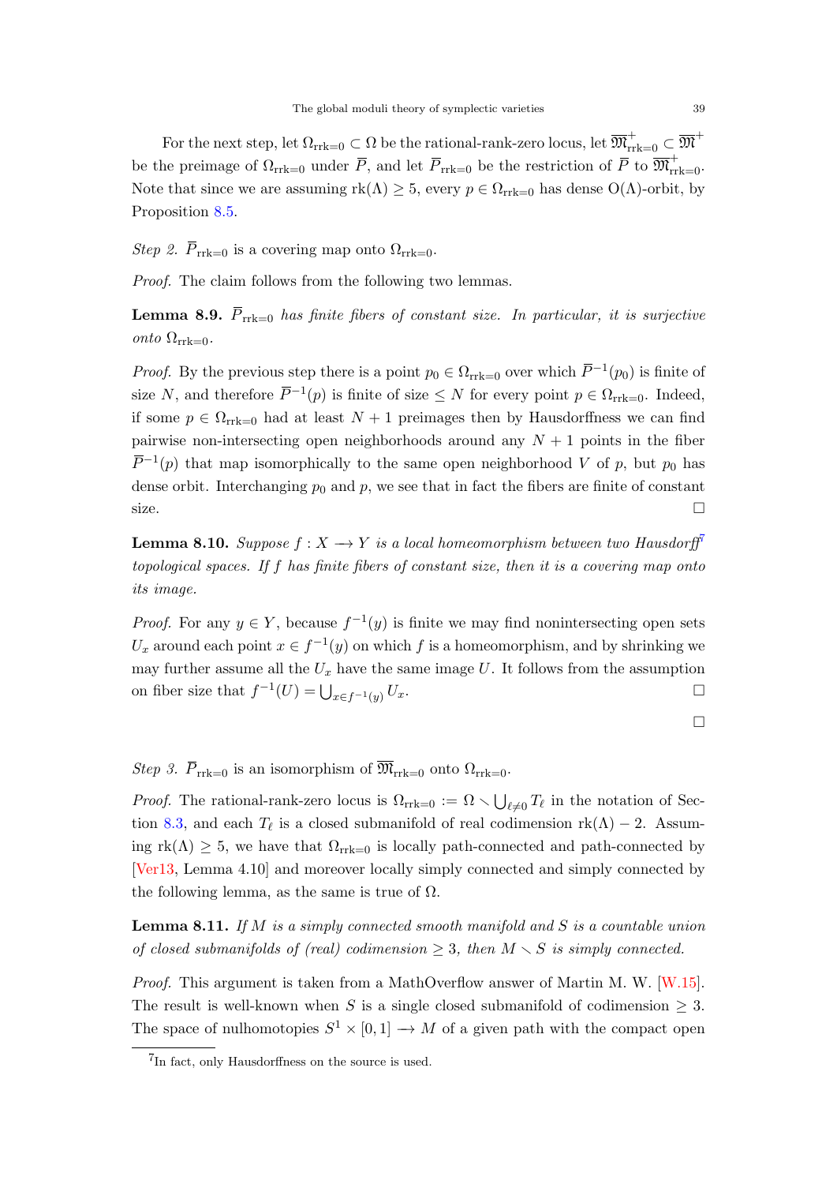For the next step, let $\Omega_{\mathrm{rrk}=0} \subset \Omega$ be the rational-rank-zero locus, let $\overline{\mathfrak{M}}^+_{\mathrm{rrk}=0} \subset \overline{\mathfrak{M}}^+$ be the preimage of $\Omega_{\mathrm{rrk}=0}$ under $\overline{P}$, and let $\overline{P}_{\mathrm{rrk}=0}$ be the restriction of $\overline{P}$ to $\overline{\mathfrak{M}}^+_{\mathrm{rrk}=0}$. Note that since we are assuming $\mathrm{rk}(\Lambda) \geq 5$, every $p \in \Omega_{\mathrm{rrk}=0}$ has dense $\mathrm{O}(\Lambda)$-orbit, by Proposition 8.5.

*Step 2.* $\overline{P}_{\mathrm{rrk}=0}$ is a covering map onto $\Omega_{\mathrm{rrk}=0}$.

*Proof.* The claim follows from the following two lemmas.

**Lemma 8.9.** *$\overline{P}_{\mathrm{rrk}=0}$ has finite fibers of constant size. In particular, it is surjective onto $\Omega_{\mathrm{rrk}=0}$.*

*Proof.* By the previous step there is a point $p_0 \in \Omega_{\mathrm{rrk}=0}$ over which $\overline{P}^{-1}(p_0)$ is finite of size $N$, and therefore $\overline{P}^{-1}(p)$ is finite of size $\leq N$ for every point $p \in \Omega_{\mathrm{rrk}=0}$. Indeed, if some $p \in \Omega_{\mathrm{rrk}=0}$ had at least $N+1$ preimages then by Hausdorffness we can find pairwise non-intersecting open neighborhoods around any $N+1$ points in the fiber $\overline{P}^{-1}(p)$ that map isomorphically to the same open neighborhood $V$ of $p$, but $p_0$ has dense orbit. Interchanging $p_0$ and $p$, we see that in fact the fibers are finite of constant size. $\square$

**Lemma 8.10.** *Suppose $f : X \longrightarrow Y$ is a local homeomorphism between two Hausdorff*[7] *topological spaces. If $f$ has finite fibers of constant size, then it is a covering map onto its image.*

*Proof.* For any $y \in Y$, because $f^{-1}(y)$ is finite we may find nonintersecting open sets $U_x$ around each point $x \in f^{-1}(y)$ on which $f$ is a homeomorphism, and by shrinking we may further assume all the $U_x$ have the same image $U$. It follows from the assumption on fiber size that $f^{-1}(U) = \bigcup_{x \in f^{-1}(y)} U_x$. $\square$

$\square$

*Step 3.* $\overline{P}_{\mathrm{rrk}=0}$ is an isomorphism of $\overline{\mathfrak{M}}_{\mathrm{rrk}=0}$ onto $\Omega_{\mathrm{rrk}=0}$.

*Proof.* The rational-rank-zero locus is $\Omega_{\mathrm{rrk}=0} := \Omega \smallsetminus \bigcup_{\ell \neq 0} T_\ell$ in the notation of Section 8.3, and each $T_\ell$ is a closed submanifold of real codimension $\mathrm{rk}(\Lambda) - 2$. Assuming $\mathrm{rk}(\Lambda) \geq 5$, we have that $\Omega_{\mathrm{rrk}=0}$ is locally path-connected and path-connected by [Ver13, Lemma 4.10] and moreover locally simply connected and simply connected by the following lemma, as the same is true of $\Omega$.

**Lemma 8.11.** *If $M$ is a simply connected smooth manifold and $S$ is a countable union of closed submanifolds of (real) codimension $\geq 3$, then $M \smallsetminus S$ is simply connected.*

*Proof.* This argument is taken from a MathOverflow answer of Martin M. W. [W.15]. The result is well-known when $S$ is a single closed submanifold of codimension $\geq 3$. The space of nulhomotopies $S^1 \times [0,1] \longrightarrow M$ of a given path with the compact open

[7] In fact, only Hausdorffness on the source is used.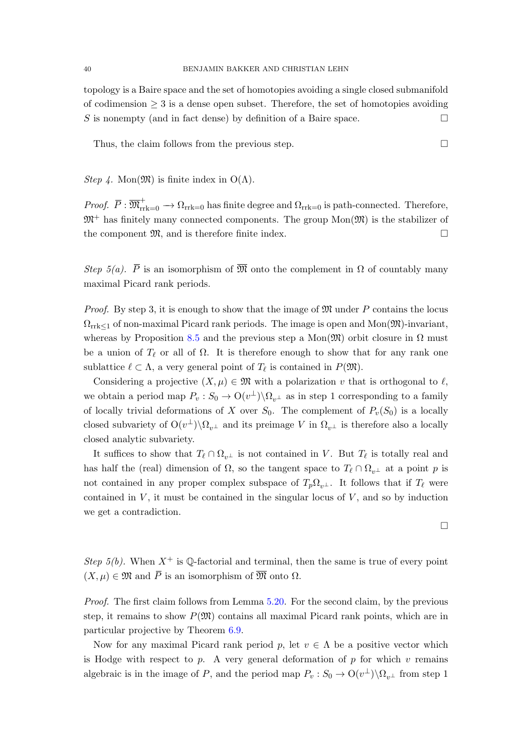topology is a Baire space and the set of homotopies avoiding a single closed submanifold of codimension $\geq 3$ is a dense open subset. Therefore, the set of homotopies avoiding $S$ is nonempty (and in fact dense) by definition of a Baire space. $\square$

Thus, the claim follows from the previous step. $\square$

*Step 4.* $\mathrm{Mon}(\mathfrak{M})$ is finite index in $\mathrm{O}(\Lambda)$.

*Proof.* $\overline{P} : \overline{\mathfrak{M}}^+_{\mathrm{rrk}=0} \longrightarrow \Omega_{\mathrm{rrk}=0}$ has finite degree and $\Omega_{\mathrm{rrk}=0}$ is path-connected. Therefore, $\mathfrak{M}^+$ has finitely many connected components. The group $\mathrm{Mon}(\mathfrak{M})$ is the stabilizer of the component $\mathfrak{M}$, and is therefore finite index. $\square$

*Step 5(a).* $\overline{P}$ is an isomorphism of $\overline{\mathfrak{M}}$ onto the complement in $\Omega$ of countably many maximal Picard rank periods.

*Proof.* By step 3, it is enough to show that the image of $\mathfrak{M}$ under $P$ contains the locus $\Omega_{\mathrm{rrk}\leq 1}$ of non-maximal Picard rank periods. The image is open and $\mathrm{Mon}(\mathfrak{M})$-invariant, whereas by Proposition 8.5 and the previous step a $\mathrm{Mon}(\mathfrak{M})$ orbit closure in $\Omega$ must be a union of $T_\ell$ or all of $\Omega$. It is therefore enough to show that for any rank one sublattice $\ell \subset \Lambda$, a very general point of $T_\ell$ is contained in $P(\mathfrak{M})$.

Considering a projective $(X, \mu) \in \mathfrak{M}$ with a polarization $v$ that is orthogonal to $\ell$, we obtain a period map $P_v : S_0 \to \mathrm{O}(v^\perp)\backslash\Omega_{v^\perp}$ as in step 1 corresponding to a family of locally trivial deformations of $X$ over $S_0$. The complement of $P_v(S_0)$ is a locally closed subvariety of $\mathrm{O}(v^\perp)\backslash\Omega_{v^\perp}$ and its preimage $V$ in $\Omega_{v^\perp}$ is therefore also a locally closed analytic subvariety.

It suffices to show that $T_\ell \cap \Omega_{v^\perp}$ is not contained in $V$. But $T_\ell$ is totally real and has half the (real) dimension of $\Omega$, so the tangent space to $T_\ell \cap \Omega_{v^\perp}$ at a point $p$ is not contained in any proper complex subspace of $T_p\Omega_{v^\perp}$. It follows that if $T_\ell$ were contained in $V$, it must be contained in the singular locus of $V$, and so by induction we get a contradiction.

$\square$

*Step 5(b).* When $X^+$ is $\mathbb{Q}$-factorial and terminal, then the same is true of every point $(X, \mu) \in \mathfrak{M}$ and $\overline{P}$ is an isomorphism of $\overline{\mathfrak{M}}$ onto $\Omega$.

*Proof.* The first claim follows from Lemma 5.20. For the second claim, by the previous step, it remains to show $P(\mathfrak{M})$ contains all maximal Picard rank points, which are in particular projective by Theorem 6.9.

Now for any maximal Picard rank period $p$, let $v \in \Lambda$ be a positive vector which is Hodge with respect to $p$. A very general deformation of $p$ for which $v$ remains algebraic is in the image of $P$, and the period map $P_v : S_0 \to \mathrm{O}(v^\perp)\backslash\Omega_{v^\perp}$ from step 1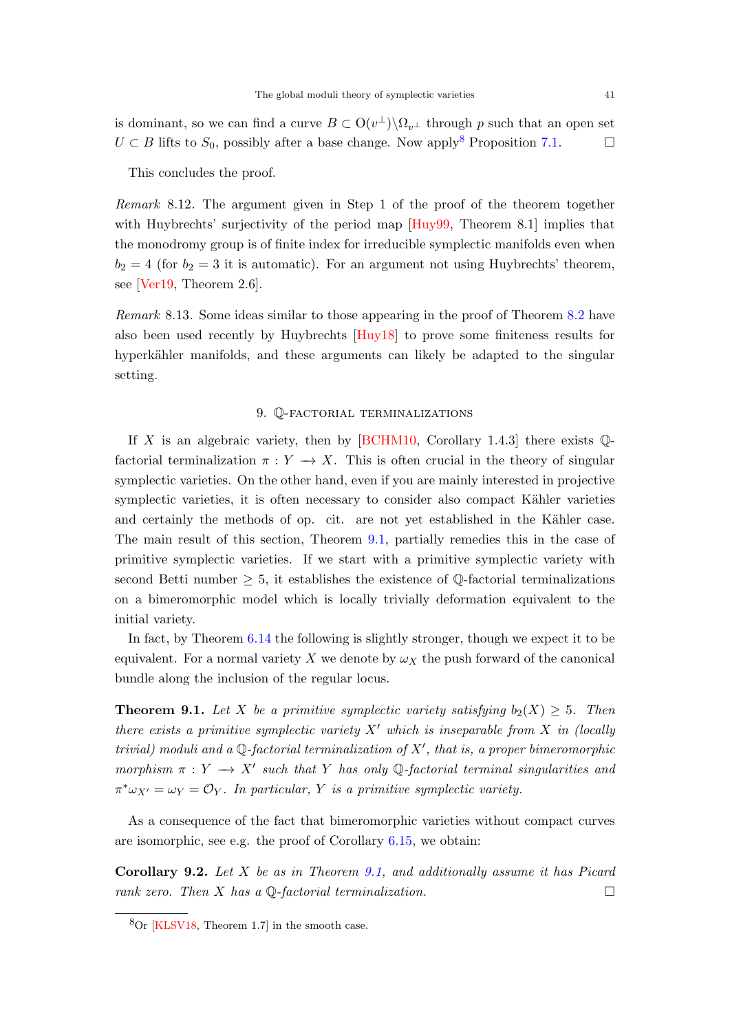is dominant, so we can find a curve $B \subset \mathrm{O}(v^\perp)\backslash\Omega_{v^\perp}$ through $p$ such that an open set $U \subset B$ lifts to $S_0$, possibly after a base change. Now apply[8] Proposition 7.1. □

This concludes the proof.

*Remark* 8.12. The argument given in Step 1 of the proof of the theorem together with Huybrechts' surjectivity of the period map [Huy99, Theorem 8.1] implies that the monodromy group is of finite index for irreducible symplectic manifolds even when $b_2 = 4$ (for $b_2 = 3$ it is automatic). For an argument not using Huybrechts' theorem, see [Ver19, Theorem 2.6].

*Remark* 8.13. Some ideas similar to those appearing in the proof of Theorem 8.2 have also been used recently by Huybrechts [Huy18] to prove some finiteness results for hyperkähler manifolds, and these arguments can likely be adapted to the singular setting.

## 9. $\mathbb{Q}$-factorial terminalizations

If $X$ is an algebraic variety, then by [BCHM10, Corollary 1.4.3] there exists $\mathbb{Q}$-factorial terminalization $\pi : Y \longrightarrow X$. This is often crucial in the theory of singular symplectic varieties. On the other hand, even if you are mainly interested in projective symplectic varieties, it is often necessary to consider also compact Kähler varieties and certainly the methods of op. cit. are not yet established in the Kähler case. The main result of this section, Theorem 9.1, partially remedies this in the case of primitive symplectic varieties. If we start with a primitive symplectic variety with second Betti number $\geq 5$, it establishes the existence of $\mathbb{Q}$-factorial terminalizations on a bimeromorphic model which is locally trivially deformation equivalent to the initial variety.

In fact, by Theorem 6.14 the following is slightly stronger, though we expect it to be equivalent. For a normal variety $X$ we denote by $\omega_X$ the push forward of the canonical bundle along the inclusion of the regular locus.

**Theorem 9.1.** *Let $X$ be a primitive symplectic variety satisfying $b_2(X) \geq 5$. Then there exists a primitive symplectic variety $X'$ which is inseparable from $X$ in (locally trivial) moduli and a $\mathbb{Q}$-factorial terminalization of $X'$, that is, a proper bimeromorphic morphism $\pi : Y \longrightarrow X'$ such that $Y$ has only $\mathbb{Q}$-factorial terminal singularities and $\pi^*\omega_{X'} = \omega_Y = \mathcal{O}_Y$. In particular, $Y$ is a primitive symplectic variety.*

As a consequence of the fact that bimeromorphic varieties without compact curves are isomorphic, see e.g. the proof of Corollary 6.15, we obtain:

**Corollary 9.2.** *Let $X$ be as in Theorem 9.1, and additionally assume it has Picard rank zero. Then $X$ has a $\mathbb{Q}$-factorial terminalization.* □

[8] Or [KLSV18, Theorem 1.7] in the smooth case.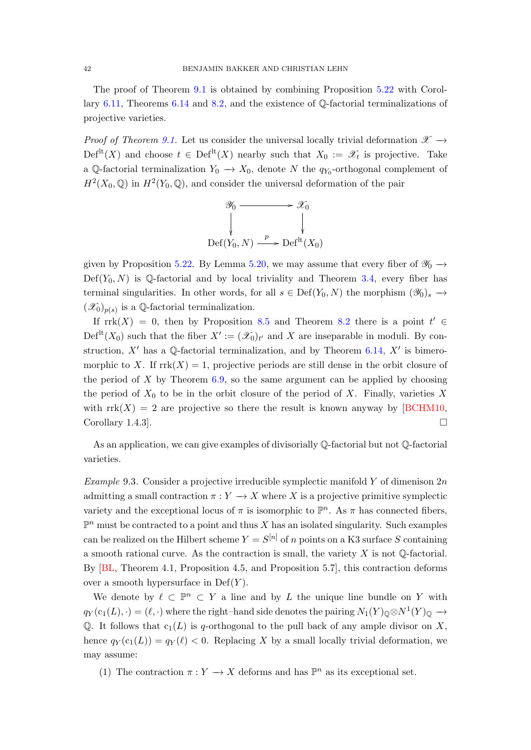The proof of Theorem 9.1 is obtained by combining Proposition 5.22 with Corollary 6.11, Theorems 6.14 and 8.2, and the existence of $\mathbb{Q}$-factorial terminalizations of projective varieties.

*Proof of Theorem 9.1.* Let us consider the universal locally trivial deformation $\mathscr{X} \to \mathrm{Def}^{\mathrm{lt}}(X)$ and choose $t \in \mathrm{Def}^{\mathrm{lt}}(X)$ nearby such that $X_0 := \mathscr{X}_t$ is projective. Take a $\mathbb{Q}$-factorial terminalization $Y_0 \to X_0$, denote $N$ the $q_{Y_0}$-orthogonal complement of $H^2(X_0, \mathbb{Q})$ in $H^2(Y_0, \mathbb{Q})$, and consider the universal deformation of the pair

$$
\begin{array}{ccc}
\mathscr{Y}_0 & \longrightarrow & \mathscr{X}_0 \\
\downarrow & & \downarrow \\
\mathrm{Def}(Y_0, N) & \xrightarrow{\;p\;} & \mathrm{Def}^{\mathrm{lt}}(X_0)
\end{array}
$$

given by Proposition 5.22. By Lemma 5.20, we may assume that every fiber of $\mathscr{Y}_0 \to \mathrm{Def}(Y_0, N)$ is $\mathbb{Q}$-factorial and by local triviality and Theorem 3.4, every fiber has terminal singularities. In other words, for all $s \in \mathrm{Def}(Y_0, N)$ the morphism $(\mathscr{Y}_0)_s \to (\mathscr{X}_0)_{p(s)}$ is a $\mathbb{Q}$-factorial terminalization.

If $\mathrm{rrk}(X) = 0$, then by Proposition 8.5 and Theorem 8.2 there is a point $t' \in \mathrm{Def}^{\mathrm{lt}}(X_0)$ such that the fiber $X' := (\mathscr{X}_0)_{t'}$ and $X$ are inseparable in moduli. By construction, $X'$ has a $\mathbb{Q}$-factorial terminalization, and by Theorem 6.14, $X'$ is bimeromorphic to $X$. If $\mathrm{rrk}(X) = 1$, projective periods are still dense in the orbit closure of the period of $X$ by Theorem 6.9, so the same argument can be applied by choosing the period of $X_0$ to be in the orbit closure of the period of $X$. Finally, varieties $X$ with $\mathrm{rrk}(X) = 2$ are projective so there the result is known anyway by [BCHM10, Corollary 1.4.3]. □

As an application, we can give examples of divisorially $\mathbb{Q}$-factorial but not $\mathbb{Q}$-factorial varieties.

*Example* 9.3. Consider a projective irreducible symplectic manifold $Y$ of dimenison $2n$ admitting a small contraction $\pi : Y \to X$ where $X$ is a projective primitive symplectic variety and the exceptional locus of $\pi$ is isomorphic to $\mathbb{P}^n$. As $\pi$ has connected fibers, $\mathbb{P}^n$ must be contracted to a point and thus $X$ has an isolated singularity. Such examples can be realized on the Hilbert scheme $Y = S^{[n]}$ of $n$ points on a K3 surface $S$ containing a smooth rational curve. As the contraction is small, the variety $X$ is not $\mathbb{Q}$-factorial. By [BL, Theorem 4.1, Proposition 4.5, and Proposition 5.7], this contraction deforms over a smooth hypersurface in $\mathrm{Def}(Y)$.

We denote by $\ell \subset \mathbb{P}^n \subset Y$ a line and by $L$ the unique line bundle on $Y$ with $q_Y(\mathrm{c}_1(L), \cdot) = (\ell, \cdot)$ where the right–hand side denotes the pairing $N_1(Y)_{\mathbb{Q}} \otimes N^1(Y)_{\mathbb{Q}} \to \mathbb{Q}$. It follows that $\mathrm{c}_1(L)$ is $q$-orthogonal to the pull back of any ample divisor on $X$, hence $q_Y(\mathrm{c}_1(L)) = q_Y(\ell) < 0$. Replacing $X$ by a small locally trivial deformation, we may assume:

(1) The contraction $\pi : Y \to X$ deforms and has $\mathbb{P}^n$ as its exceptional set.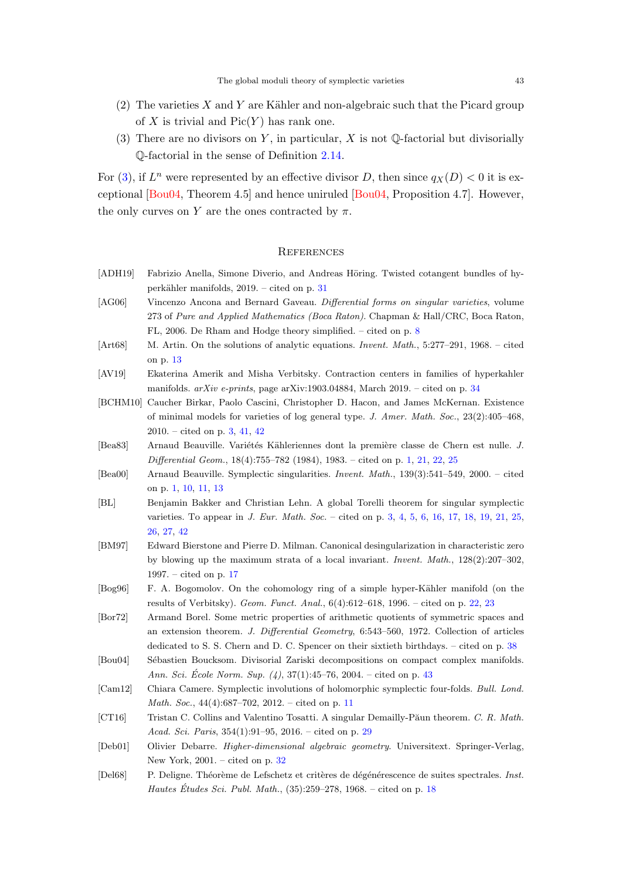(2) The varieties $X$ and $Y$ are Kähler and non-algebraic such that the Picard group of $X$ is trivial and $\mathrm{Pic}(Y)$ has rank one.

(3) There are no divisors on $Y$, in particular, $X$ is not $\mathbb{Q}$-factorial but divisorially $\mathbb{Q}$-factorial in the sense of Definition 2.14.

For (3), if $L^n$ were represented by an effective divisor $D$, then since $q_X(D) < 0$ it is exceptional [Bou04, Theorem 4.5] and hence uniruled [Bou04, Proposition 4.7]. However, the only curves on $Y$ are the ones contracted by $\pi$.

## References

[ADH19] Fabrizio Anella, Simone Diverio, and Andreas Höring. Twisted cotangent bundles of hyperkähler manifolds, 2019. – cited on p. 31

[AG06] Vincenzo Ancona and Bernard Gaveau. *Differential forms on singular varieties*, volume 273 of *Pure and Applied Mathematics (Boca Raton)*. Chapman & Hall/CRC, Boca Raton, FL, 2006. De Rham and Hodge theory simplified. – cited on p. 8

[Art68] M. Artin. On the solutions of analytic equations. *Invent. Math.*, 5:277–291, 1968. – cited on p. 13

[AV19] Ekaterina Amerik and Misha Verbitsky. Contraction centers in families of hyperkahler manifolds. *arXiv e-prints*, page arXiv:1903.04884, March 2019. – cited on p. 34

[BCHM10] Caucher Birkar, Paolo Cascini, Christopher D. Hacon, and James McKernan. Existence of minimal models for varieties of log general type. *J. Amer. Math. Soc.*, 23(2):405–468, 2010. – cited on p. 3, 41, 42

[Bea83] Arnaud Beauville. Variétés Kähleriennes dont la première classe de Chern est nulle. *J. Differential Geom.*, 18(4):755–782 (1984), 1983. – cited on p. 1, 21, 22, 25

[Bea00] Arnaud Beauville. Symplectic singularities. *Invent. Math.*, 139(3):541–549, 2000. – cited on p. 1, 10, 11, 13

[BL] Benjamin Bakker and Christian Lehn. A global Torelli theorem for singular symplectic varieties. To appear in *J. Eur. Math. Soc.* – cited on p. 3, 4, 5, 6, 16, 17, 18, 19, 21, 25, 26, 27, 42

[BM97] Edward Bierstone and Pierre D. Milman. Canonical desingularization in characteristic zero by blowing up the maximum strata of a local invariant. *Invent. Math.*, 128(2):207–302, 1997. – cited on p. 17

[Bog96] F. A. Bogomolov. On the cohomology ring of a simple hyper-Kähler manifold (on the results of Verbitsky). *Geom. Funct. Anal.*, 6(4):612–618, 1996. – cited on p. 22, 23

[Bor72] Armand Borel. Some metric properties of arithmetic quotients of symmetric spaces and an extension theorem. *J. Differential Geometry*, 6:543–560, 1972. Collection of articles dedicated to S. S. Chern and D. C. Spencer on their sixtieth birthdays. – cited on p. 38

[Bou04] Sébastien Boucksom. Divisorial Zariski decompositions on compact complex manifolds. *Ann. Sci. École Norm. Sup. (4)*, 37(1):45–76, 2004. – cited on p. 43

[Cam12] Chiara Camere. Symplectic involutions of holomorphic symplectic four-folds. *Bull. Lond. Math. Soc.*, 44(4):687–702, 2012. – cited on p. 11

[CT16] Tristan C. Collins and Valentino Tosatti. A singular Demailly-Păun theorem. *C. R. Math. Acad. Sci. Paris*, 354(1):91–95, 2016. – cited on p. 29

[Deb01] Olivier Debarre. *Higher-dimensional algebraic geometry*. Universitext. Springer-Verlag, New York, 2001. – cited on p. 32

[Del68] P. Deligne. Théorème de Lefschetz et critères de dégénérescence de suites spectrales. *Inst. Hautes Études Sci. Publ. Math.*, (35):259–278, 1968. – cited on p. 18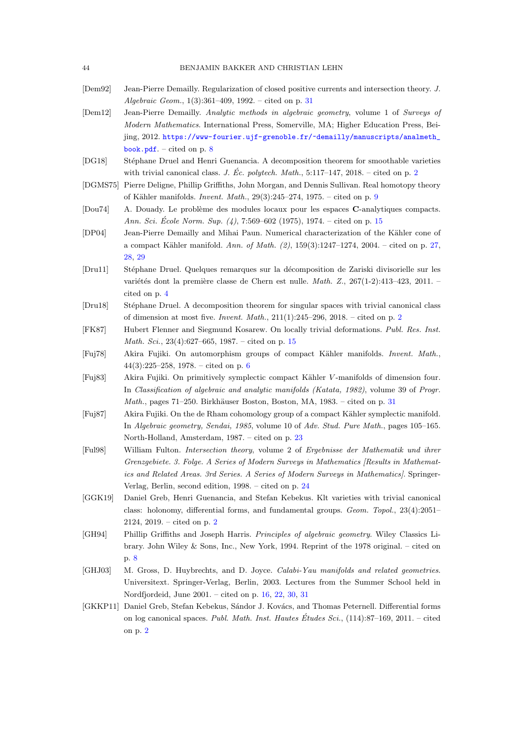[Dem92] Jean-Pierre Demailly. Regularization of closed positive currents and intersection theory. *J. Algebraic Geom.*, 1(3):361–409, 1992. – cited on p. 31

[Dem12] Jean-Pierre Demailly. *Analytic methods in algebraic geometry*, volume 1 of *Surveys of Modern Mathematics*. International Press, Somerville, MA; Higher Education Press, Beijing, 2012. https://www-fourier.ujf-grenoble.fr/~demailly/manuscripts/analmeth_book.pdf. – cited on p. 8

[DG18] Stéphane Druel and Henri Guenancia. A decomposition theorem for smoothable varieties with trivial canonical class. *J. Éc. polytech. Math.*, 5:117–147, 2018. – cited on p. 2

[DGMS75] Pierre Deligne, Phillip Griffiths, John Morgan, and Dennis Sullivan. Real homotopy theory of Kähler manifolds. *Invent. Math.*, 29(3):245–274, 1975. – cited on p. 9

[Dou74] A. Douady. Le problème des modules locaux pour les espaces **C**-analytiques compacts. *Ann. Sci. École Norm. Sup. (4)*, 7:569–602 (1975), 1974. – cited on p. 15

[DP04] Jean-Pierre Demailly and Mihai Paun. Numerical characterization of the Kähler cone of a compact Kähler manifold. *Ann. of Math. (2)*, 159(3):1247–1274, 2004. – cited on p. 27, 28, 29

[Dru11] Stéphane Druel. Quelques remarques sur la décomposition de Zariski divisorielle sur les variétés dont la première classe de Chern est nulle. *Math. Z.*, 267(1-2):413–423, 2011. – cited on p. 4

[Dru18] Stéphane Druel. A decomposition theorem for singular spaces with trivial canonical class of dimension at most five. *Invent. Math.*, 211(1):245–296, 2018. – cited on p. 2

[FK87] Hubert Flenner and Siegmund Kosarew. On locally trivial deformations. *Publ. Res. Inst. Math. Sci.*, 23(4):627–665, 1987. – cited on p. 15

[Fuj78] Akira Fujiki. On automorphism groups of compact Kähler manifolds. *Invent. Math.*, 44(3):225–258, 1978. – cited on p. 6

[Fuj83] Akira Fujiki. On primitively symplectic compact Kähler $V$-manifolds of dimension four. In *Classification of algebraic and analytic manifolds (Katata, 1982)*, volume 39 of *Progr. Math.*, pages 71–250. Birkhäuser Boston, Boston, MA, 1983. – cited on p. 31

[Fuj87] Akira Fujiki. On the de Rham cohomology group of a compact Kähler symplectic manifold. In *Algebraic geometry, Sendai, 1985*, volume 10 of *Adv. Stud. Pure Math.*, pages 105–165. North-Holland, Amsterdam, 1987. – cited on p. 23

[Ful98] William Fulton. *Intersection theory*, volume 2 of *Ergebnisse der Mathematik und ihrer Grenzgebiete. 3. Folge. A Series of Modern Surveys in Mathematics [Results in Mathematics and Related Areas. 3rd Series. A Series of Modern Surveys in Mathematics]*. Springer-Verlag, Berlin, second edition, 1998. – cited on p. 24

[GGK19] Daniel Greb, Henri Guenancia, and Stefan Kebekus. Klt varieties with trivial canonical class: holonomy, differential forms, and fundamental groups. *Geom. Topol.*, 23(4):2051–2124, 2019. – cited on p. 2

[GH94] Phillip Griffiths and Joseph Harris. *Principles of algebraic geometry*. Wiley Classics Library. John Wiley & Sons, Inc., New York, 1994. Reprint of the 1978 original. – cited on p. 8

[GHJ03] M. Gross, D. Huybrechts, and D. Joyce. *Calabi-Yau manifolds and related geometries*. Universitext. Springer-Verlag, Berlin, 2003. Lectures from the Summer School held in Nordfjordeid, June 2001. – cited on p. 16, 22, 30, 31

[GKKP11] Daniel Greb, Stefan Kebekus, Sándor J. Kovács, and Thomas Peternell. Differential forms on log canonical spaces. *Publ. Math. Inst. Hautes Études Sci.*, (114):87–169, 2011. – cited on p. 2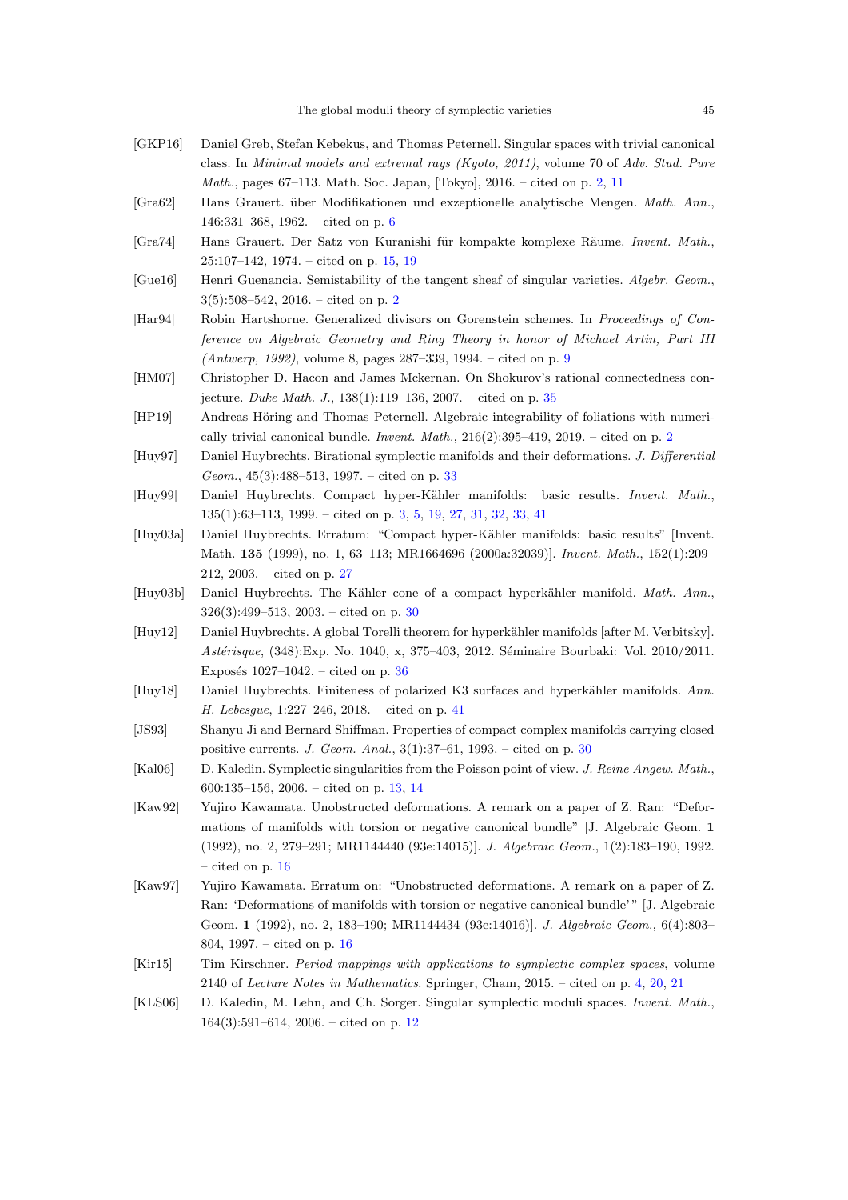[GKP16] Daniel Greb, Stefan Kebekus, and Thomas Peternell. Singular spaces with trivial canonical class. In *Minimal models and extremal rays (Kyoto, 2011)*, volume 70 of *Adv. Stud. Pure Math.*, pages 67–113. Math. Soc. Japan, [Tokyo], 2016. – cited on p. 2, 11

[Gra62] Hans Grauert. über Modifikationen und exzeptionelle analytische Mengen. *Math. Ann.*, 146:331–368, 1962. – cited on p. 6

[Gra74] Hans Grauert. Der Satz von Kuranishi für kompakte komplexe Räume. *Invent. Math.*, 25:107–142, 1974. – cited on p. 15, 19

[Gue16] Henri Guenancia. Semistability of the tangent sheaf of singular varieties. *Algebr. Geom.*, 3(5):508–542, 2016. – cited on p. 2

[Har94] Robin Hartshorne. Generalized divisors on Gorenstein schemes. In *Proceedings of Conference on Algebraic Geometry and Ring Theory in honor of Michael Artin, Part III (Antwerp, 1992)*, volume 8, pages 287–339, 1994. – cited on p. 9

[HM07] Christopher D. Hacon and James Mckernan. On Shokurov's rational connectedness conjecture. *Duke Math. J.*, 138(1):119–136, 2007. – cited on p. 35

[HP19] Andreas Höring and Thomas Peternell. Algebraic integrability of foliations with numerically trivial canonical bundle. *Invent. Math.*, 216(2):395–419, 2019. – cited on p. 2

[Huy97] Daniel Huybrechts. Birational symplectic manifolds and their deformations. *J. Differential Geom.*, 45(3):488–513, 1997. – cited on p. 33

[Huy99] Daniel Huybrechts. Compact hyper-Kähler manifolds: basic results. *Invent. Math.*, 135(1):63–113, 1999. – cited on p. 3, 5, 19, 27, 31, 32, 33, 41

[Huy03a] Daniel Huybrechts. Erratum: "Compact hyper-Kähler manifolds: basic results" [Invent. Math. **135** (1999), no. 1, 63–113; MR1664696 (2000a:32039)]. *Invent. Math.*, 152(1):209–212, 2003. – cited on p. 27

[Huy03b] Daniel Huybrechts. The Kähler cone of a compact hyperkähler manifold. *Math. Ann.*, 326(3):499–513, 2003. – cited on p. 30

[Huy12] Daniel Huybrechts. A global Torelli theorem for hyperkähler manifolds [after M. Verbitsky]. *Astérisque*, (348):Exp. No. 1040, x, 375–403, 2012. Séminaire Bourbaki: Vol. 2010/2011. Exposés 1027–1042. – cited on p. 36

[Huy18] Daniel Huybrechts. Finiteness of polarized K3 surfaces and hyperkähler manifolds. *Ann. H. Lebesgue*, 1:227–246, 2018. – cited on p. 41

[JS93] Shanyu Ji and Bernard Shiffman. Properties of compact complex manifolds carrying closed positive currents. *J. Geom. Anal.*, 3(1):37–61, 1993. – cited on p. 30

[Kal06] D. Kaledin. Symplectic singularities from the Poisson point of view. *J. Reine Angew. Math.*, 600:135–156, 2006. – cited on p. 13, 14

[Kaw92] Yujiro Kawamata. Unobstructed deformations. A remark on a paper of Z. Ran: "Deformations of manifolds with torsion or negative canonical bundle" [J. Algebraic Geom. **1** (1992), no. 2, 279–291; MR1144440 (93e:14015)]. *J. Algebraic Geom.*, 1(2):183–190, 1992. – cited on p. 16

[Kaw97] Yujiro Kawamata. Erratum on: "Unobstructed deformations. A remark on a paper of Z. Ran: 'Deformations of manifolds with torsion or negative canonical bundle'" [J. Algebraic Geom. **1** (1992), no. 2, 183–190; MR1144434 (93e:14016)]. *J. Algebraic Geom.*, 6(4):803–804, 1997. – cited on p. 16

[Kir15] Tim Kirschner. *Period mappings with applications to symplectic complex spaces*, volume 2140 of *Lecture Notes in Mathematics*. Springer, Cham, 2015. – cited on p. 4, 20, 21

[KLS06] D. Kaledin, M. Lehn, and Ch. Sorger. Singular symplectic moduli spaces. *Invent. Math.*, 164(3):591–614, 2006. – cited on p. 12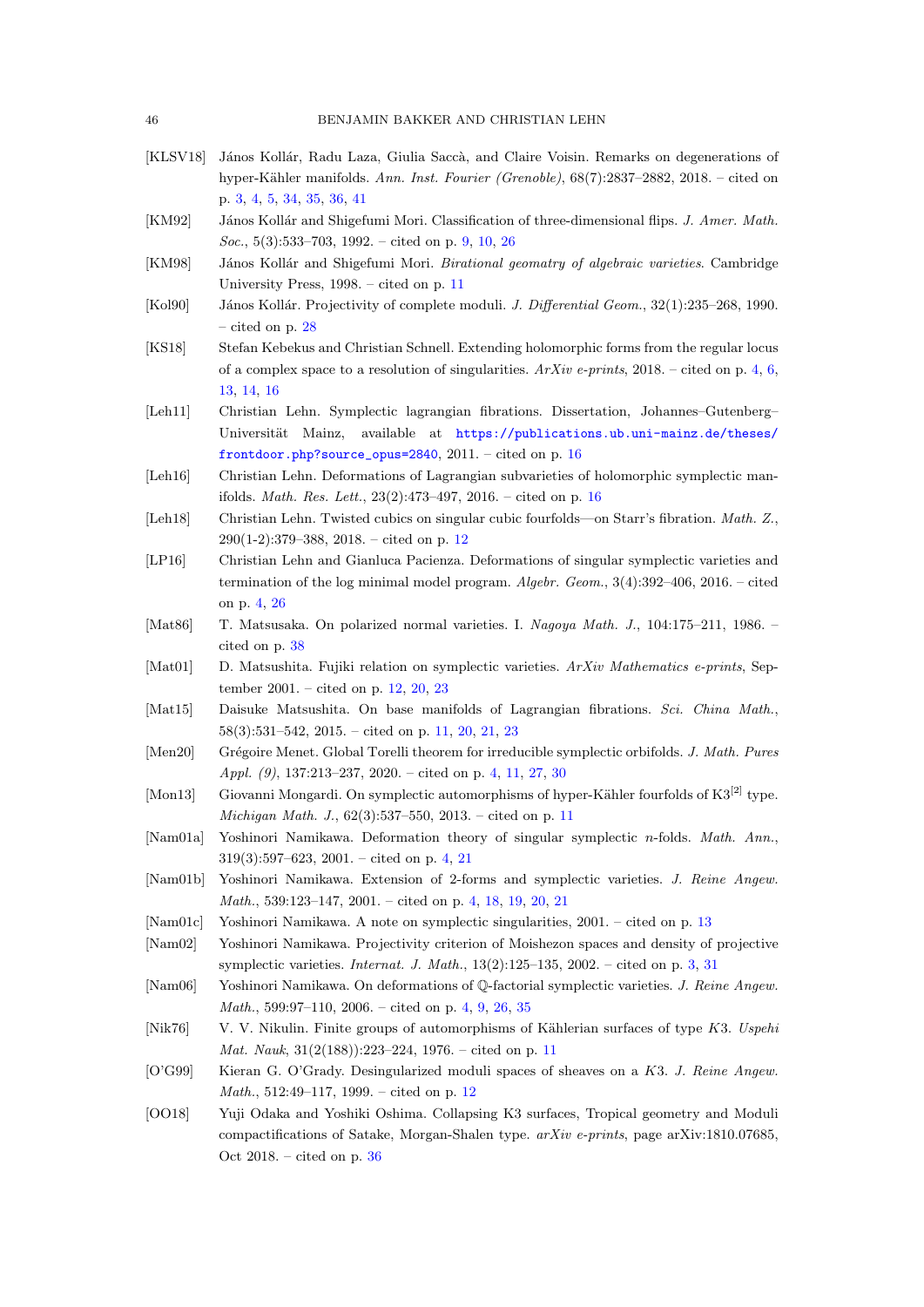[KLSV18] János Kollár, Radu Laza, Giulia Saccà, and Claire Voisin. Remarks on degenerations of hyper-Kähler manifolds. *Ann. Inst. Fourier (Grenoble)*, 68(7):2837–2882, 2018. – cited on p. 3, 4, 5, 34, 35, 36, 41

[KM92] János Kollár and Shigefumi Mori. Classification of three-dimensional flips. *J. Amer. Math. Soc.*, 5(3):533–703, 1992. – cited on p. 9, 10, 26

[KM98] János Kollár and Shigefumi Mori. *Birational geomatry of algebraic varieties*. Cambridge University Press, 1998. – cited on p. 11

[Kol90] János Kollár. Projectivity of complete moduli. *J. Differential Geom.*, 32(1):235–268, 1990. – cited on p. 28

[KS18] Stefan Kebekus and Christian Schnell. Extending holomorphic forms from the regular locus of a complex space to a resolution of singularities. *ArXiv e-prints*, 2018. – cited on p. 4, 6, 13, 14, 16

[Leh11] Christian Lehn. Symplectic lagrangian fibrations. Dissertation, Johannes–Gutenberg–Universität Mainz, available at https://publications.ub.uni-mainz.de/theses/frontdoor.php?source_opus=2840, 2011. – cited on p. 16

[Leh16] Christian Lehn. Deformations of Lagrangian subvarieties of holomorphic symplectic manifolds. *Math. Res. Lett.*, 23(2):473–497, 2016. – cited on p. 16

[Leh18] Christian Lehn. Twisted cubics on singular cubic fourfolds—on Starr's fibration. *Math. Z.*, 290(1-2):379–388, 2018. – cited on p. 12

[LP16] Christian Lehn and Gianluca Pacienza. Deformations of singular symplectic varieties and termination of the log minimal model program. *Algebr. Geom.*, 3(4):392–406, 2016. – cited on p. 4, 26

[Mat86] T. Matsusaka. On polarized normal varieties. I. *Nagoya Math. J.*, 104:175–211, 1986. – cited on p. 38

[Mat01] D. Matsushita. Fujiki relation on symplectic varieties. *ArXiv Mathematics e-prints*, September 2001. – cited on p. 12, 20, 23

[Mat15] Daisuke Matsushita. On base manifolds of Lagrangian fibrations. *Sci. China Math.*, 58(3):531–542, 2015. – cited on p. 11, 20, 21, 23

[Men20] Grégoire Menet. Global Torelli theorem for irreducible symplectic orbifolds. *J. Math. Pures Appl. (9)*, 137:213–237, 2020. – cited on p. 4, 11, 27, 30

[Mon13] Giovanni Mongardi. On symplectic automorphisms of hyper-Kähler fourfolds of $K3^{[2]}$ type. *Michigan Math. J.*, 62(3):537–550, 2013. – cited on p. 11

[Nam01a] Yoshinori Namikawa. Deformation theory of singular symplectic $n$-folds. *Math. Ann.*, 319(3):597–623, 2001. – cited on p. 4, 21

[Nam01b] Yoshinori Namikawa. Extension of 2-forms and symplectic varieties. *J. Reine Angew. Math.*, 539:123–147, 2001. – cited on p. 4, 18, 19, 20, 21

[Nam01c] Yoshinori Namikawa. A note on symplectic singularities, 2001. – cited on p. 13

[Nam02] Yoshinori Namikawa. Projectivity criterion of Moishezon spaces and density of projective symplectic varieties. *Internat. J. Math.*, 13(2):125–135, 2002. – cited on p. 3, 31

[Nam06] Yoshinori Namikawa. On deformations of $\mathbb{Q}$-factorial symplectic varieties. *J. Reine Angew. Math.*, 599:97–110, 2006. – cited on p. 4, 9, 26, 35

[Nik76] V. V. Nikulin. Finite groups of automorphisms of Kählerian surfaces of type $K3$. *Uspehi Mat. Nauk*, 31(2(188)):223–224, 1976. – cited on p. 11

[O'G99] Kieran G. O'Grady. Desingularized moduli spaces of sheaves on a $K3$. *J. Reine Angew. Math.*, 512:49–117, 1999. – cited on p. 12

[OO18] Yuji Odaka and Yoshiki Oshima. Collapsing K3 surfaces, Tropical geometry and Moduli compactifications of Satake, Morgan-Shalen type. *arXiv e-prints*, page arXiv:1810.07685, Oct 2018. – cited on p. 36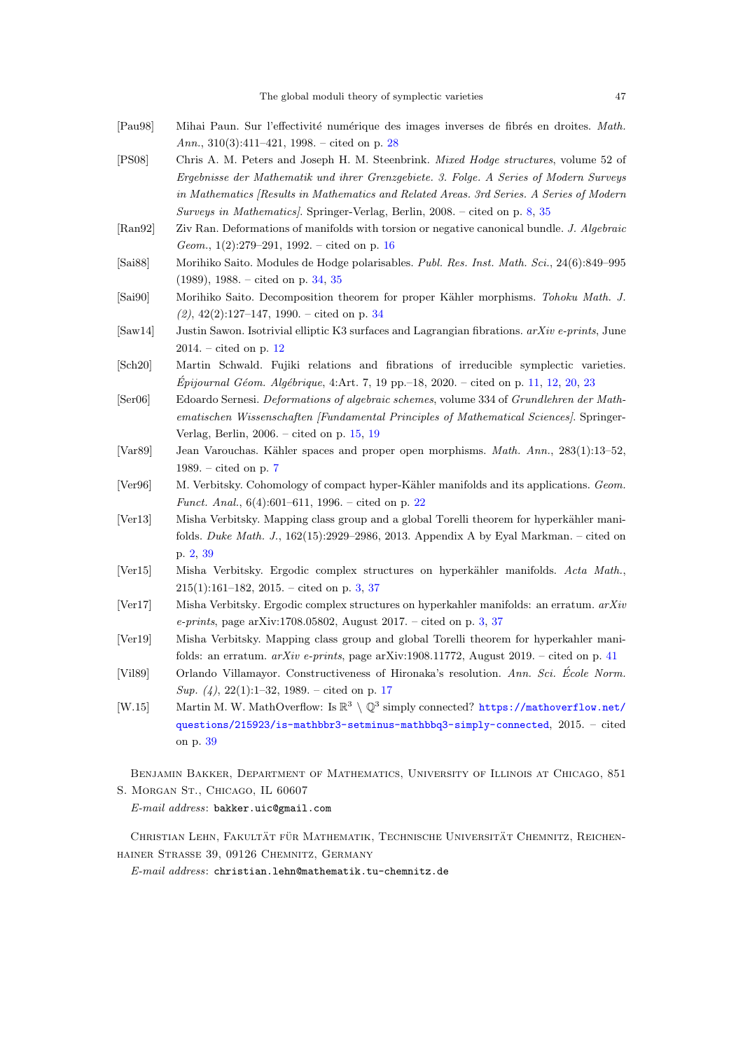[Pau98] Mihai Paun. Sur l'effectivité numérique des images inverses de fibrés en droites. *Math. Ann.*, 310(3):411–421, 1998. – cited on p. 28

[PS08] Chris A. M. Peters and Joseph H. M. Steenbrink. *Mixed Hodge structures*, volume 52 of *Ergebnisse der Mathematik und ihrer Grenzgebiete. 3. Folge. A Series of Modern Surveys in Mathematics [Results in Mathematics and Related Areas. 3rd Series. A Series of Modern Surveys in Mathematics]*. Springer-Verlag, Berlin, 2008. – cited on p. 8, 35

[Ran92] Ziv Ran. Deformations of manifolds with torsion or negative canonical bundle. *J. Algebraic Geom.*, 1(2):279–291, 1992. – cited on p. 16

[Sai88] Morihiko Saito. Modules de Hodge polarisables. *Publ. Res. Inst. Math. Sci.*, 24(6):849–995 (1989), 1988. – cited on p. 34, 35

[Sai90] Morihiko Saito. Decomposition theorem for proper Kähler morphisms. *Tohoku Math. J. (2)*, 42(2):127–147, 1990. – cited on p. 34

[Saw14] Justin Sawon. Isotrivial elliptic K3 surfaces and Lagrangian fibrations. *arXiv e-prints*, June 2014. – cited on p. 12

[Sch20] Martin Schwald. Fujiki relations and fibrations of irreducible symplectic varieties. *Épijournal Géom. Algébrique*, 4:Art. 7, 19 pp.–18, 2020. – cited on p. 11, 12, 20, 23

[Ser06] Edoardo Sernesi. *Deformations of algebraic schemes*, volume 334 of *Grundlehren der Mathematischen Wissenschaften [Fundamental Principles of Mathematical Sciences]*. Springer-Verlag, Berlin, 2006. – cited on p. 15, 19

[Var89] Jean Varouchas. Kähler spaces and proper open morphisms. *Math. Ann.*, 283(1):13–52, 1989. – cited on p. 7

[Ver96] M. Verbitsky. Cohomology of compact hyper-Kähler manifolds and its applications. *Geom. Funct. Anal.*, 6(4):601–611, 1996. – cited on p. 22

[Ver13] Misha Verbitsky. Mapping class group and a global Torelli theorem for hyperkähler manifolds. *Duke Math. J.*, 162(15):2929–2986, 2013. Appendix A by Eyal Markman. – cited on p. 2, 39

[Ver15] Misha Verbitsky. Ergodic complex structures on hyperkähler manifolds. *Acta Math.*, 215(1):161–182, 2015. – cited on p. 3, 37

[Ver17] Misha Verbitsky. Ergodic complex structures on hyperkahler manifolds: an erratum. *arXiv e-prints*, page arXiv:1708.05802, August 2017. – cited on p. 3, 37

[Ver19] Misha Verbitsky. Mapping class group and global Torelli theorem for hyperkahler manifolds: an erratum. *arXiv e-prints*, page arXiv:1908.11772, August 2019. – cited on p. 41

[Vil89] Orlando Villamayor. Constructiveness of Hironaka's resolution. *Ann. Sci. École Norm. Sup. (4)*, 22(1):1–32, 1989. – cited on p. 17

[W.15] Martin M. W. MathOverflow: Is $\mathbb{R}^3 \setminus \mathbb{Q}^3$ simply connected? https://mathoverflow.net/questions/215923/is-mathbbr3-setminus-mathbbq3-simply-connected, 2015. – cited on p. 39

Benjamin Bakker, Department of Mathematics, University of Illinois at Chicago, 851 S. Morgan St., Chicago, IL 60607

*E-mail address*: bakker.uic@gmail.com

Christian Lehn, Fakultät für Mathematik, Technische Universität Chemnitz, Reichenhainer Strasse 39, 09126 Chemnitz, Germany

*E-mail address*: christian.lehn@mathematik.tu-chemnitz.de